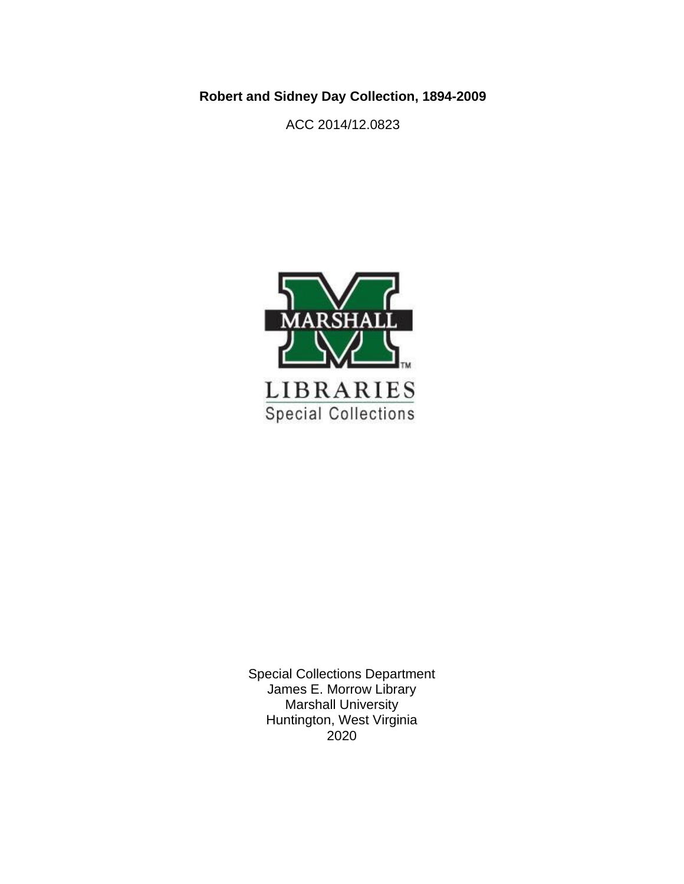**Robert and Sidney Day Collection, 1894-2009**

ACC 2014/12.0823

MARSHALL

LIBRARIES
Special Collections

Special Collections Department
James E. Morrow Library
Marshall University
Huntington, West Virginia
2020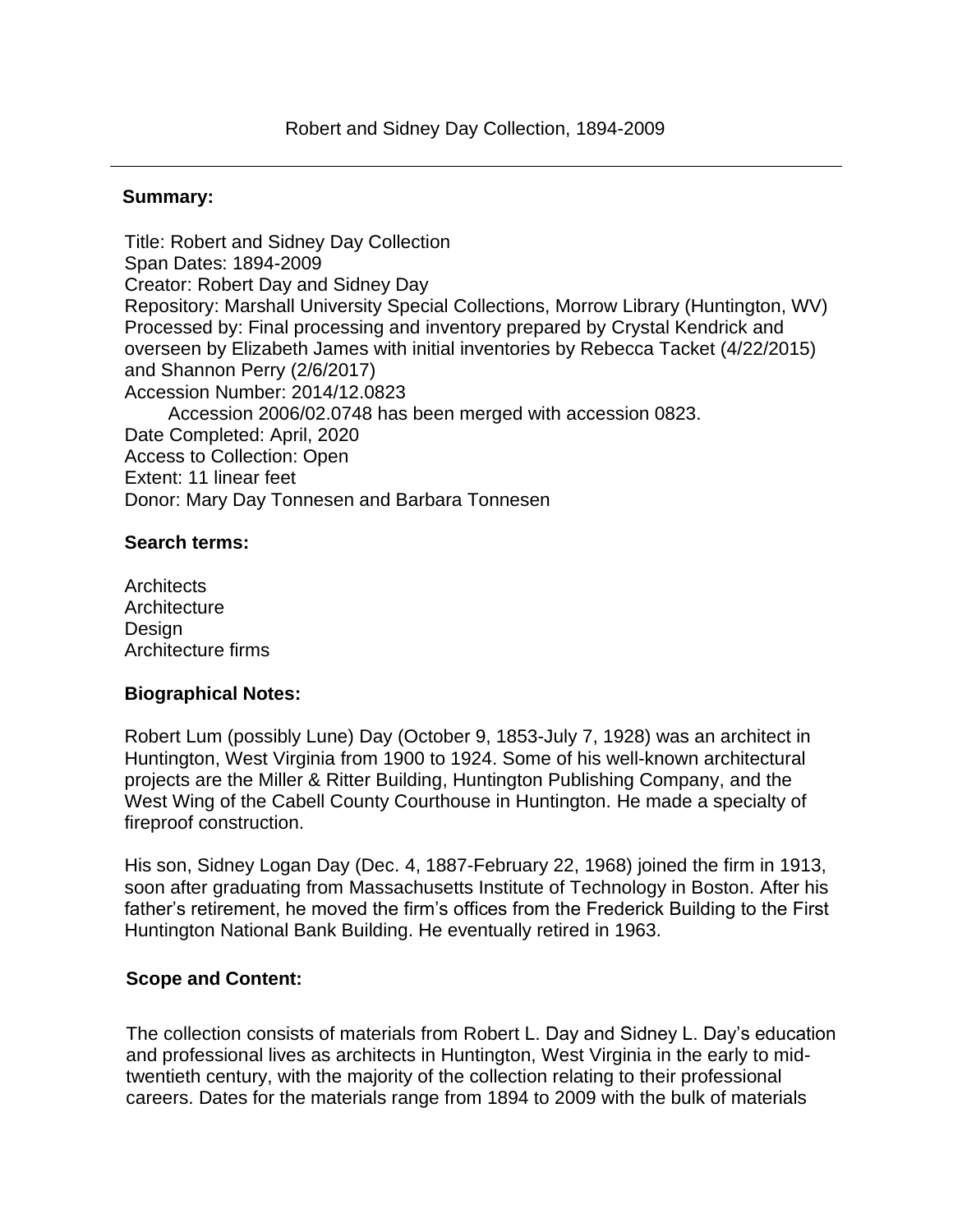Robert and Sidney Day Collection, 1894-2009

---

**Summary:**

Title: Robert and Sidney Day Collection
Span Dates: 1894-2009
Creator: Robert Day and Sidney Day
Repository: Marshall University Special Collections, Morrow Library (Huntington, WV)
Processed by: Final processing and inventory prepared by Crystal Kendrick and overseen by Elizabeth James with initial inventories by Rebecca Tacket (4/22/2015) and Shannon Perry (2/6/2017)
Accession Number: 2014/12.0823
  Accession 2006/02.0748 has been merged with accession 0823.
Date Completed: April, 2020
Access to Collection: Open
Extent: 11 linear feet
Donor: Mary Day Tonnesen and Barbara Tonnesen

**Search terms:**

Architects
Architecture
Design
Architecture firms

**Biographical Notes:**

Robert Lum (possibly Lune) Day (October 9, 1853-July 7, 1928) was an architect in Huntington, West Virginia from 1900 to 1924. Some of his well-known architectural projects are the Miller & Ritter Building, Huntington Publishing Company, and the West Wing of the Cabell County Courthouse in Huntington. He made a specialty of fireproof construction.

His son, Sidney Logan Day (Dec. 4, 1887-February 22, 1968) joined the firm in 1913, soon after graduating from Massachusetts Institute of Technology in Boston. After his father's retirement, he moved the firm's offices from the Frederick Building to the First Huntington National Bank Building. He eventually retired in 1963.

**Scope and Content:**

The collection consists of materials from Robert L. Day and Sidney L. Day's education and professional lives as architects in Huntington, West Virginia in the early to mid-twentieth century, with the majority of the collection relating to their professional careers. Dates for the materials range from 1894 to 2009 with the bulk of materials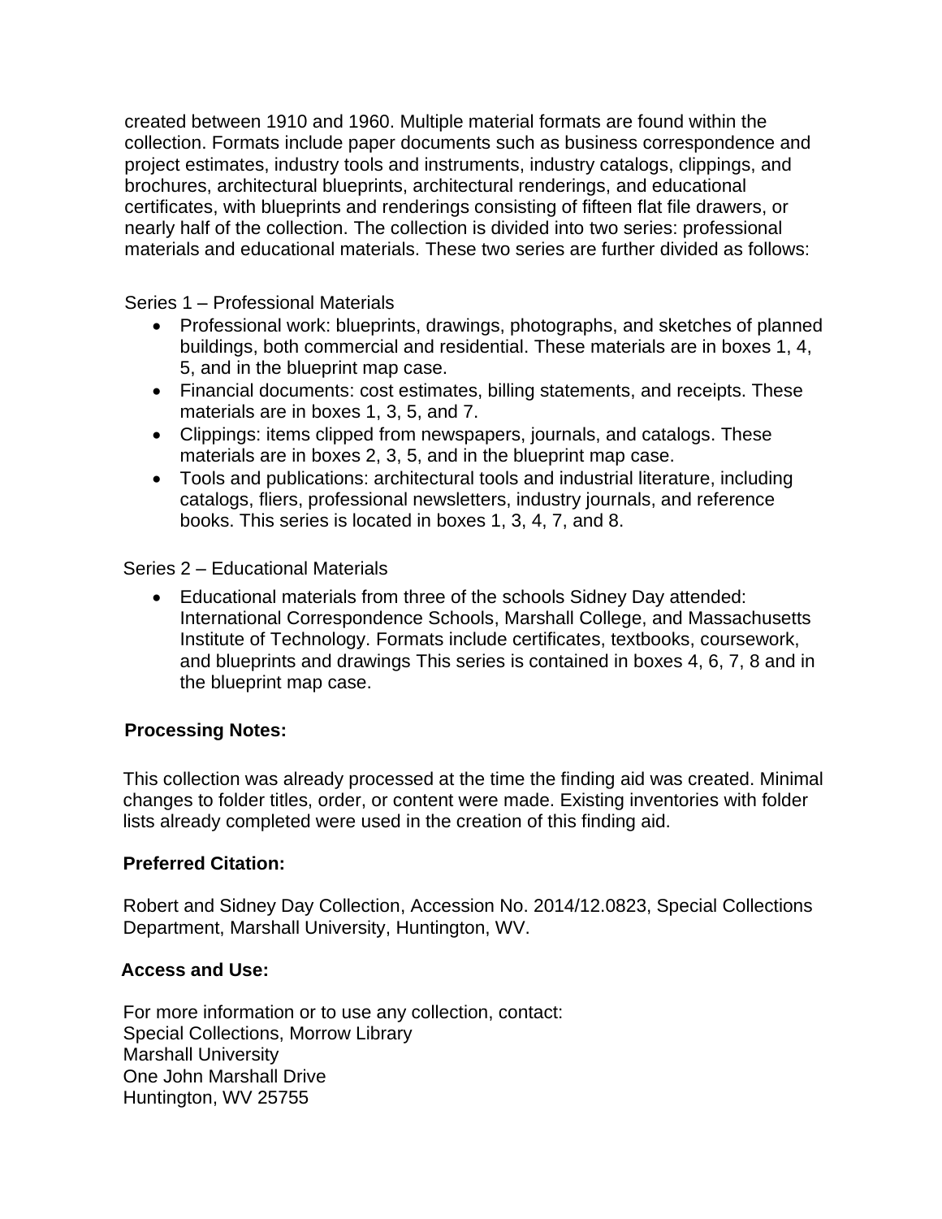created between 1910 and 1960. Multiple material formats are found within the collection. Formats include paper documents such as business correspondence and project estimates, industry tools and instruments, industry catalogs, clippings, and brochures, architectural blueprints, architectural renderings, and educational certificates, with blueprints and renderings consisting of fifteen flat file drawers, or nearly half of the collection. The collection is divided into two series: professional materials and educational materials. These two series are further divided as follows:

Series 1 – Professional Materials

- Professional work: blueprints, drawings, photographs, and sketches of planned buildings, both commercial and residential. These materials are in boxes 1, 4, 5, and in the blueprint map case.
- Financial documents: cost estimates, billing statements, and receipts. These materials are in boxes 1, 3, 5, and 7.
- Clippings: items clipped from newspapers, journals, and catalogs. These materials are in boxes 2, 3, 5, and in the blueprint map case.
- Tools and publications: architectural tools and industrial literature, including catalogs, fliers, professional newsletters, industry journals, and reference books. This series is located in boxes 1, 3, 4, 7, and 8.

Series 2 – Educational Materials

- Educational materials from three of the schools Sidney Day attended: International Correspondence Schools, Marshall College, and Massachusetts Institute of Technology. Formats include certificates, textbooks, coursework, and blueprints and drawings This series is contained in boxes 4, 6, 7, 8 and in the blueprint map case.

**Processing Notes:**

This collection was already processed at the time the finding aid was created. Minimal changes to folder titles, order, or content were made. Existing inventories with folder lists already completed were used in the creation of this finding aid.

**Preferred Citation:**

Robert and Sidney Day Collection, Accession No. 2014/12.0823, Special Collections Department, Marshall University, Huntington, WV.

**Access and Use:**

For more information or to use any collection, contact:
Special Collections, Morrow Library
Marshall University
One John Marshall Drive
Huntington, WV 25755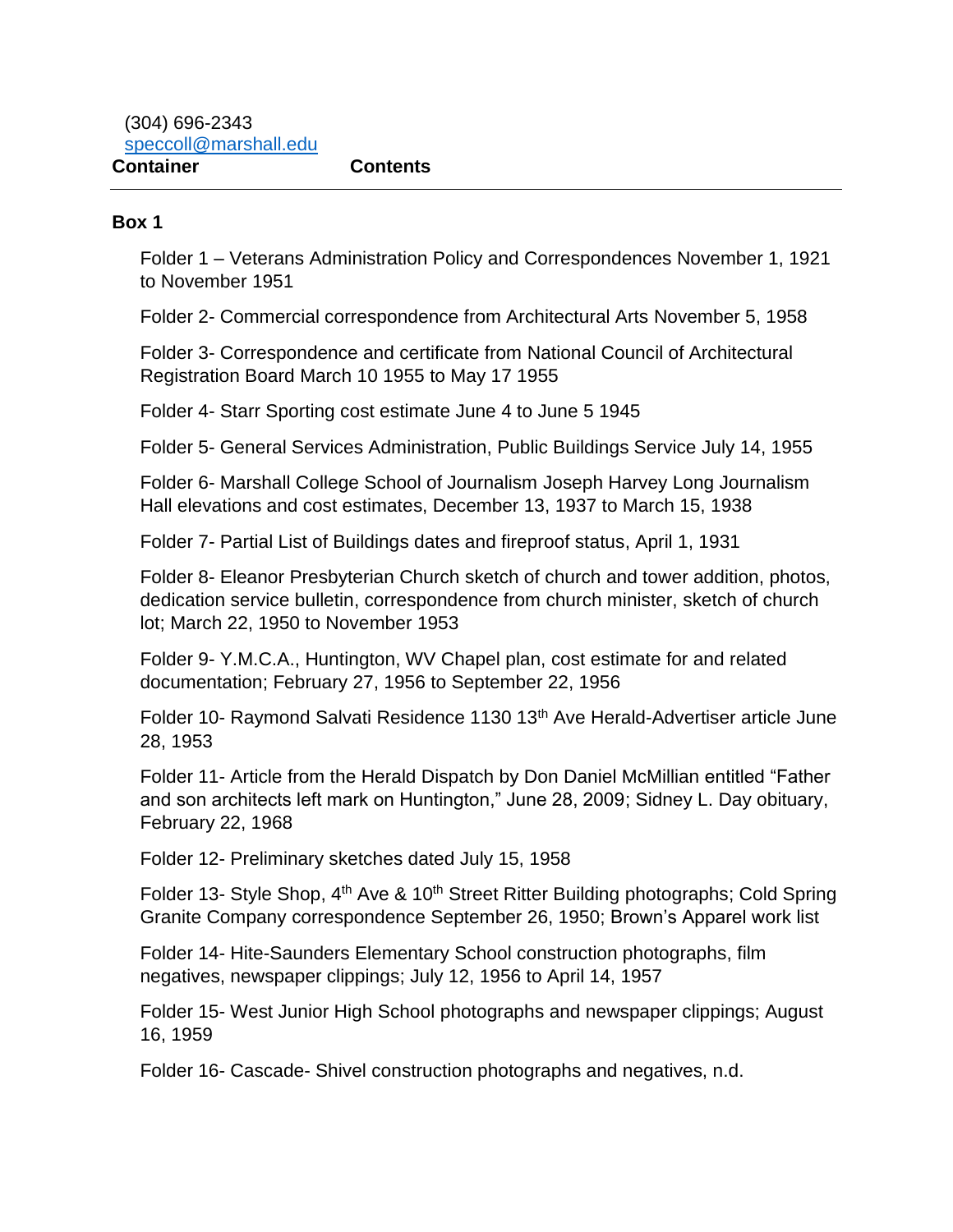(304) 696-2343
speccoll@marshall.edu

**Container** **Contents**

---

**Box 1**

Folder 1 – Veterans Administration Policy and Correspondences November 1, 1921 to November 1951

Folder 2- Commercial correspondence from Architectural Arts November 5, 1958

Folder 3- Correspondence and certificate from National Council of Architectural Registration Board March 10 1955 to May 17 1955

Folder 4- Starr Sporting cost estimate June 4 to June 5 1945

Folder 5- General Services Administration, Public Buildings Service July 14, 1955

Folder 6- Marshall College School of Journalism Joseph Harvey Long Journalism Hall elevations and cost estimates, December 13, 1937 to March 15, 1938

Folder 7- Partial List of Buildings dates and fireproof status, April 1, 1931

Folder 8- Eleanor Presbyterian Church sketch of church and tower addition, photos, dedication service bulletin, correspondence from church minister, sketch of church lot; March 22, 1950 to November 1953

Folder 9- Y.M.C.A., Huntington, WV Chapel plan, cost estimate for and related documentation; February 27, 1956 to September 22, 1956

Folder 10- Raymond Salvati Residence 1130 13th Ave Herald-Advertiser article June 28, 1953

Folder 11- Article from the Herald Dispatch by Don Daniel McMillian entitled "Father and son architects left mark on Huntington," June 28, 2009; Sidney L. Day obituary, February 22, 1968

Folder 12- Preliminary sketches dated July 15, 1958

Folder 13- Style Shop, 4th Ave & 10th Street Ritter Building photographs; Cold Spring Granite Company correspondence September 26, 1950; Brown's Apparel work list

Folder 14- Hite-Saunders Elementary School construction photographs, film negatives, newspaper clippings; July 12, 1956 to April 14, 1957

Folder 15- West Junior High School photographs and newspaper clippings; August 16, 1959

Folder 16- Cascade- Shivel construction photographs and negatives, n.d.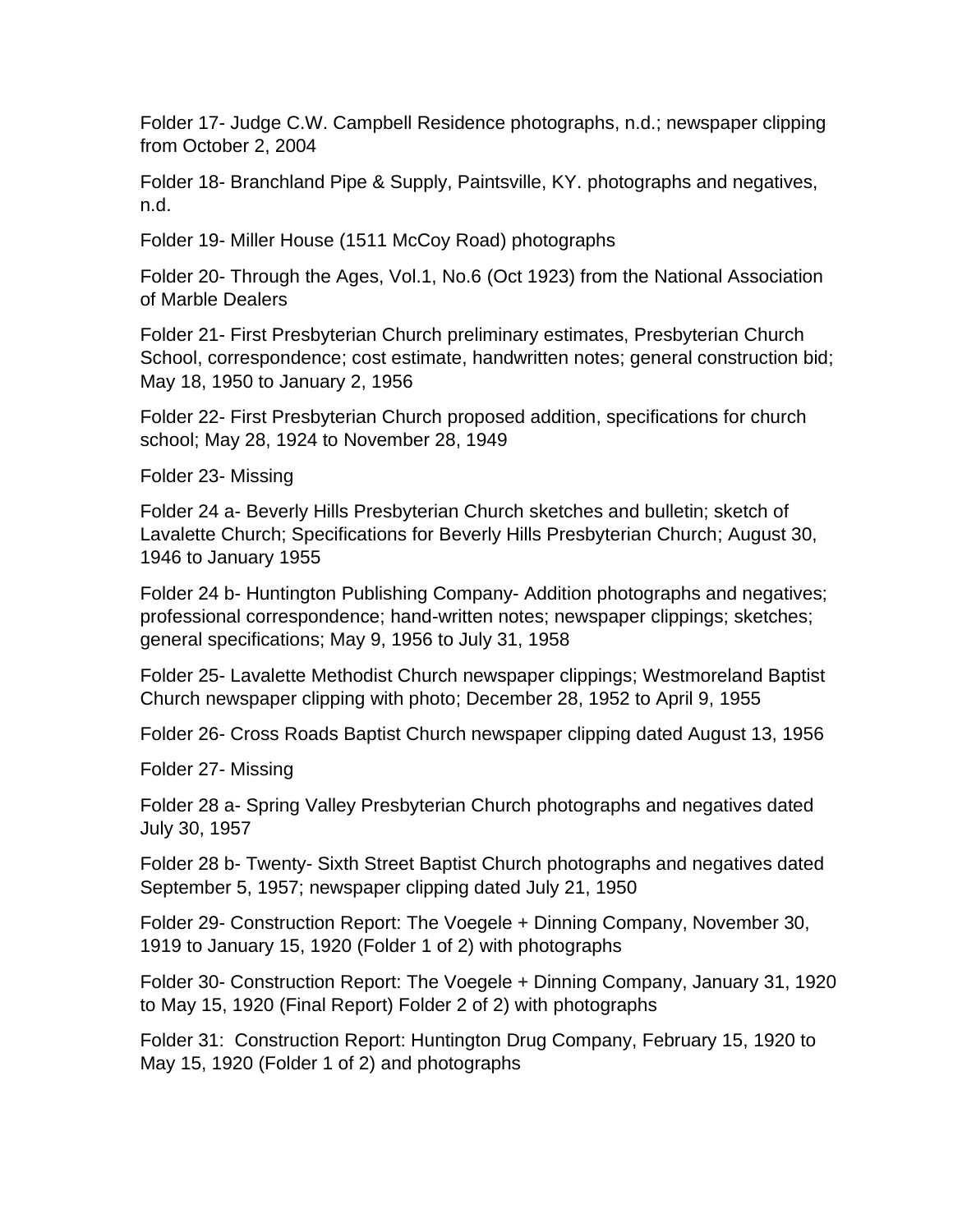Folder 17- Judge C.W. Campbell Residence photographs, n.d.; newspaper clipping from October 2, 2004

Folder 18- Branchland Pipe & Supply, Paintsville, KY. photographs and negatives, n.d.

Folder 19- Miller House (1511 McCoy Road) photographs

Folder 20- Through the Ages, Vol.1, No.6 (Oct 1923) from the National Association of Marble Dealers

Folder 21- First Presbyterian Church preliminary estimates, Presbyterian Church School, correspondence; cost estimate, handwritten notes; general construction bid; May 18, 1950 to January 2, 1956

Folder 22- First Presbyterian Church proposed addition, specifications for church school; May 28, 1924 to November 28, 1949

Folder 23- Missing

Folder 24 a- Beverly Hills Presbyterian Church sketches and bulletin; sketch of Lavalette Church; Specifications for Beverly Hills Presbyterian Church; August 30, 1946 to January 1955

Folder 24 b- Huntington Publishing Company- Addition photographs and negatives; professional correspondence; hand-written notes; newspaper clippings; sketches; general specifications; May 9, 1956 to July 31, 1958

Folder 25- Lavalette Methodist Church newspaper clippings; Westmoreland Baptist Church newspaper clipping with photo; December 28, 1952 to April 9, 1955

Folder 26- Cross Roads Baptist Church newspaper clipping dated August 13, 1956

Folder 27- Missing

Folder 28 a- Spring Valley Presbyterian Church photographs and negatives dated July 30, 1957

Folder 28 b- Twenty- Sixth Street Baptist Church photographs and negatives dated September 5, 1957; newspaper clipping dated July 21, 1950

Folder 29- Construction Report: The Voegele + Dinning Company, November 30, 1919 to January 15, 1920 (Folder 1 of 2) with photographs

Folder 30- Construction Report: The Voegele + Dinning Company, January 31, 1920 to May 15, 1920 (Final Report) Folder 2 of 2) with photographs

Folder 31: Construction Report: Huntington Drug Company, February 15, 1920 to May 15, 1920 (Folder 1 of 2) and photographs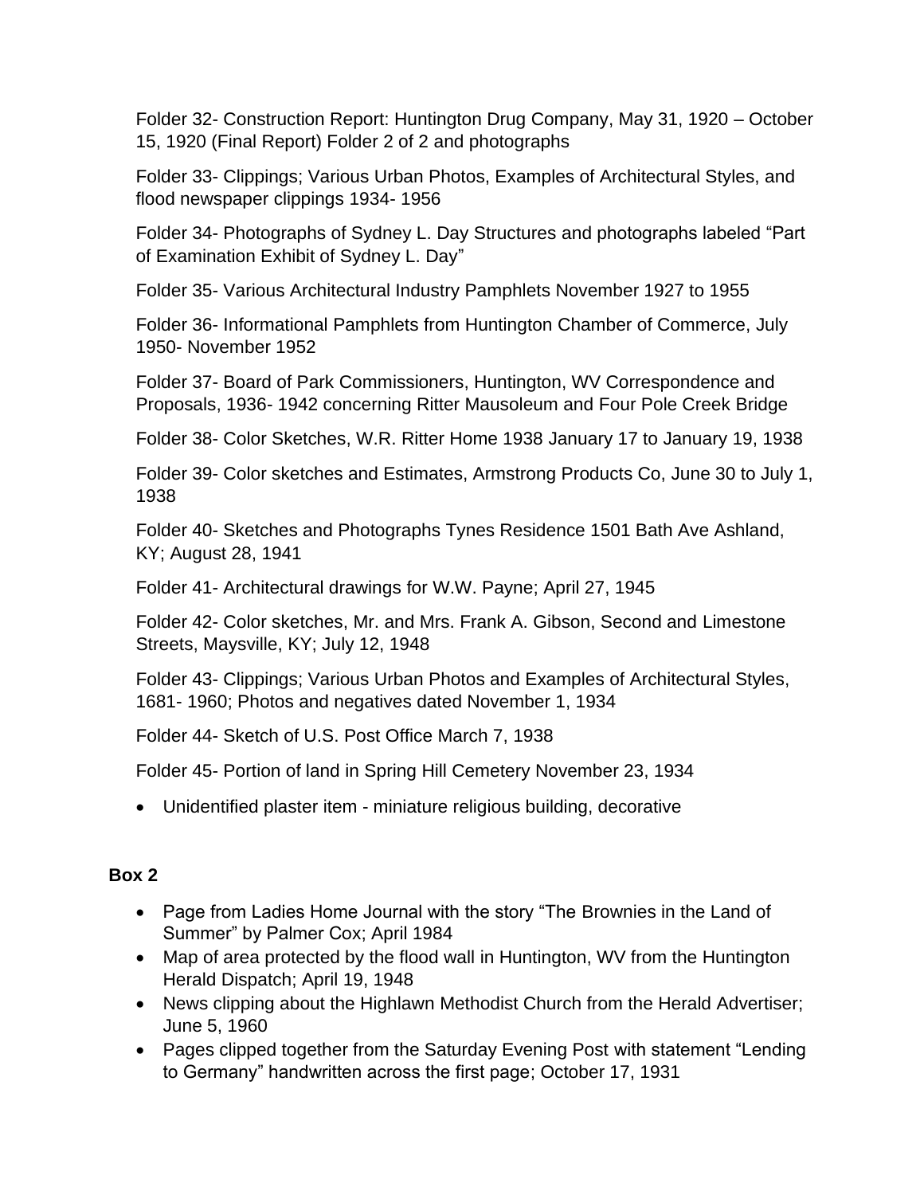Folder 32- Construction Report: Huntington Drug Company, May 31, 1920 – October 15, 1920 (Final Report) Folder 2 of 2 and photographs

Folder 33- Clippings; Various Urban Photos, Examples of Architectural Styles, and flood newspaper clippings 1934- 1956

Folder 34- Photographs of Sydney L. Day Structures and photographs labeled "Part of Examination Exhibit of Sydney L. Day"

Folder 35- Various Architectural Industry Pamphlets November 1927 to 1955

Folder 36- Informational Pamphlets from Huntington Chamber of Commerce, July 1950- November 1952

Folder 37- Board of Park Commissioners, Huntington, WV Correspondence and Proposals, 1936- 1942 concerning Ritter Mausoleum and Four Pole Creek Bridge

Folder 38- Color Sketches, W.R. Ritter Home 1938 January 17 to January 19, 1938

Folder 39- Color sketches and Estimates, Armstrong Products Co, June 30 to July 1, 1938

Folder 40- Sketches and Photographs Tynes Residence 1501 Bath Ave Ashland, KY; August 28, 1941

Folder 41- Architectural drawings for W.W. Payne; April 27, 1945

Folder 42- Color sketches, Mr. and Mrs. Frank A. Gibson, Second and Limestone Streets, Maysville, KY; July 12, 1948

Folder 43- Clippings; Various Urban Photos and Examples of Architectural Styles, 1681- 1960; Photos and negatives dated November 1, 1934

Folder 44- Sketch of U.S. Post Office March 7, 1938

Folder 45- Portion of land in Spring Hill Cemetery November 23, 1934

- Unidentified plaster item - miniature religious building, decorative

### Box 2

- Page from Ladies Home Journal with the story "The Brownies in the Land of Summer" by Palmer Cox; April 1984
- Map of area protected by the flood wall in Huntington, WV from the Huntington Herald Dispatch; April 19, 1948
- News clipping about the Highlawn Methodist Church from the Herald Advertiser; June 5, 1960
- Pages clipped together from the Saturday Evening Post with statement "Lending to Germany" handwritten across the first page; October 17, 1931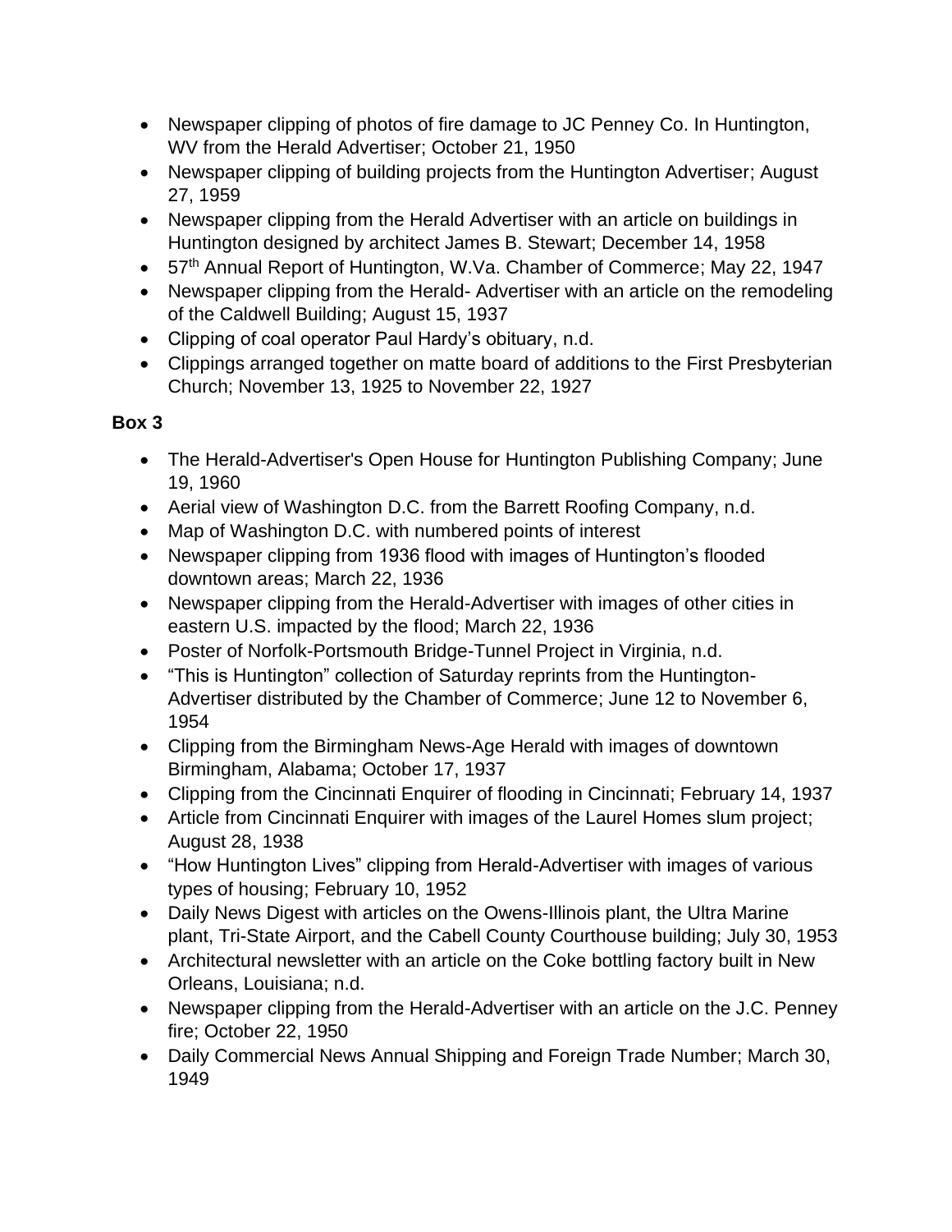- Newspaper clipping of photos of fire damage to JC Penney Co. In Huntington, WV from the Herald Advertiser; October 21, 1950
- Newspaper clipping of building projects from the Huntington Advertiser; August 27, 1959
- Newspaper clipping from the Herald Advertiser with an article on buildings in Huntington designed by architect James B. Stewart; December 14, 1958
- 57th Annual Report of Huntington, W.Va. Chamber of Commerce; May 22, 1947
- Newspaper clipping from the Herald- Advertiser with an article on the remodeling of the Caldwell Building; August 15, 1937
- Clipping of coal operator Paul Hardy's obituary, n.d.
- Clippings arranged together on matte board of additions to the First Presbyterian Church; November 13, 1925 to November 22, 1927

**Box 3**

- The Herald-Advertiser's Open House for Huntington Publishing Company; June 19, 1960
- Aerial view of Washington D.C. from the Barrett Roofing Company, n.d.
- Map of Washington D.C. with numbered points of interest
- Newspaper clipping from 1936 flood with images of Huntington's flooded downtown areas; March 22, 1936
- Newspaper clipping from the Herald-Advertiser with images of other cities in eastern U.S. impacted by the flood; March 22, 1936
- Poster of Norfolk-Portsmouth Bridge-Tunnel Project in Virginia, n.d.
- "This is Huntington" collection of Saturday reprints from the Huntington-Advertiser distributed by the Chamber of Commerce; June 12 to November 6, 1954
- Clipping from the Birmingham News-Age Herald with images of downtown Birmingham, Alabama; October 17, 1937
- Clipping from the Cincinnati Enquirer of flooding in Cincinnati; February 14, 1937
- Article from Cincinnati Enquirer with images of the Laurel Homes slum project; August 28, 1938
- "How Huntington Lives" clipping from Herald-Advertiser with images of various types of housing; February 10, 1952
- Daily News Digest with articles on the Owens-Illinois plant, the Ultra Marine plant, Tri-State Airport, and the Cabell County Courthouse building; July 30, 1953
- Architectural newsletter with an article on the Coke bottling factory built in New Orleans, Louisiana; n.d.
- Newspaper clipping from the Herald-Advertiser with an article on the J.C. Penney fire; October 22, 1950
- Daily Commercial News Annual Shipping and Foreign Trade Number; March 30, 1949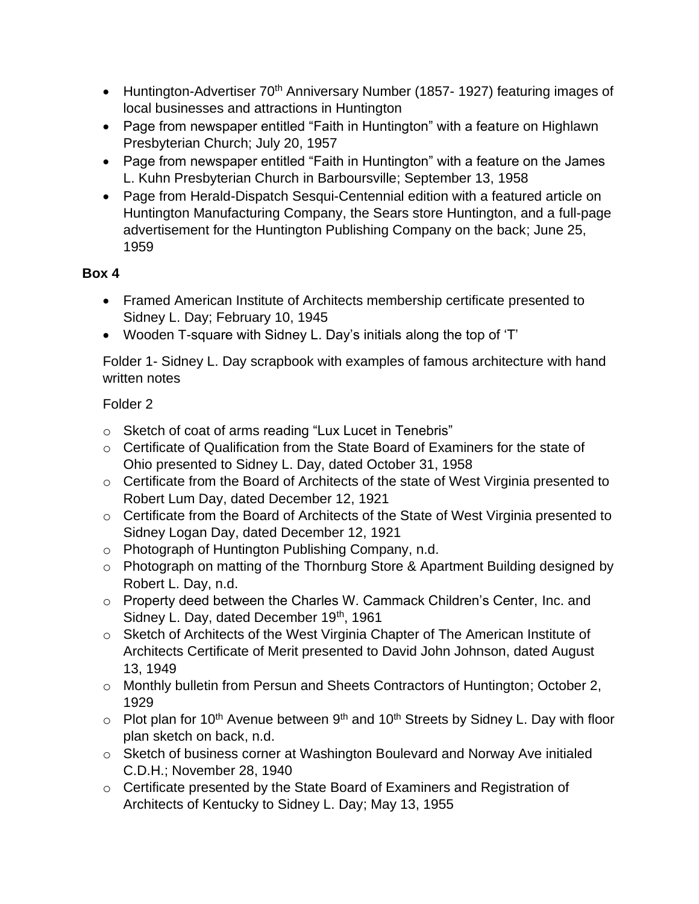- Huntington-Advertiser 70th Anniversary Number (1857- 1927) featuring images of local businesses and attractions in Huntington
- Page from newspaper entitled "Faith in Huntington" with a feature on Highlawn Presbyterian Church; July 20, 1957
- Page from newspaper entitled "Faith in Huntington" with a feature on the James L. Kuhn Presbyterian Church in Barboursville; September 13, 1958
- Page from Herald-Dispatch Sesqui-Centennial edition with a featured article on Huntington Manufacturing Company, the Sears store Huntington, and a full-page advertisement for the Huntington Publishing Company on the back; June 25, 1959

**Box 4**

- Framed American Institute of Architects membership certificate presented to Sidney L. Day; February 10, 1945
- Wooden T-square with Sidney L. Day's initials along the top of 'T'

Folder 1- Sidney L. Day scrapbook with examples of famous architecture with hand written notes

Folder 2

- Sketch of coat of arms reading "Lux Lucet in Tenebris"
- Certificate of Qualification from the State Board of Examiners for the state of Ohio presented to Sidney L. Day, dated October 31, 1958
- Certificate from the Board of Architects of the state of West Virginia presented to Robert Lum Day, dated December 12, 1921
- Certificate from the Board of Architects of the State of West Virginia presented to Sidney Logan Day, dated December 12, 1921
- Photograph of Huntington Publishing Company, n.d.
- Photograph on matting of the Thornburg Store & Apartment Building designed by Robert L. Day, n.d.
- Property deed between the Charles W. Cammack Children's Center, Inc. and Sidney L. Day, dated December 19th, 1961
- Sketch of Architects of the West Virginia Chapter of The American Institute of Architects Certificate of Merit presented to David John Johnson, dated August 13, 1949
- Monthly bulletin from Persun and Sheets Contractors of Huntington; October 2, 1929
- Plot plan for 10th Avenue between 9th and 10th Streets by Sidney L. Day with floor plan sketch on back, n.d.
- Sketch of business corner at Washington Boulevard and Norway Ave initialed C.D.H.; November 28, 1940
- Certificate presented by the State Board of Examiners and Registration of Architects of Kentucky to Sidney L. Day; May 13, 1955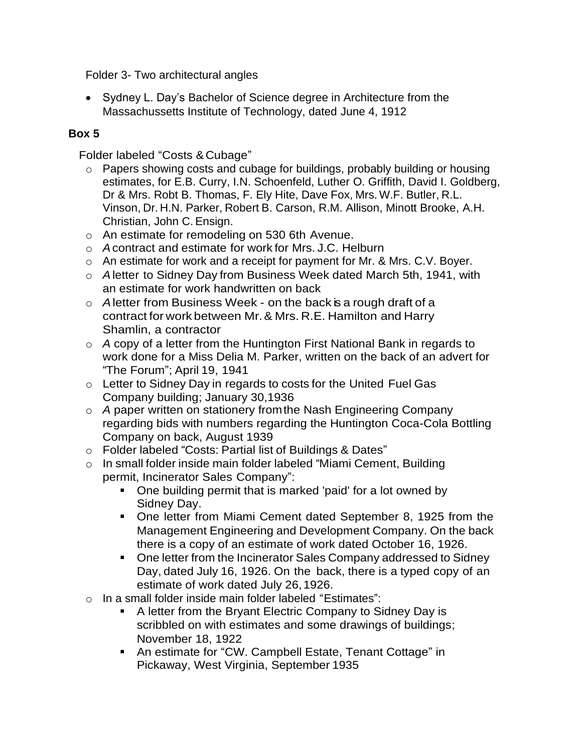Folder 3- Two architectural angles

- Sydney L. Day's Bachelor of Science degree in Architecture from the Massachussetts Institute of Technology, dated June 4, 1912

**Box 5**

Folder labeled "Costs & Cubage"

- Papers showing costs and cubage for buildings, probably building or housing estimates, for E.B. Curry, I.N. Schoenfeld, Luther O. Griffith, David I. Goldberg, Dr & Mrs. Robt B. Thomas, F. Ely Hite, Dave Fox, Mrs. W.F. Butler, R.L. Vinson, Dr. H.N. Parker, Robert B. Carson, R.M. Allison, Minott Brooke, A.H. Christian, John C. Ensign.
- An estimate for remodeling on 530 6th Avenue.
- *A* contract and estimate for work for Mrs. J.C. Helburn
- An estimate for work and a receipt for payment for Mr. & Mrs. C.V. Boyer.
- *A* letter to Sidney Day from Business Week dated March 5th, 1941, with an estimate for work handwritten on back
- *A* letter from Business Week - on the back is a rough draft of a contract for work between Mr. & Mrs. R.E. Hamilton and Harry Shamlin, a contractor
- *A* copy of a letter from the Huntington First National Bank in regards to work done for a Miss Delia M. Parker, written on the back of an advert for "The Forum"; April 19, 1941
- Letter to Sidney Day in regards to costs for the United Fuel Gas Company building; January 30,1936
- *A* paper written on stationery from the Nash Engineering Company regarding bids with numbers regarding the Huntington Coca-Cola Bottling Company on back, August 1939
- Folder labeled "Costs: Partial list of Buildings & Dates"
- In small folder inside main folder labeled "Miami Cement, Building permit, Incinerator Sales Company":
  - One building permit that is marked 'paid' for a lot owned by Sidney Day.
  - One letter from Miami Cement dated September 8, 1925 from the Management Engineering and Development Company. On the back there is a copy of an estimate of work dated October 16, 1926.
  - One letter from the Incinerator Sales Company addressed to Sidney Day, dated July 16, 1926. On the back, there is a typed copy of an estimate of work dated July 26, 1926.
- In a small folder inside main folder labeled "Estimates":
  - A letter from the Bryant Electric Company to Sidney Day is scribbled on with estimates and some drawings of buildings; November 18, 1922
  - An estimate for "CW. Campbell Estate, Tenant Cottage" in Pickaway, West Virginia, September 1935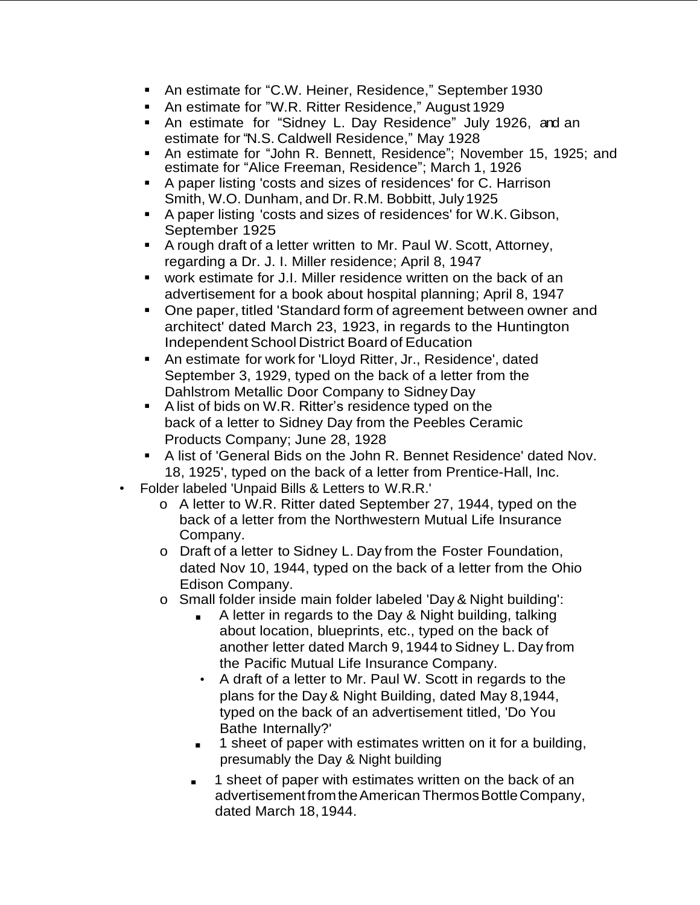- An estimate for "C.W. Heiner, Residence," September 1930
    - An estimate for "W.R. Ritter Residence," August 1929
    - An estimate for "Sidney L. Day Residence" July 1926, and an estimate for "N.S. Caldwell Residence," May 1928
    - An estimate for "John R. Bennett, Residence"; November 15, 1925; and estimate for "Alice Freeman, Residence"; March 1, 1926
    - A paper listing 'costs and sizes of residences' for C. Harrison Smith, W.O. Dunham, and Dr. R.M. Bobbitt, July 1925
    - A paper listing 'costs and sizes of residences' for W.K. Gibson, September 1925
    - A rough draft of a letter written to Mr. Paul W. Scott, Attorney, regarding a Dr. J. I. Miller residence; April 8, 1947
    - work estimate for J.I. Miller residence written on the back of an advertisement for a book about hospital planning; April 8, 1947
    - One paper, titled 'Standard form of agreement between owner and architect' dated March 23, 1923, in regards to the Huntington Independent School District Board of Education
    - An estimate for work for 'Lloyd Ritter, Jr., Residence', dated September 3, 1929, typed on the back of a letter from the Dahlstrom Metallic Door Company to Sidney Day
    - A list of bids on W.R. Ritter's residence typed on the back of a letter to Sidney Day from the Peebles Ceramic Products Company; June 28, 1928
    - A list of 'General Bids on the John R. Bennet Residence' dated Nov. 18, 1925', typed on the back of a letter from Prentice-Hall, Inc.
- Folder labeled 'Unpaid Bills & Letters to W.R.R.'
    - A letter to W.R. Ritter dated September 27, 1944, typed on the back of a letter from the Northwestern Mutual Life Insurance Company.
    - Draft of a letter to Sidney L. Day from the Foster Foundation, dated Nov 10, 1944, typed on the back of a letter from the Ohio Edison Company.
    - Small folder inside main folder labeled 'Day & Night building':
        - A letter in regards to the Day & Night building, talking about location, blueprints, etc., typed on the back of another letter dated March 9, 1944 to Sidney L. Day from the Pacific Mutual Life Insurance Company.
        - A draft of a letter to Mr. Paul W. Scott in regards to the plans for the Day & Night Building, dated May 8,1944, typed on the back of an advertisement titled, 'Do You Bathe Internally?'
        - 1 sheet of paper with estimates written on it for a building, presumably the Day & Night building
        - 1 sheet of paper with estimates written on the back of an advertisement from the American Thermos Bottle Company, dated March 18, 1944.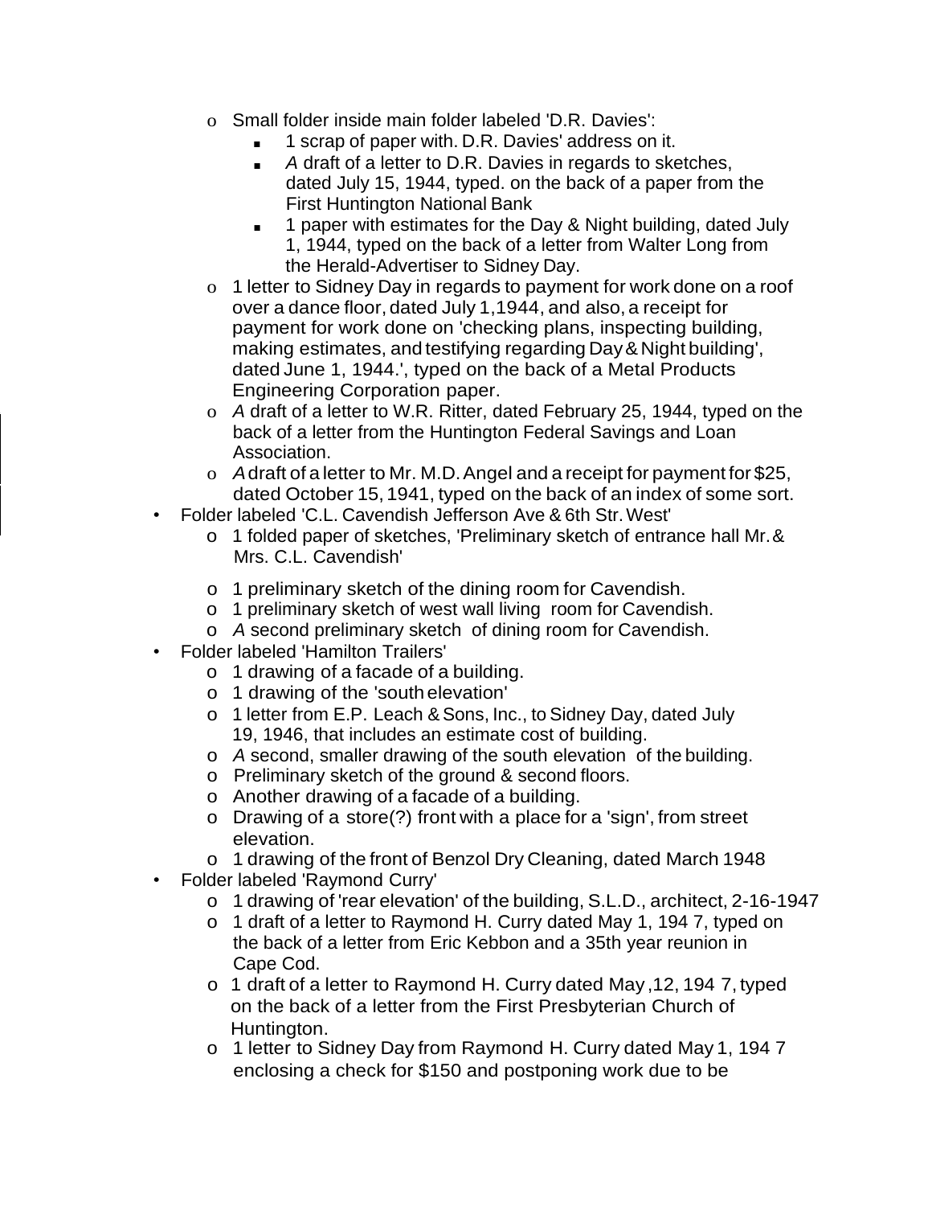- Small folder inside main folder labeled 'D.R. Davies':
    - 1 scrap of paper with. D.R. Davies' address on it.
    - *A* draft of a letter to D.R. Davies in regards to sketches, dated July 15, 1944, typed. on the back of a paper from the First Huntington National Bank
    - 1 paper with estimates for the Day & Night building, dated July 1, 1944, typed on the back of a letter from Walter Long from the Herald-Advertiser to Sidney Day.
  - 1 letter to Sidney Day in regards to payment for work done on a roof over a dance floor, dated July 1,1944, and also, a receipt for payment for work done on 'checking plans, inspecting building, making estimates, and testifying regarding Day & Night building', dated June 1, 1944.', typed on the back of a Metal Products Engineering Corporation paper.
  - *A* draft of a letter to W.R. Ritter, dated February 25, 1944, typed on the back of a letter from the Huntington Federal Savings and Loan Association.
  - *A* draft of a letter to Mr. M.D. Angel and a receipt for payment for $25, dated October 15, 1941, typed on the back of an index of some sort.
- Folder labeled 'C.L. Cavendish Jefferson Ave & 6th Str. West'
  - 1 folded paper of sketches, 'Preliminary sketch of entrance hall Mr. & Mrs. C.L. Cavendish'
  - 1 preliminary sketch of the dining room for Cavendish.
  - 1 preliminary sketch of west wall living room for Cavendish.
  - *A* second preliminary sketch of dining room for Cavendish.
- Folder labeled 'Hamilton Trailers'
  - 1 drawing of a facade of a building.
  - 1 drawing of the 'south elevation'
  - 1 letter from E.P. Leach & Sons, Inc., to Sidney Day, dated July 19, 1946, that includes an estimate cost of building.
  - *A* second, smaller drawing of the south elevation of the building.
  - Preliminary sketch of the ground & second floors.
  - Another drawing of a facade of a building.
  - Drawing of a store(?) front with a place for a 'sign', from street elevation.
  - 1 drawing of the front of Benzol Dry Cleaning, dated March 1948
- Folder labeled 'Raymond Curry'
  - 1 drawing of 'rear elevation' of the building, S.L.D., architect, 2-16-1947
  - 1 draft of a letter to Raymond H. Curry dated May 1, 194 7, typed on the back of a letter from Eric Kebbon and a 35th year reunion in Cape Cod.
  - 1 draft of a letter to Raymond H. Curry dated May ,12, 194 7, typed on the back of a letter from the First Presbyterian Church of Huntington.
  - 1 letter to Sidney Day from Raymond H. Curry dated May 1, 194 7 enclosing a check for $150 and postponing work due to be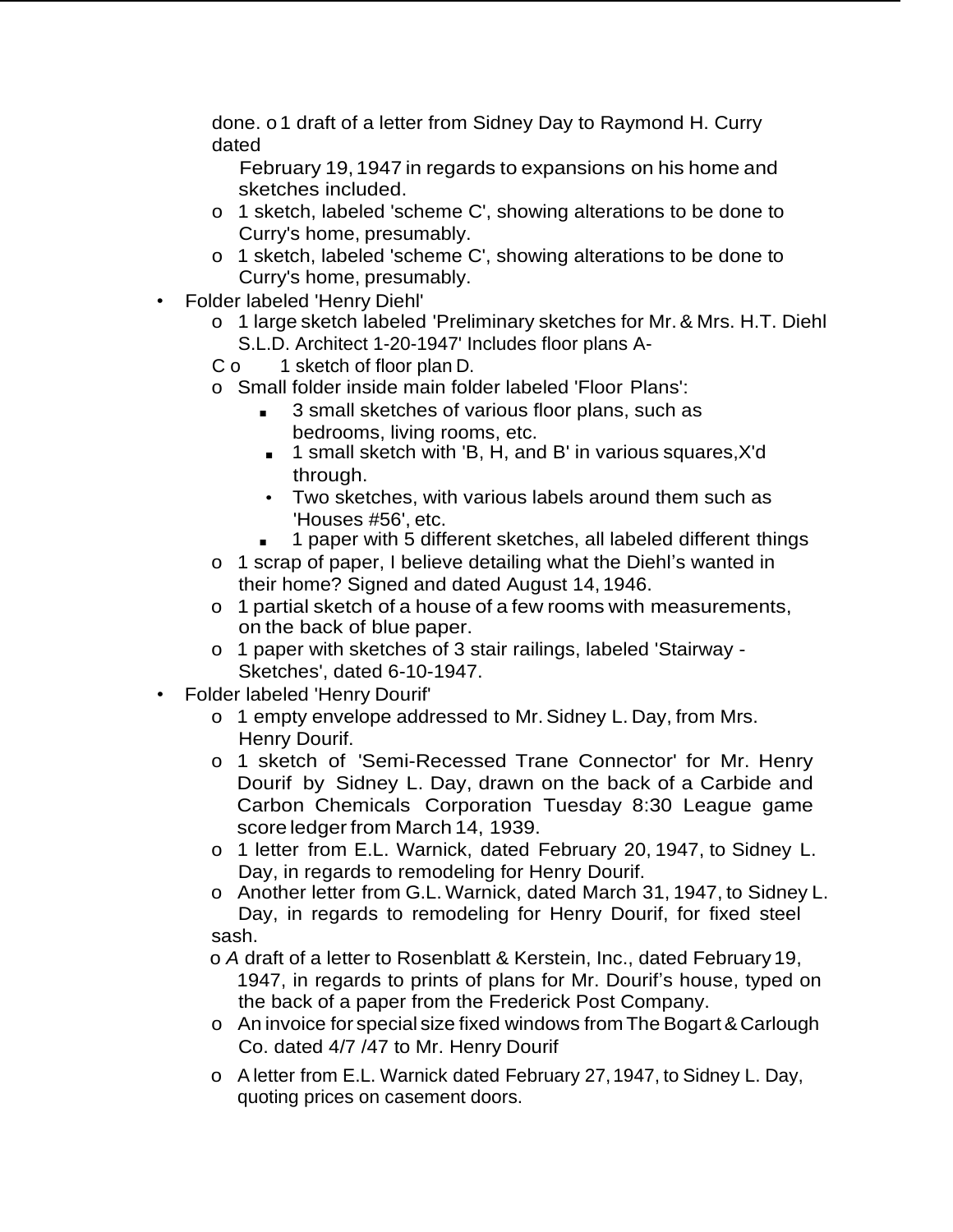done.
  - 1 draft of a letter from Sidney Day to Raymond H. Curry dated February 19, 1947 in regards to expansions on his home and sketches included.
  - 1 sketch, labeled 'scheme C', showing alterations to be done to Curry's home, presumably.
  - 1 sketch, labeled 'scheme C', showing alterations to be done to Curry's home, presumably.
- Folder labeled 'Henry Diehl'
  - 1 large sketch labeled 'Preliminary sketches for Mr. & Mrs. H.T. Diehl S.L.D. Architect 1-20-1947' Includes floor plans A-C
  - 1 sketch of floor plan D.
  - Small folder inside main folder labeled 'Floor Plans':
    - 3 small sketches of various floor plans, such as bedrooms, living rooms, etc.
    - 1 small sketch with 'B, H, and B' in various squares, X'd through.
    - Two sketches, with various labels around them such as 'Houses #56', etc.
    - 1 paper with 5 different sketches, all labeled different things
  - 1 scrap of paper, I believe detailing what the Diehl's wanted in their home? Signed and dated August 14, 1946.
  - 1 partial sketch of a house of a few rooms with measurements, on the back of blue paper.
  - 1 paper with sketches of 3 stair railings, labeled 'Stairway - Sketches', dated 6-10-1947.
- Folder labeled 'Henry Dourif'
  - 1 empty envelope addressed to Mr. Sidney L. Day, from Mrs. Henry Dourif.
  - 1 sketch of 'Semi-Recessed Trane Connector' for Mr. Henry Dourif by Sidney L. Day, drawn on the back of a Carbide and Carbon Chemicals Corporation Tuesday 8:30 League game score ledger from March 14, 1939.
  - 1 letter from E.L. Warnick, dated February 20, 1947, to Sidney L. Day, in regards to remodeling for Henry Dourif.
  - Another letter from G.L. Warnick, dated March 31, 1947, to Sidney L. Day, in regards to remodeling for Henry Dourif, for fixed steel sash.
  - *A* draft of a letter to Rosenblatt & Kerstein, Inc., dated February 19, 1947, in regards to prints of plans for Mr. Dourif's house, typed on the back of a paper from the Frederick Post Company.
  - An invoice for special size fixed windows from The Bogart & Carlough Co. dated 4/7 /47 to Mr. Henry Dourif
  - A letter from E.L. Warnick dated February 27, 1947, to Sidney L. Day, quoting prices on casement doors.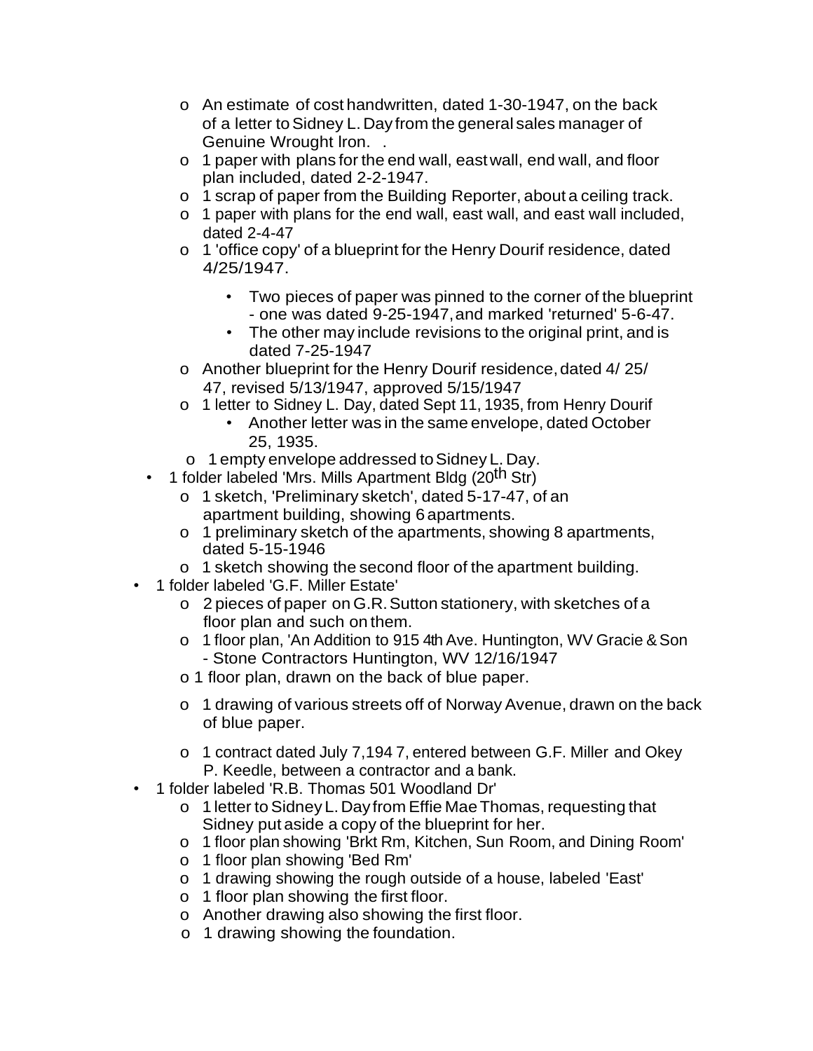- An estimate of cost handwritten, dated 1-30-1947, on the back of a letter to Sidney L. Day from the general sales manager of Genuine Wrought Iron. .
  - 1 paper with plans for the end wall, east wall, end wall, and floor plan included, dated 2-2-1947.
  - 1 scrap of paper from the Building Reporter, about a ceiling track.
  - 1 paper with plans for the end wall, east wall, and east wall included, dated 2-4-47
  - 1 'office copy' of a blueprint for the Henry Dourif residence, dated 4/25/1947.
    - Two pieces of paper was pinned to the corner of the blueprint - one was dated 9-25-1947, and marked 'returned' 5-6-47.
    - The other may include revisions to the original print, and is dated 7-25-1947
  - Another blueprint for the Henry Dourif residence, dated 4/ 25/ 47, revised 5/13/1947, approved 5/15/1947
  - 1 letter to Sidney L. Day, dated Sept 11, 1935, from Henry Dourif
    - Another letter was in the same envelope, dated October 25, 1935.
  - 1 empty envelope addressed to Sidney L. Day.
- 1 folder labeled 'Mrs. Mills Apartment Bldg (20th Str)
  - 1 sketch, 'Preliminary sketch', dated 5-17-47, of an apartment building, showing 6 apartments.
  - 1 preliminary sketch of the apartments, showing 8 apartments, dated 5-15-1946
  - 1 sketch showing the second floor of the apartment building.
- 1 folder labeled 'G.F. Miller Estate'
  - 2 pieces of paper on G.R. Sutton stationery, with sketches of a floor plan and such on them.
  - 1 floor plan, 'An Addition to 915 4th Ave. Huntington, WV Gracie & Son - Stone Contractors Huntington, WV 12/16/1947
  - 1 floor plan, drawn on the back of blue paper.
  - 1 drawing of various streets off of Norway Avenue, drawn on the back of blue paper.
  - 1 contract dated July 7,194 7, entered between G.F. Miller and Okey P. Keedle, between a contractor and a bank.
- 1 folder labeled 'R.B. Thomas 501 Woodland Dr'
  - 1 letter to Sidney L. Day from Effie Mae Thomas, requesting that Sidney put aside a copy of the blueprint for her.
  - 1 floor plan showing 'Brkt Rm, Kitchen, Sun Room, and Dining Room'
  - 1 floor plan showing 'Bed Rm'
  - 1 drawing showing the rough outside of a house, labeled 'East'
  - 1 floor plan showing the first floor.
  - Another drawing also showing the first floor.
  - 1 drawing showing the foundation.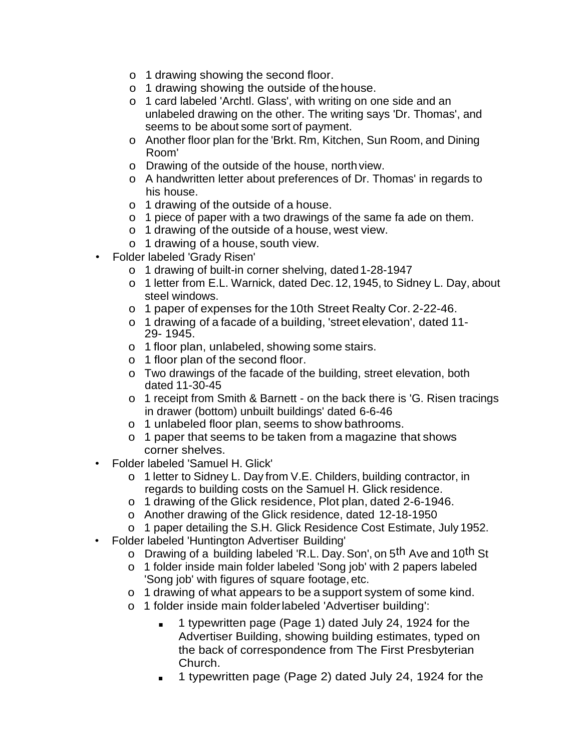- 1 drawing showing the second floor.
  - 1 drawing showing the outside of the house.
  - 1 card labeled 'Archtl. Glass', with writing on one side and an unlabeled drawing on the other. The writing says 'Dr. Thomas', and seems to be about some sort of payment.
  - Another floor plan for the 'Brkt. Rm, Kitchen, Sun Room, and Dining Room'
  - Drawing of the outside of the house, north view.
  - A handwritten letter about preferences of Dr. Thomas' in regards to his house.
  - 1 drawing of the outside of a house.
  - 1 piece of paper with a two drawings of the same fa ade on them.
  - 1 drawing of the outside of a house, west view.
  - 1 drawing of a house, south view.
- Folder labeled 'Grady Risen'
  - 1 drawing of built-in corner shelving, dated 1-28-1947
  - 1 letter from E.L. Warnick, dated Dec. 12, 1945, to Sidney L. Day, about steel windows.
  - 1 paper of expenses for the 10th Street Realty Cor. 2-22-46.
  - 1 drawing of a facade of a building, 'street elevation', dated 11-29- 1945.
  - 1 floor plan, unlabeled, showing some stairs.
  - 1 floor plan of the second floor.
  - Two drawings of the facade of the building, street elevation, both dated 11-30-45
  - 1 receipt from Smith & Barnett - on the back there is 'G. Risen tracings in drawer (bottom) unbuilt buildings' dated 6-6-46
  - 1 unlabeled floor plan, seems to show bathrooms.
  - 1 paper that seems to be taken from a magazine that shows corner shelves.
- Folder labeled 'Samuel H. Glick'
  - 1 letter to Sidney L. Day from V.E. Childers, building contractor, in regards to building costs on the Samuel H. Glick residence.
  - 1 drawing of the Glick residence, Plot plan, dated 2-6-1946.
  - Another drawing of the Glick residence, dated 12-18-1950
  - 1 paper detailing the S.H. Glick Residence Cost Estimate, July 1952.
- Folder labeled 'Huntington Advertiser Building'
  - Drawing of a building labeled 'R.L. Day. Son', on 5th Ave and 10th St
  - 1 folder inside main folder labeled 'Song job' with 2 papers labeled 'Song job' with figures of square footage, etc.
  - 1 drawing of what appears to be a support system of some kind.
  - 1 folder inside main folder labeled 'Advertiser building':
    - 1 typewritten page (Page 1) dated July 24, 1924 for the Advertiser Building, showing building estimates, typed on the back of correspondence from The First Presbyterian Church.
    - 1 typewritten page (Page 2) dated July 24, 1924 for the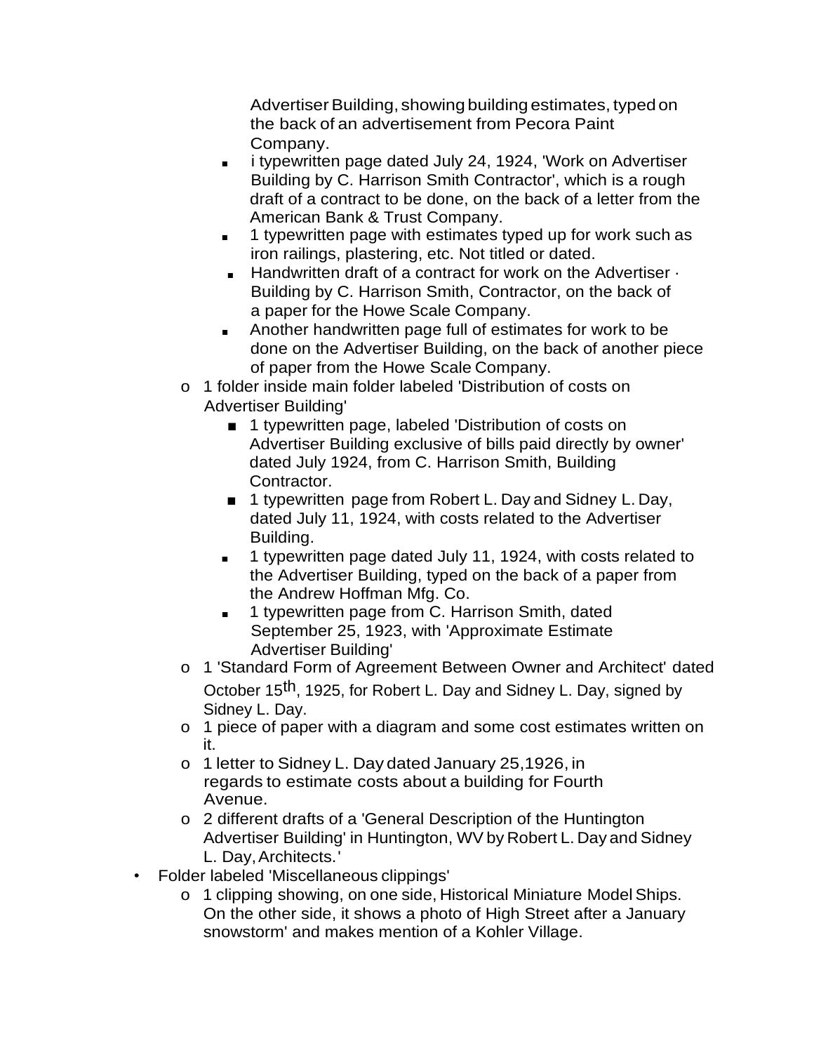Advertiser Building, showing building estimates, typed on the back of an advertisement from Pecora Paint Company.

        - i typewritten page dated July 24, 1924, 'Work on Advertiser Building by C. Harrison Smith Contractor', which is a rough draft of a contract to be done, on the back of a letter from the American Bank & Trust Company.
        - 1 typewritten page with estimates typed up for work such as iron railings, plastering, etc. Not titled or dated.
        - Handwritten draft of a contract for work on the Advertiser · Building by C. Harrison Smith, Contractor, on the back of a paper for the Howe Scale Company.
        - Another handwritten page full of estimates for work to be done on the Advertiser Building, on the back of another piece of paper from the Howe Scale Company.
    - 1 folder inside main folder labeled 'Distribution of costs on Advertiser Building'
        - 1 typewritten page, labeled 'Distribution of costs on Advertiser Building exclusive of bills paid directly by owner' dated July 1924, from C. Harrison Smith, Building Contractor.
        - 1 typewritten page from Robert L. Day and Sidney L. Day, dated July 11, 1924, with costs related to the Advertiser Building.
        - 1 typewritten page dated July 11, 1924, with costs related to the Advertiser Building, typed on the back of a paper from the Andrew Hoffman Mfg. Co.
        - 1 typewritten page from C. Harrison Smith, dated September 25, 1923, with 'Approximate Estimate Advertiser Building'
    - 1 'Standard Form of Agreement Between Owner and Architect' dated October 15th, 1925, for Robert L. Day and Sidney L. Day, signed by Sidney L. Day.
    - 1 piece of paper with a diagram and some cost estimates written on it.
    - 1 letter to Sidney L. Day dated January 25,1926, in regards to estimate costs about a building for Fourth Avenue.
    - 2 different drafts of a 'General Description of the Huntington Advertiser Building' in Huntington, WV by Robert L. Day and Sidney L. Day, Architects.'
- Folder labeled 'Miscellaneous clippings'
    - 1 clipping showing, on one side, Historical Miniature Model Ships. On the other side, it shows a photo of High Street after a January snowstorm' and makes mention of a Kohler Village.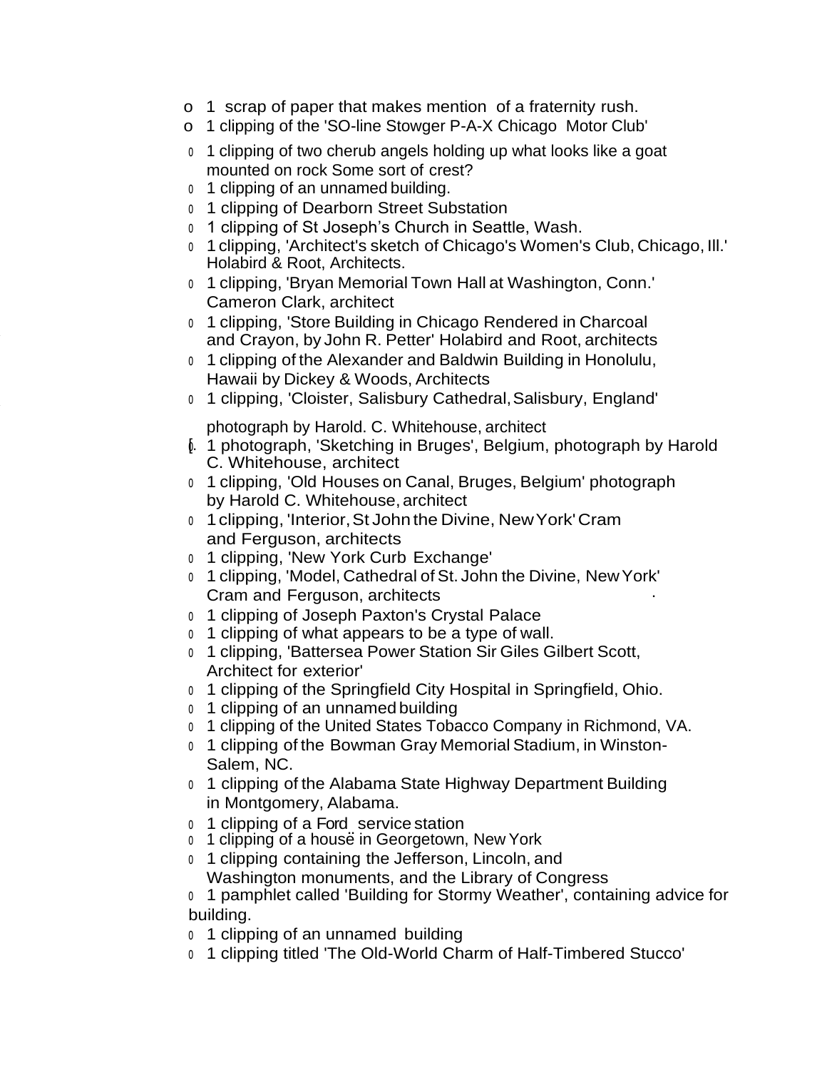- 1 scrap of paper that makes mention of a fraternity rush.
- 1 clipping of the 'SO-line Stowger P-A-X Chicago Motor Club'
- 1 clipping of two cherub angels holding up what looks like a goat mounted on rock Some sort of crest?
- 1 clipping of an unnamed building.
- 1 clipping of Dearborn Street Substation
- 1 clipping of St Joseph's Church in Seattle, Wash.
- 1 clipping, 'Architect's sketch of Chicago's Women's Club, Chicago, Ill.' Holabird & Root, Architects.
- 1 clipping, 'Bryan Memorial Town Hall at Washington, Conn.' Cameron Clark, architect
- 1 clipping, 'Store Building in Chicago Rendered in Charcoal and Crayon, by John R. Petter' Holabird and Root, architects
- 1 clipping of the Alexander and Baldwin Building in Honolulu, Hawaii by Dickey & Woods, Architects
- 1 clipping, 'Cloister, Salisbury Cathedral, Salisbury, England' photograph by Harold. C. Whitehouse, architect
- 1 photograph, 'Sketching in Bruges', Belgium, photograph by Harold C. Whitehouse, architect
- 1 clipping, 'Old Houses on Canal, Bruges, Belgium' photograph by Harold C. Whitehouse, architect
- 1 clipping, 'Interior, St John the Divine, New York' Cram and Ferguson, architects
- 1 clipping, 'New York Curb Exchange'
- 1 clipping, 'Model, Cathedral of St. John the Divine, New York' Cram and Ferguson, architects
- 1 clipping of Joseph Paxton's Crystal Palace
- 1 clipping of what appears to be a type of wall.
- 1 clipping, 'Battersea Power Station Sir Giles Gilbert Scott, Architect for exterior'
- 1 clipping of the Springfield City Hospital in Springfield, Ohio.
- 1 clipping of an unnamed building
- 1 clipping of the United States Tobacco Company in Richmond, VA.
- 1 clipping of the Bowman Gray Memorial Stadium, in Winston-Salem, NC.
- 1 clipping of the Alabama State Highway Department Building in Montgomery, Alabama.
- 1 clipping of a Ford service station
- 1 clipping of a house in Georgetown, New York
- 1 clipping containing the Jefferson, Lincoln, and Washington monuments, and the Library of Congress
- 1 pamphlet called 'Building for Stormy Weather', containing advice for building.
- 1 clipping of an unnamed building
- 1 clipping titled 'The Old-World Charm of Half-Timbered Stucco'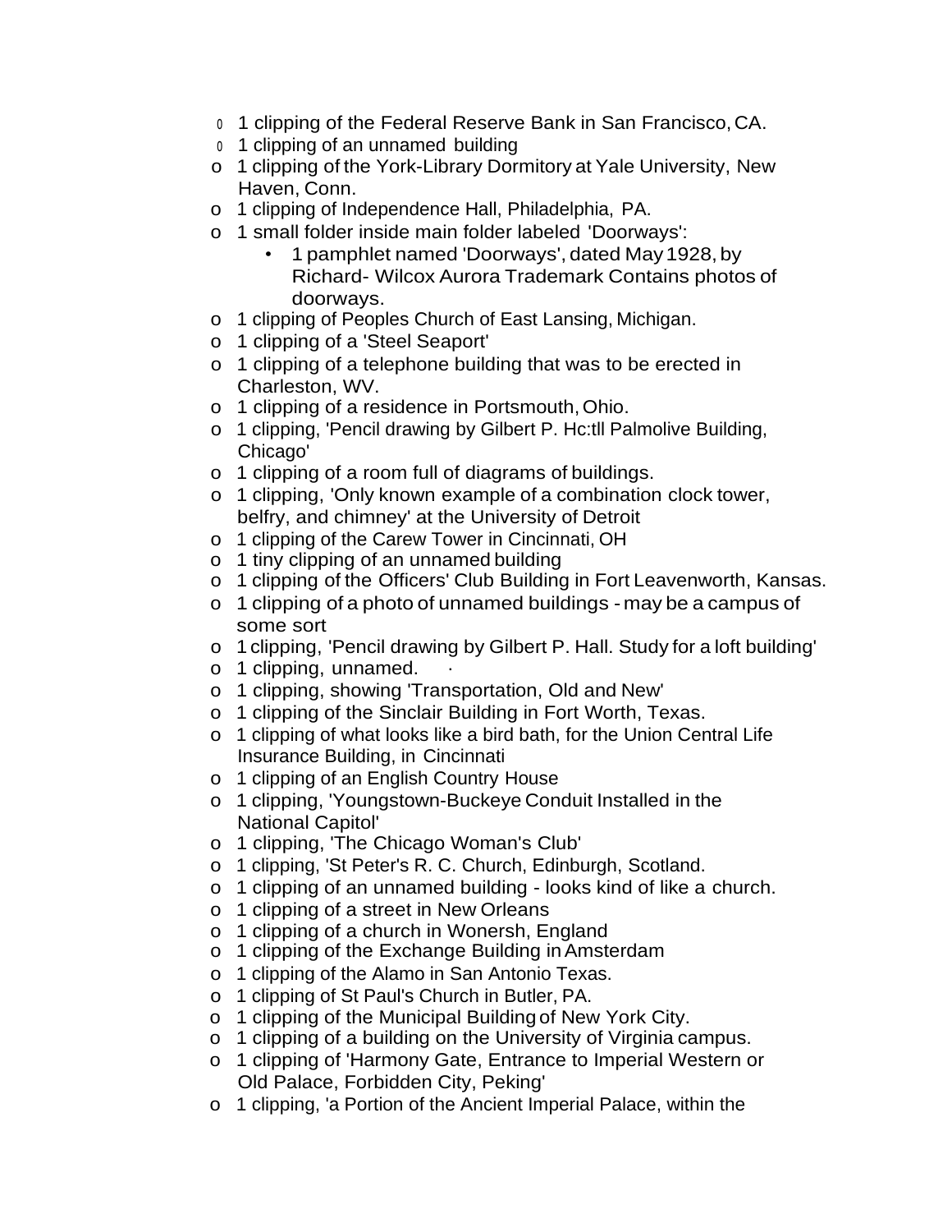- 1 clipping of the Federal Reserve Bank in San Francisco, CA.
- 1 clipping of an unnamed building
- 1 clipping of the York-Library Dormitory at Yale University, New Haven, Conn.
- 1 clipping of Independence Hall, Philadelphia, PA.
- 1 small folder inside main folder labeled 'Doorways':
  - 1 pamphlet named 'Doorways', dated May 1928, by Richard- Wilcox Aurora Trademark Contains photos of doorways.
- 1 clipping of Peoples Church of East Lansing, Michigan.
- 1 clipping of a 'Steel Seaport'
- 1 clipping of a telephone building that was to be erected in Charleston, WV.
- 1 clipping of a residence in Portsmouth, Ohio.
- 1 clipping, 'Pencil drawing by Gilbert P. Hc:tll Palmolive Building, Chicago'
- 1 clipping of a room full of diagrams of buildings.
- 1 clipping, 'Only known example of a combination clock tower, belfry, and chimney' at the University of Detroit
- 1 clipping of the Carew Tower in Cincinnati, OH
- 1 tiny clipping of an unnamed building
- 1 clipping of the Officers' Club Building in Fort Leavenworth, Kansas.
- 1 clipping of a photo of unnamed buildings - may be a campus of some sort
- 1 clipping, 'Pencil drawing by Gilbert P. Hall. Study for a loft building'
- 1 clipping, unnamed.
- 1 clipping, showing 'Transportation, Old and New'
- 1 clipping of the Sinclair Building in Fort Worth, Texas.
- 1 clipping of what looks like a bird bath, for the Union Central Life Insurance Building, in Cincinnati
- 1 clipping of an English Country House
- 1 clipping, 'Youngstown-Buckeye Conduit Installed in the National Capitol'
- 1 clipping, 'The Chicago Woman's Club'
- 1 clipping, 'St Peter's R. C. Church, Edinburgh, Scotland.
- 1 clipping of an unnamed building - looks kind of like a church.
- 1 clipping of a street in New Orleans
- 1 clipping of a church in Wonersh, England
- 1 clipping of the Exchange Building in Amsterdam
- 1 clipping of the Alamo in San Antonio Texas.
- 1 clipping of St Paul's Church in Butler, PA.
- 1 clipping of the Municipal Building of New York City.
- 1 clipping of a building on the University of Virginia campus.
- 1 clipping of 'Harmony Gate, Entrance to Imperial Western or Old Palace, Forbidden City, Peking'
- 1 clipping, 'a Portion of the Ancient Imperial Palace, within the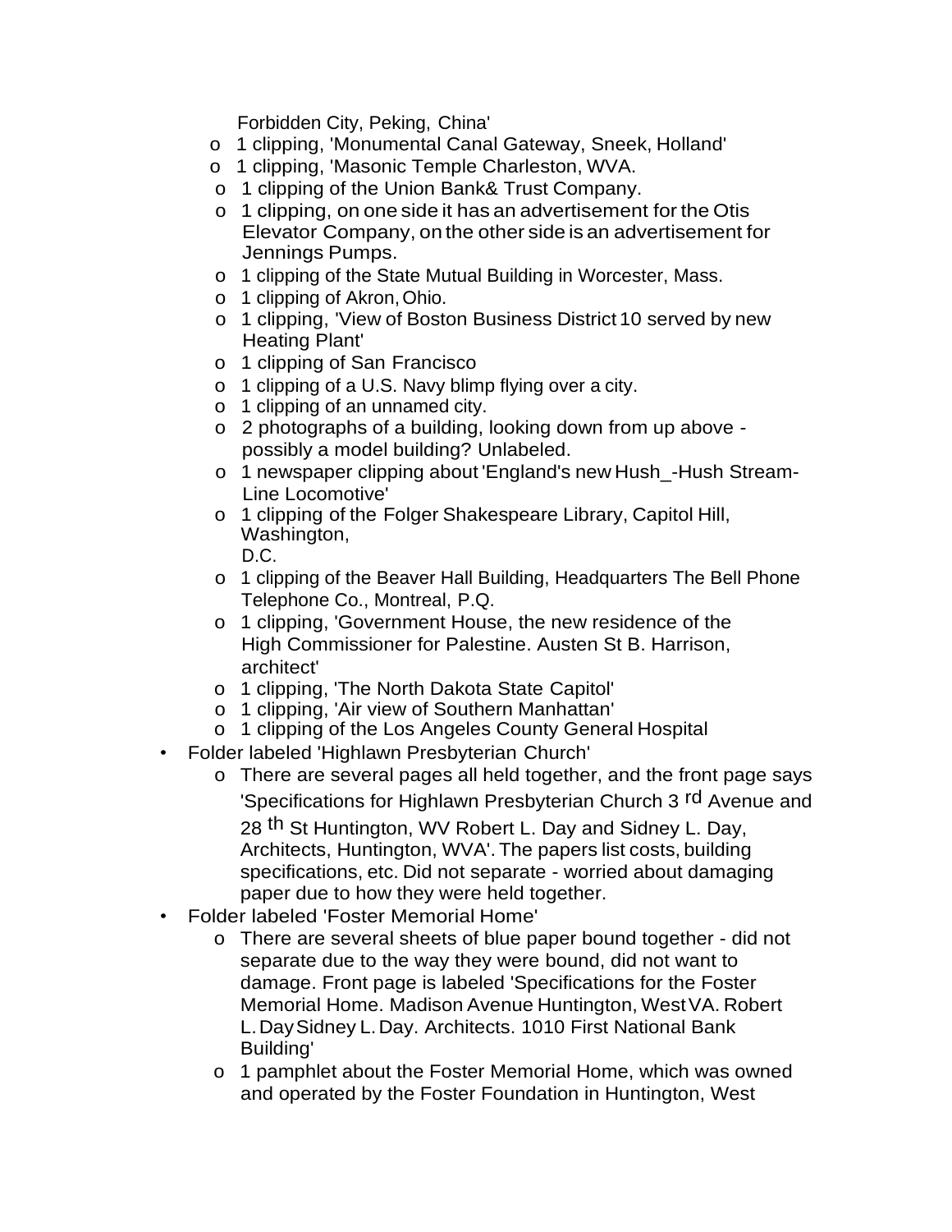Forbidden City, Peking, China'

  - 1 clipping, 'Monumental Canal Gateway, Sneek, Holland'
  - 1 clipping, 'Masonic Temple Charleston, WVA.
  - 1 clipping of the Union Bank& Trust Company.
  - 1 clipping, on one side it has an advertisement for the Otis Elevator Company, on the other side is an advertisement for Jennings Pumps.
  - 1 clipping of the State Mutual Building in Worcester, Mass.
  - 1 clipping of Akron, Ohio.
  - 1 clipping, 'View of Boston Business District 10 served by new Heating Plant'
  - 1 clipping of San Francisco
  - 1 clipping of a U.S. Navy blimp flying over a city.
  - 1 clipping of an unnamed city.
  - 2 photographs of a building, looking down from up above - possibly a model building? Unlabeled.
  - 1 newspaper clipping about 'England's new Hush_-Hush Stream-Line Locomotive'
  - 1 clipping of the Folger Shakespeare Library, Capitol Hill, Washington, D.C.
  - 1 clipping of the Beaver Hall Building, Headquarters The Bell Phone Telephone Co., Montreal, P.Q.
  - 1 clipping, 'Government House, the new residence of the High Commissioner for Palestine. Austen St B. Harrison, architect'
  - 1 clipping, 'The North Dakota State Capitol'
  - 1 clipping, 'Air view of Southern Manhattan'
  - 1 clipping of the Los Angeles County General Hospital
- Folder labeled 'Highlawn Presbyterian Church'
  - There are several pages all held together, and the front page says 'Specifications for Highlawn Presbyterian Church 3 rd Avenue and 28 th St Huntington, WV Robert L. Day and Sidney L. Day, Architects, Huntington, WVA'. The papers list costs, building specifications, etc. Did not separate - worried about damaging paper due to how they were held together.
- Folder labeled 'Foster Memorial Home'
  - There are several sheets of blue paper bound together - did not separate due to the way they were bound, did not want to damage. Front page is labeled 'Specifications for the Foster Memorial Home. Madison Avenue Huntington, West VA. Robert L. Day Sidney L. Day. Architects. 1010 First National Bank Building'
  - 1 pamphlet about the Foster Memorial Home, which was owned and operated by the Foster Foundation in Huntington, West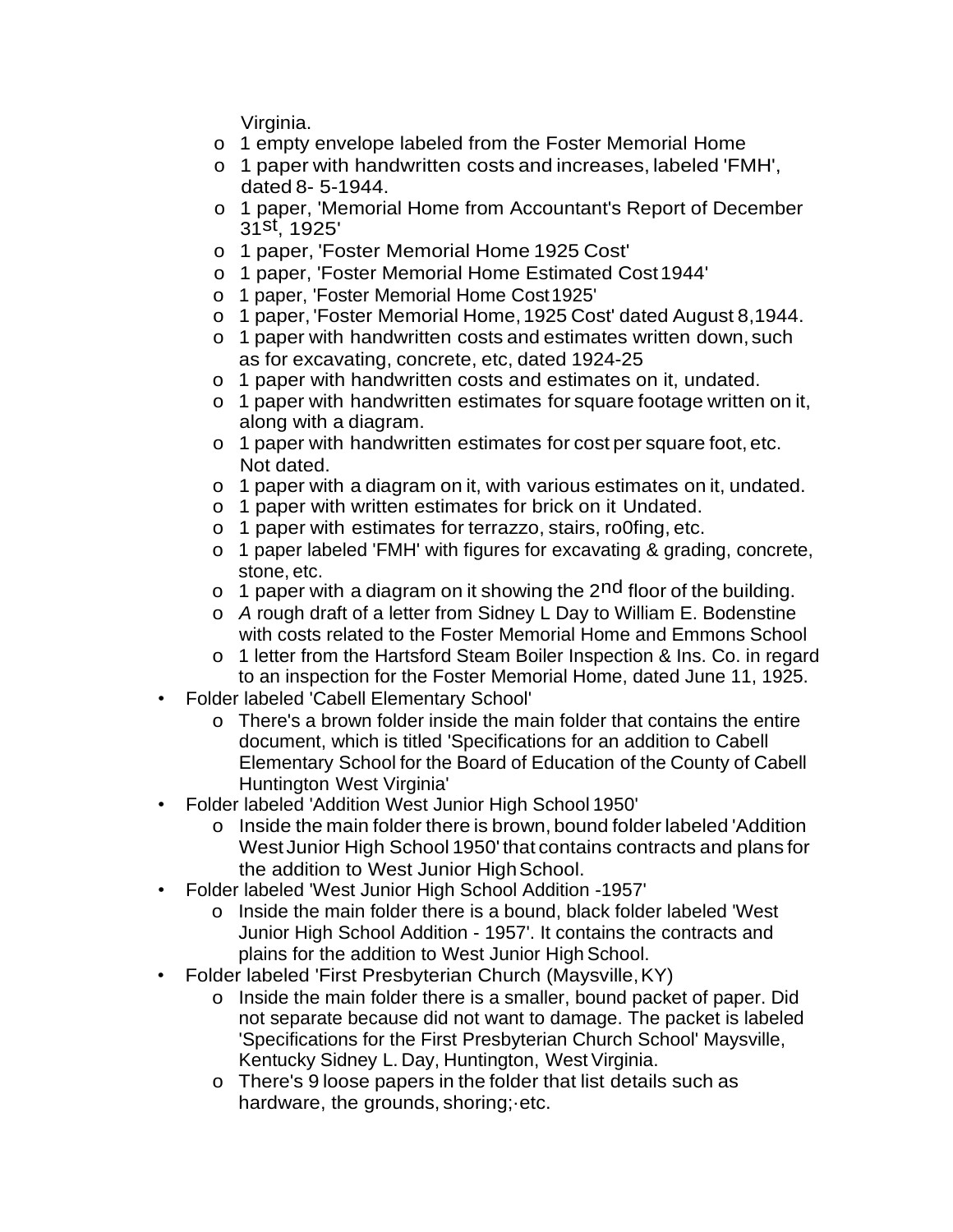Virginia.

- 1 empty envelope labeled from the Foster Memorial Home
    - 1 paper with handwritten costs and increases, labeled 'FMH', dated 8- 5-1944.
    - 1 paper, 'Memorial Home from Accountant's Report of December 31st, 1925'
    - 1 paper, 'Foster Memorial Home 1925 Cost'
    - 1 paper, 'Foster Memorial Home Estimated Cost 1944'
    - 1 paper, 'Foster Memorial Home Cost 1925'
    - 1 paper, 'Foster Memorial Home, 1925 Cost' dated August 8,1944.
    - 1 paper with handwritten costs and estimates written down, such as for excavating, concrete, etc, dated 1924-25
    - 1 paper with handwritten costs and estimates on it, undated.
    - 1 paper with handwritten estimates for square footage written on it, along with a diagram.
    - 1 paper with handwritten estimates for cost per square foot, etc. Not dated.
    - 1 paper with a diagram on it, with various estimates on it, undated.
    - 1 paper with written estimates for brick on it Undated.
    - 1 paper with estimates for terrazzo, stairs, ro0fing, etc.
    - 1 paper labeled 'FMH' with figures for excavating & grading, concrete, stone, etc.
    - 1 paper with a diagram on it showing the 2nd floor of the building.
    - *A* rough draft of a letter from Sidney L Day to William E. Bodenstine with costs related to the Foster Memorial Home and Emmons School
    - 1 letter from the Hartsford Steam Boiler Inspection & Ins. Co. in regard to an inspection for the Foster Memorial Home, dated June 11, 1925.
- Folder labeled 'Cabell Elementary School'
    - There's a brown folder inside the main folder that contains the entire document, which is titled 'Specifications for an addition to Cabell Elementary School for the Board of Education of the County of Cabell Huntington West Virginia'
- Folder labeled 'Addition West Junior High School 1950'
    - Inside the main folder there is brown, bound folder labeled 'Addition West Junior High School 1950' that contains contracts and plans for the addition to West Junior High School.
- Folder labeled 'West Junior High School Addition -1957'
    - Inside the main folder there is a bound, black folder labeled 'West Junior High School Addition - 1957'. It contains the contracts and plains for the addition to West Junior High School.
- Folder labeled 'First Presbyterian Church (Maysville, KY)
    - Inside the main folder there is a smaller, bound packet of paper. Did not separate because did not want to damage. The packet is labeled 'Specifications for the First Presbyterian Church School' Maysville, Kentucky Sidney L. Day, Huntington, West Virginia.
    - There's 9 loose papers in the folder that list details such as hardware, the grounds, shoring;·etc.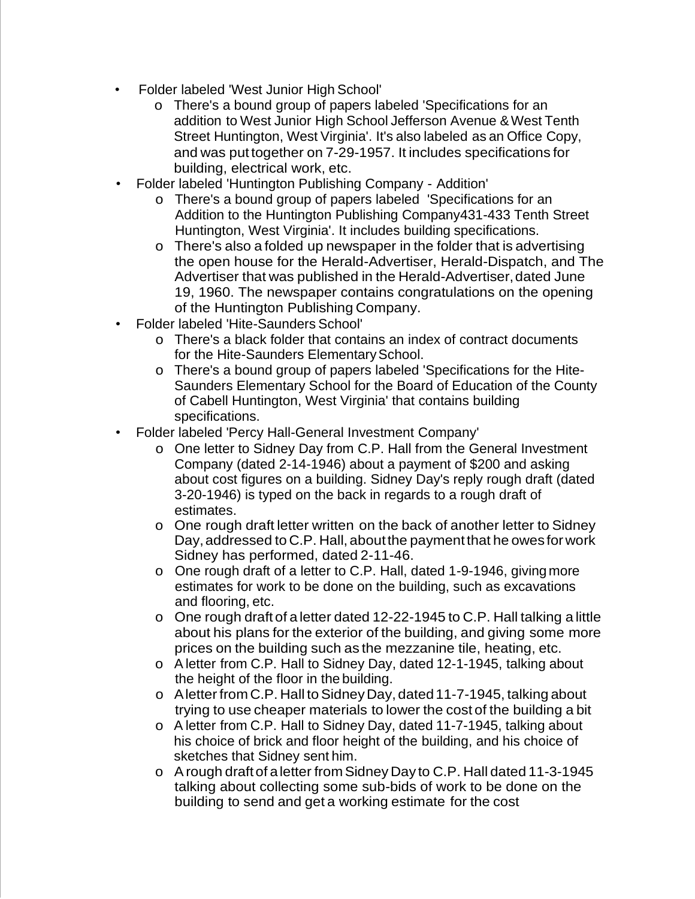- Folder labeled 'West Junior High School'
    - There's a bound group of papers labeled 'Specifications for an addition to West Junior High School Jefferson Avenue & West Tenth Street Huntington, West Virginia'. It's also labeled as an Office Copy, and was put together on 7-29-1957. It includes specifications for building, electrical work, etc.
- Folder labeled 'Huntington Publishing Company - Addition'
    - There's a bound group of papers labeled 'Specifications for an Addition to the Huntington Publishing Company431-433 Tenth Street Huntington, West Virginia'. It includes building specifications.
    - There's also a folded up newspaper in the folder that is advertising the open house for the Herald-Advertiser, Herald-Dispatch, and The Advertiser that was published in the Herald-Advertiser, dated June 19, 1960. The newspaper contains congratulations on the opening of the Huntington Publishing Company.
- Folder labeled 'Hite-Saunders School'
    - There's a black folder that contains an index of contract documents for the Hite-Saunders Elementary School.
    - There's a bound group of papers labeled 'Specifications for the Hite-Saunders Elementary School for the Board of Education of the County of Cabell Huntington, West Virginia' that contains building specifications.
- Folder labeled 'Percy Hall-General Investment Company'
    - One letter to Sidney Day from C.P. Hall from the General Investment Company (dated 2-14-1946) about a payment of $200 and asking about cost figures on a building. Sidney Day's reply rough draft (dated 3-20-1946) is typed on the back in regards to a rough draft of estimates.
    - One rough draft letter written on the back of another letter to Sidney Day, addressed to C.P. Hall, about the payment that he owes for work Sidney has performed, dated 2-11-46.
    - One rough draft of a letter to C.P. Hall, dated 1-9-1946, giving more estimates for work to be done on the building, such as excavations and flooring, etc.
    - One rough draft of a letter dated 12-22-1945 to C.P. Hall talking a little about his plans for the exterior of the building, and giving some more prices on the building such as the mezzanine tile, heating, etc.
    - A letter from C.P. Hall to Sidney Day, dated 12-1-1945, talking about the height of the floor in the building.
    - A letter from C.P. Hall to Sidney Day, dated 11-7-1945, talking about trying to use cheaper materials to lower the cost of the building a bit
    - A letter from C.P. Hall to Sidney Day, dated 11-7-1945, talking about his choice of brick and floor height of the building, and his choice of sketches that Sidney sent him.
    - A rough draft of a letter from Sidney Day to C.P. Hall dated 11-3-1945 talking about collecting some sub-bids of work to be done on the building to send and get a working estimate for the cost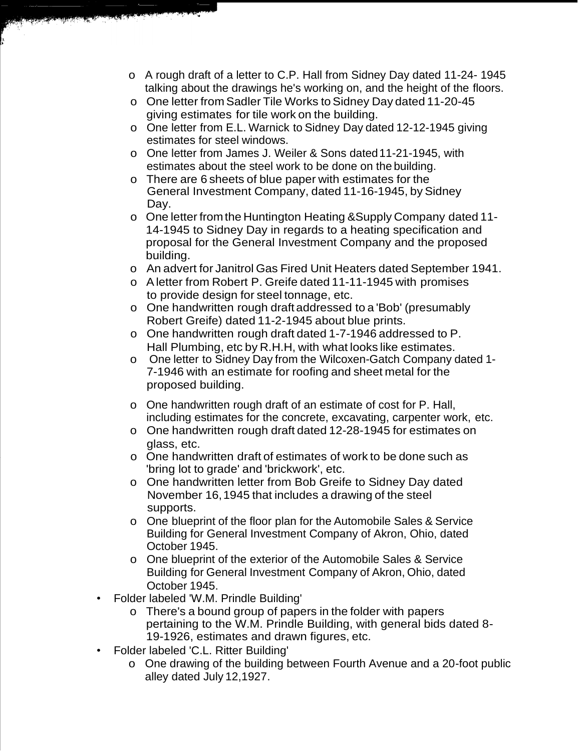- A rough draft of a letter to C.P. Hall from Sidney Day dated 11-24- 1945 talking about the drawings he's working on, and the height of the floors.
  - One letter from Sadler Tile Works to Sidney Day dated 11-20-45 giving estimates for tile work on the building.
  - One letter from E.L. Warnick to Sidney Day dated 12-12-1945 giving estimates for steel windows.
  - One letter from James J. Weiler & Sons dated 11-21-1945, with estimates about the steel work to be done on the building.
  - There are 6 sheets of blue paper with estimates for the General Investment Company, dated 11-16-1945, by Sidney Day.
  - One letter from the Huntington Heating &Supply Company dated 11-14-1945 to Sidney Day in regards to a heating specification and proposal for the General Investment Company and the proposed building.
  - An advert for Janitrol Gas Fired Unit Heaters dated September 1941.
  - A letter from Robert P. Greife dated 11-11-1945 with promises to provide design for steel tonnage, etc.
  - One handwritten rough draft addressed to a 'Bob' (presumably Robert Greife) dated 11-2-1945 about blue prints.
  - One handwritten rough draft dated 1-7-1946 addressed to P. Hall Plumbing, etc by R.H.H, with what looks like estimates.
  - One letter to Sidney Day from the Wilcoxen-Gatch Company dated 1-7-1946 with an estimate for roofing and sheet metal for the proposed building.
  - One handwritten rough draft of an estimate of cost for P. Hall, including estimates for the concrete, excavating, carpenter work, etc.
  - One handwritten rough draft dated 12-28-1945 for estimates on glass, etc.
  - One handwritten draft of estimates of work to be done such as 'bring lot to grade' and 'brickwork', etc.
  - One handwritten letter from Bob Greife to Sidney Day dated November 16, 1945 that includes a drawing of the steel supports.
  - One blueprint of the floor plan for the Automobile Sales & Service Building for General Investment Company of Akron, Ohio, dated October 1945.
  - One blueprint of the exterior of the Automobile Sales & Service Building for General Investment Company of Akron, Ohio, dated October 1945.
- Folder labeled 'W.M. Prindle Building'
  - There's a bound group of papers in the folder with papers pertaining to the W.M. Prindle Building, with general bids dated 8-19-1926, estimates and drawn figures, etc.
- Folder labeled 'C.L. Ritter Building'
  - One drawing of the building between Fourth Avenue and a 20-foot public alley dated July 12,1927.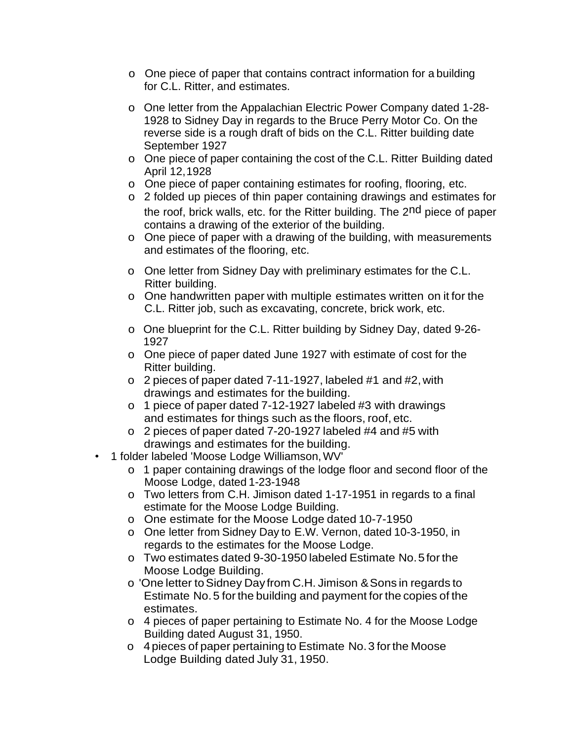- One piece of paper that contains contract information for a building for C.L. Ritter, and estimates.
  - One letter from the Appalachian Electric Power Company dated 1-28-1928 to Sidney Day in regards to the Bruce Perry Motor Co. On the reverse side is a rough draft of bids on the C.L. Ritter building date September 1927
  - One piece of paper containing the cost of the C.L. Ritter Building dated April 12,1928
  - One piece of paper containing estimates for roofing, flooring, etc.
  - 2 folded up pieces of thin paper containing drawings and estimates for the roof, brick walls, etc. for the Ritter building. The 2nd piece of paper contains a drawing of the exterior of the building.
  - One piece of paper with a drawing of the building, with measurements and estimates of the flooring, etc.
  - One letter from Sidney Day with preliminary estimates for the C.L. Ritter building.
  - One handwritten paper with multiple estimates written on it for the C.L. Ritter job, such as excavating, concrete, brick work, etc.
  - One blueprint for the C.L. Ritter building by Sidney Day, dated 9-26-1927
  - One piece of paper dated June 1927 with estimate of cost for the Ritter building.
  - 2 pieces of paper dated 7-11-1927, labeled #1 and #2, with drawings and estimates for the building.
  - 1 piece of paper dated 7-12-1927 labeled #3 with drawings and estimates for things such as the floors, roof, etc.
  - 2 pieces of paper dated 7-20-1927 labeled #4 and #5 with drawings and estimates for the building.
- 1 folder labeled 'Moose Lodge Williamson, WV'
  - 1 paper containing drawings of the lodge floor and second floor of the Moose Lodge, dated 1-23-1948
  - Two letters from C.H. Jimison dated 1-17-1951 in regards to a final estimate for the Moose Lodge Building.
  - One estimate for the Moose Lodge dated 10-7-1950
  - One letter from Sidney Day to E.W. Vernon, dated 10-3-1950, in regards to the estimates for the Moose Lodge.
  - Two estimates dated 9-30-1950 labeled Estimate No. 5 for the Moose Lodge Building.
  - 'One letter to Sidney Day from C.H. Jimison & Sons in regards to Estimate No. 5 for the building and payment for the copies of the estimates.
  - 4 pieces of paper pertaining to Estimate No. 4 for the Moose Lodge Building dated August 31, 1950.
  - 4 pieces of paper pertaining to Estimate No. 3 for the Moose Lodge Building dated July 31, 1950.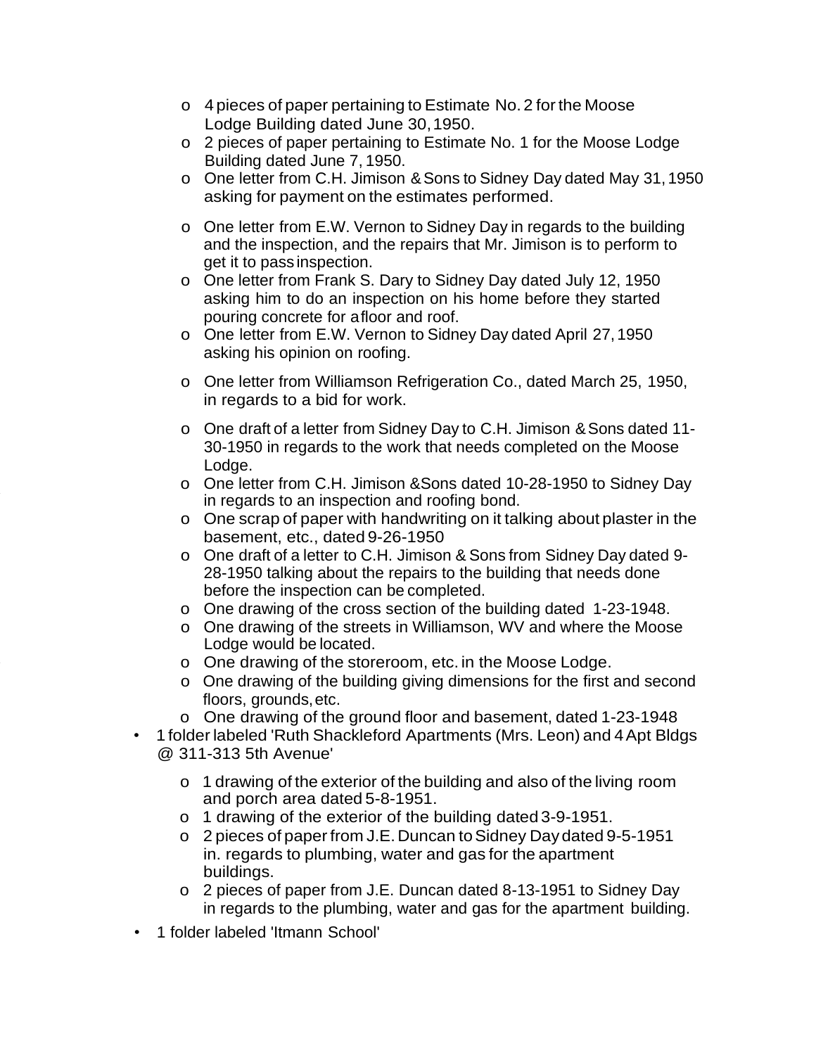- 4 pieces of paper pertaining to Estimate No. 2 for the Moose Lodge Building dated June 30, 1950.
  - 2 pieces of paper pertaining to Estimate No. 1 for the Moose Lodge Building dated June 7, 1950.
  - One letter from C.H. Jimison & Sons to Sidney Day dated May 31, 1950 asking for payment on the estimates performed.
  - One letter from E.W. Vernon to Sidney Day in regards to the building and the inspection, and the repairs that Mr. Jimison is to perform to get it to pass inspection.
  - One letter from Frank S. Dary to Sidney Day dated July 12, 1950 asking him to do an inspection on his home before they started pouring concrete for a floor and roof.
  - One letter from E.W. Vernon to Sidney Day dated April 27, 1950 asking his opinion on roofing.
  - One letter from Williamson Refrigeration Co., dated March 25, 1950, in regards to a bid for work.
  - One draft of a letter from Sidney Day to C.H. Jimison & Sons dated 11-30-1950 in regards to the work that needs completed on the Moose Lodge.
  - One letter from C.H. Jimison &Sons dated 10-28-1950 to Sidney Day in regards to an inspection and roofing bond.
  - One scrap of paper with handwriting on it talking about plaster in the basement, etc., dated 9-26-1950
  - One draft of a letter to C.H. Jimison & Sons from Sidney Day dated 9-28-1950 talking about the repairs to the building that needs done before the inspection can be completed.
  - One drawing of the cross section of the building dated 1-23-1948.
  - One drawing of the streets in Williamson, WV and where the Moose Lodge would be located.
  - One drawing of the storeroom, etc. in the Moose Lodge.
  - One drawing of the building giving dimensions for the first and second floors, grounds, etc.
  - One drawing of the ground floor and basement, dated 1-23-1948
- 1 folder labeled 'Ruth Shackleford Apartments (Mrs. Leon) and 4 Apt Bldgs @ 311-313 5th Avenue'
  - 1 drawing of the exterior of the building and also of the living room and porch area dated 5-8-1951.
  - 1 drawing of the exterior of the building dated 3-9-1951.
  - 2 pieces of paper from J.E. Duncan to Sidney Day dated 9-5-1951 in. regards to plumbing, water and gas for the apartment buildings.
  - 2 pieces of paper from J.E. Duncan dated 8-13-1951 to Sidney Day in regards to the plumbing, water and gas for the apartment building.
- 1 folder labeled 'Itmann School'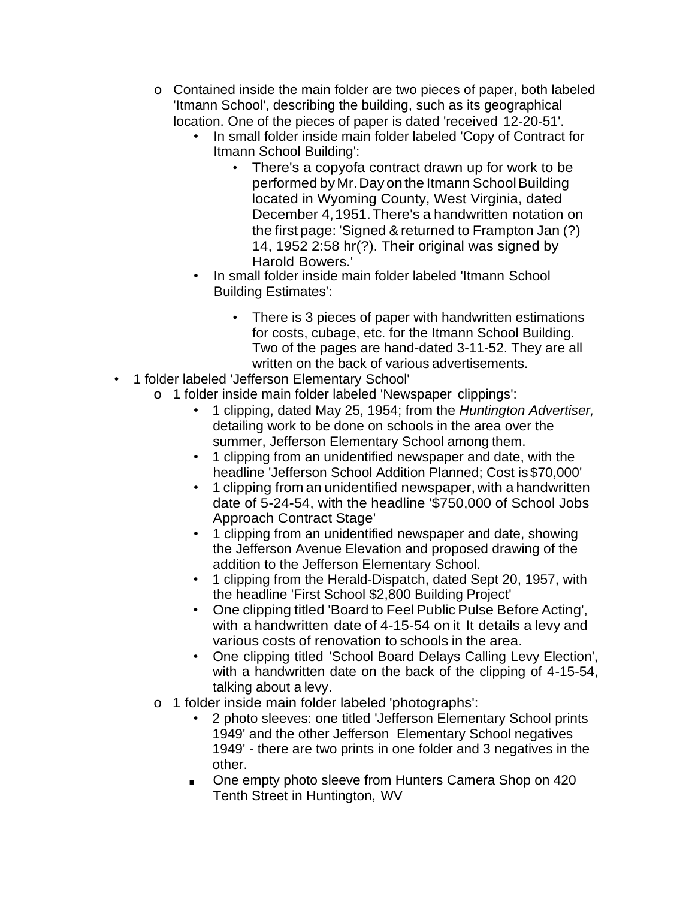- Contained inside the main folder are two pieces of paper, both labeled 'Itmann School', describing the building, such as its geographical location. One of the pieces of paper is dated 'received 12-20-51'.
    - In small folder inside main folder labeled 'Copy of Contract for Itmann School Building':
        - There's a copyofa contract drawn up for work to be performed by Mr. Day on the Itmann School Building located in Wyoming County, West Virginia, dated December 4, 1951. There's a handwritten notation on the first page: 'Signed & returned to Frampton Jan (?) 14, 1952 2:58 hr(?). Their original was signed by Harold Bowers.'
    - In small folder inside main folder labeled 'Itmann School Building Estimates':
        - There is 3 pieces of paper with handwritten estimations for costs, cubage, etc. for the Itmann School Building. Two of the pages are hand-dated 3-11-52. They are all written on the back of various advertisements.

- 1 folder labeled 'Jefferson Elementary School'
    - 1 folder inside main folder labeled 'Newspaper clippings':
        - 1 clipping, dated May 25, 1954; from the *Huntington Advertiser,* detailing work to be done on schools in the area over the summer, Jefferson Elementary School among them.
        - 1 clipping from an unidentified newspaper and date, with the headline 'Jefferson School Addition Planned; Cost is $70,000'
        - 1 clipping from an unidentified newspaper, with a handwritten date of 5-24-54, with the headline '$750,000 of School Jobs Approach Contract Stage'
        - 1 clipping from an unidentified newspaper and date, showing the Jefferson Avenue Elevation and proposed drawing of the addition to the Jefferson Elementary School.
        - 1 clipping from the Herald-Dispatch, dated Sept 20, 1957, with the headline 'First School $2,800 Building Project'
        - One clipping titled 'Board to Feel Public Pulse Before Acting', with a handwritten date of 4-15-54 on it It details a levy and various costs of renovation to schools in the area.
        - One clipping titled 'School Board Delays Calling Levy Election', with a handwritten date on the back of the clipping of 4-15-54, talking about a levy.
    - 1 folder inside main folder labeled 'photographs':
        - 2 photo sleeves: one titled 'Jefferson Elementary School prints 1949' and the other Jefferson Elementary School negatives 1949' - there are two prints in one folder and 3 negatives in the other.
        - One empty photo sleeve from Hunters Camera Shop on 420 Tenth Street in Huntington, WV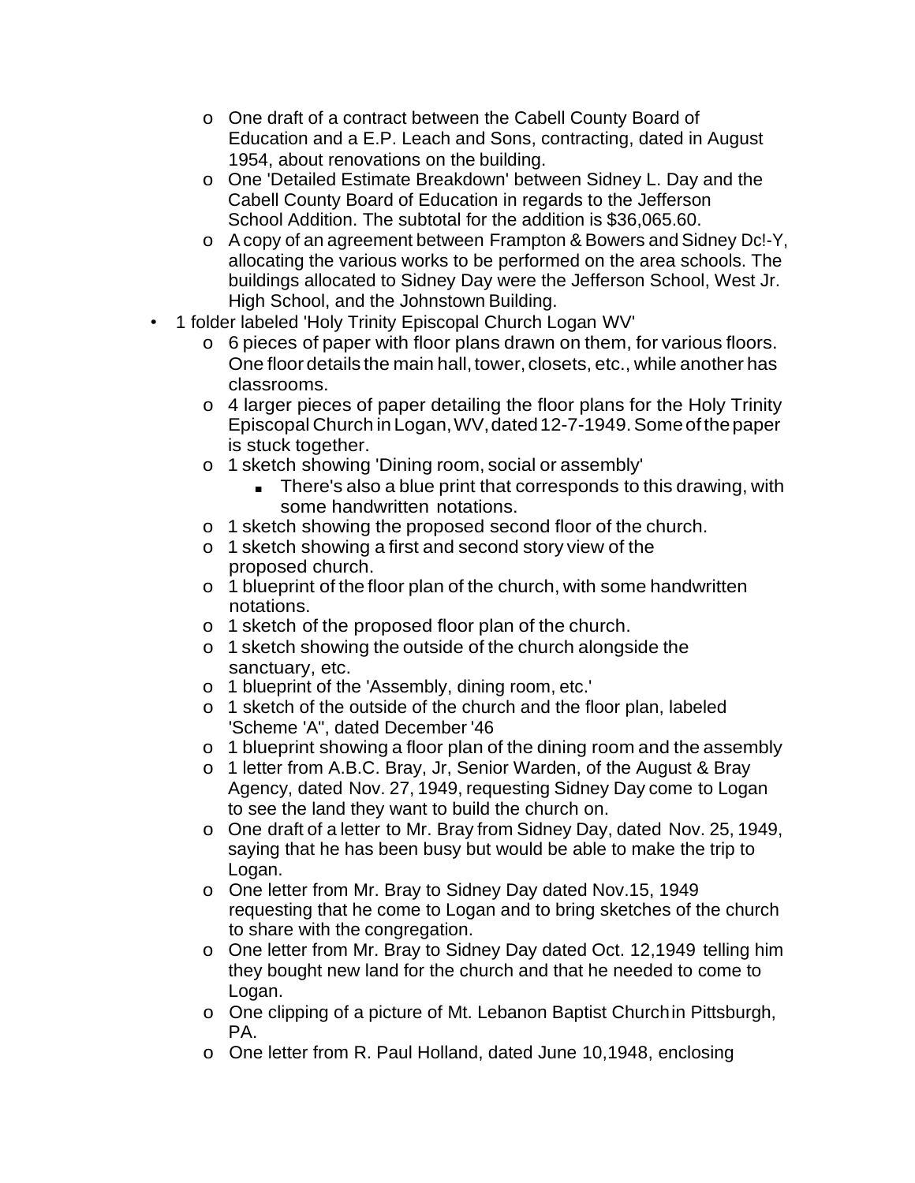- One draft of a contract between the Cabell County Board of Education and a E.P. Leach and Sons, contracting, dated in August 1954, about renovations on the building.
- One 'Detailed Estimate Breakdown' between Sidney L. Day and the Cabell County Board of Education in regards to the Jefferson School Addition. The subtotal for the addition is $36,065.60.
- A copy of an agreement between Frampton & Bowers and Sidney Dc!-Y, allocating the various works to be performed on the area schools. The buildings allocated to Sidney Day were the Jefferson School, West Jr. High School, and the Johnstown Building.

- 1 folder labeled 'Holy Trinity Episcopal Church Logan WV'
  - 6 pieces of paper with floor plans drawn on them, for various floors. One floor details the main hall, tower, closets, etc., while another has classrooms.
  - 4 larger pieces of paper detailing the floor plans for the Holy Trinity Episcopal Church in Logan, WV, dated 12-7-1949. Some of the paper is stuck together.
  - 1 sketch showing 'Dining room, social or assembly'
    - There's also a blue print that corresponds to this drawing, with some handwritten notations.
  - 1 sketch showing the proposed second floor of the church.
  - 1 sketch showing a first and second story view of the proposed church.
  - 1 blueprint of the floor plan of the church, with some handwritten notations.
  - 1 sketch of the proposed floor plan of the church.
  - 1 sketch showing the outside of the church alongside the sanctuary, etc.
  - 1 blueprint of the 'Assembly, dining room, etc.'
  - 1 sketch of the outside of the church and the floor plan, labeled 'Scheme 'A'', dated December '46
  - 1 blueprint showing a floor plan of the dining room and the assembly
  - 1 letter from A.B.C. Bray, Jr, Senior Warden, of the August & Bray Agency, dated Nov. 27, 1949, requesting Sidney Day come to Logan to see the land they want to build the church on.
  - One draft of a letter to Mr. Bray from Sidney Day, dated Nov. 25, 1949, saying that he has been busy but would be able to make the trip to Logan.
  - One letter from Mr. Bray to Sidney Day dated Nov.15, 1949 requesting that he come to Logan and to bring sketches of the church to share with the congregation.
  - One letter from Mr. Bray to Sidney Day dated Oct. 12,1949 telling him they bought new land for the church and that he needed to come to Logan.
  - One clipping of a picture of Mt. Lebanon Baptist Church in Pittsburgh, PA.
  - One letter from R. Paul Holland, dated June 10,1948, enclosing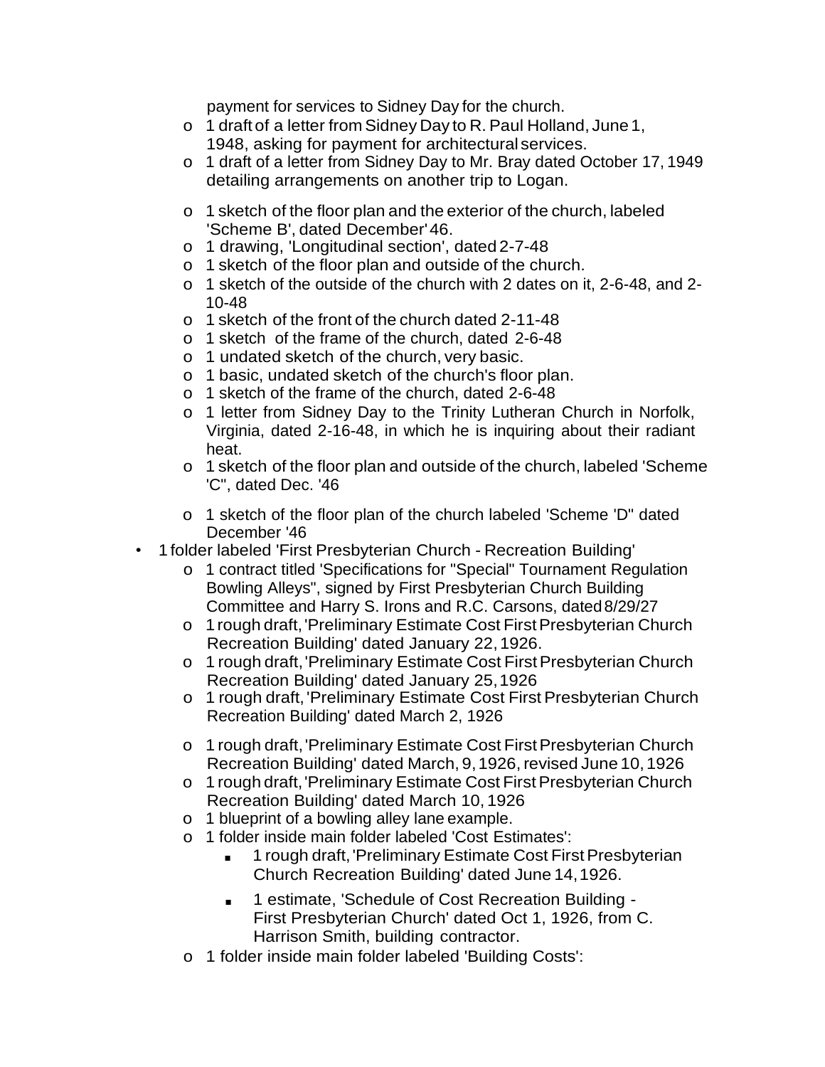payment for services to Sidney Day for the church.

  - 1 draft of a letter from Sidney Day to R. Paul Holland, June 1, 1948, asking for payment for architectural services.
  - 1 draft of a letter from Sidney Day to Mr. Bray dated October 17, 1949 detailing arrangements on another trip to Logan.
  - 1 sketch of the floor plan and the exterior of the church, labeled 'Scheme B', dated December' 46.
  - 1 drawing, 'Longitudinal section', dated 2-7-48
  - 1 sketch of the floor plan and outside of the church.
  - 1 sketch of the outside of the church with 2 dates on it, 2-6-48, and 2-10-48
  - 1 sketch of the front of the church dated 2-11-48
  - 1 sketch of the frame of the church, dated 2-6-48
  - 1 undated sketch of the church, very basic.
  - 1 basic, undated sketch of the church's floor plan.
  - 1 sketch of the frame of the church, dated 2-6-48
  - 1 letter from Sidney Day to the Trinity Lutheran Church in Norfolk, Virginia, dated 2-16-48, in which he is inquiring about their radiant heat.
  - 1 sketch of the floor plan and outside of the church, labeled 'Scheme 'C", dated Dec. '46
  - 1 sketch of the floor plan of the church labeled 'Scheme 'D" dated December '46
- 1 folder labeled 'First Presbyterian Church - Recreation Building'
  - 1 contract titled 'Specifications for "Special" Tournament Regulation Bowling Alleys", signed by First Presbyterian Church Building Committee and Harry S. Irons and R.C. Carsons, dated 8/29/27
  - 1 rough draft, 'Preliminary Estimate Cost First Presbyterian Church Recreation Building' dated January 22, 1926.
  - 1 rough draft, 'Preliminary Estimate Cost First Presbyterian Church Recreation Building' dated January 25, 1926
  - 1 rough draft, 'Preliminary Estimate Cost First Presbyterian Church Recreation Building' dated March 2, 1926
  - 1 rough draft, 'Preliminary Estimate Cost First Presbyterian Church Recreation Building' dated March, 9, 1926, revised June 10, 1926
  - 1 rough draft, 'Preliminary Estimate Cost First Presbyterian Church Recreation Building' dated March 10, 1926
  - 1 blueprint of a bowling alley lane example.
  - 1 folder inside main folder labeled 'Cost Estimates':
    - 1 rough draft, 'Preliminary Estimate Cost First Presbyterian Church Recreation Building' dated June 14, 1926.
    - 1 estimate, 'Schedule of Cost Recreation Building - First Presbyterian Church' dated Oct 1, 1926, from C. Harrison Smith, building contractor.
  - 1 folder inside main folder labeled 'Building Costs':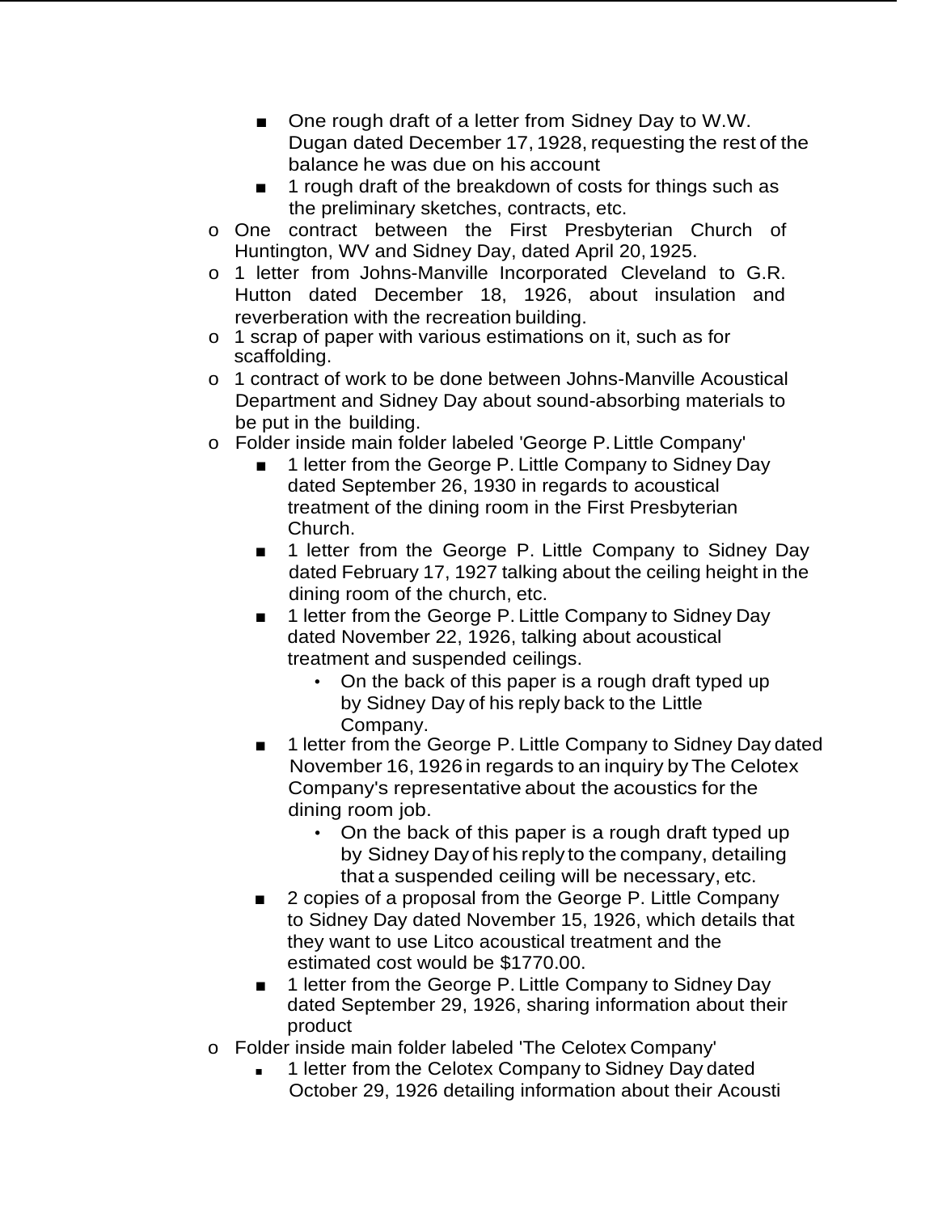- One rough draft of a letter from Sidney Day to W.W. Dugan dated December 17, 1928, requesting the rest of the balance he was due on his account
        - 1 rough draft of the breakdown of costs for things such as the preliminary sketches, contracts, etc.
    - One contract between the First Presbyterian Church of Huntington, WV and Sidney Day, dated April 20, 1925.
    - 1 letter from Johns-Manville Incorporated Cleveland to G.R. Hutton dated December 18, 1926, about insulation and reverberation with the recreation building.
    - 1 scrap of paper with various estimations on it, such as for scaffolding.
    - 1 contract of work to be done between Johns-Manville Acoustical Department and Sidney Day about sound-absorbing materials to be put in the building.
    - Folder inside main folder labeled 'George P. Little Company'
        - 1 letter from the George P. Little Company to Sidney Day dated September 26, 1930 in regards to acoustical treatment of the dining room in the First Presbyterian Church.
        - 1 letter from the George P. Little Company to Sidney Day dated February 17, 1927 talking about the ceiling height in the dining room of the church, etc.
        - 1 letter from the George P. Little Company to Sidney Day dated November 22, 1926, talking about acoustical treatment and suspended ceilings.
            - On the back of this paper is a rough draft typed up by Sidney Day of his reply back to the Little Company.
        - 1 letter from the George P. Little Company to Sidney Day dated November 16, 1926 in regards to an inquiry by The Celotex Company's representative about the acoustics for the dining room job.
            - On the back of this paper is a rough draft typed up by Sidney Day of his reply to the company, detailing that a suspended ceiling will be necessary, etc.
        - 2 copies of a proposal from the George P. Little Company to Sidney Day dated November 15, 1926, which details that they want to use Litco acoustical treatment and the estimated cost would be $1770.00.
        - 1 letter from the George P. Little Company to Sidney Day dated September 29, 1926, sharing information about their product
    - Folder inside main folder labeled 'The Celotex Company'
        - 1 letter from the Celotex Company to Sidney Day dated October 29, 1926 detailing information about their Acousti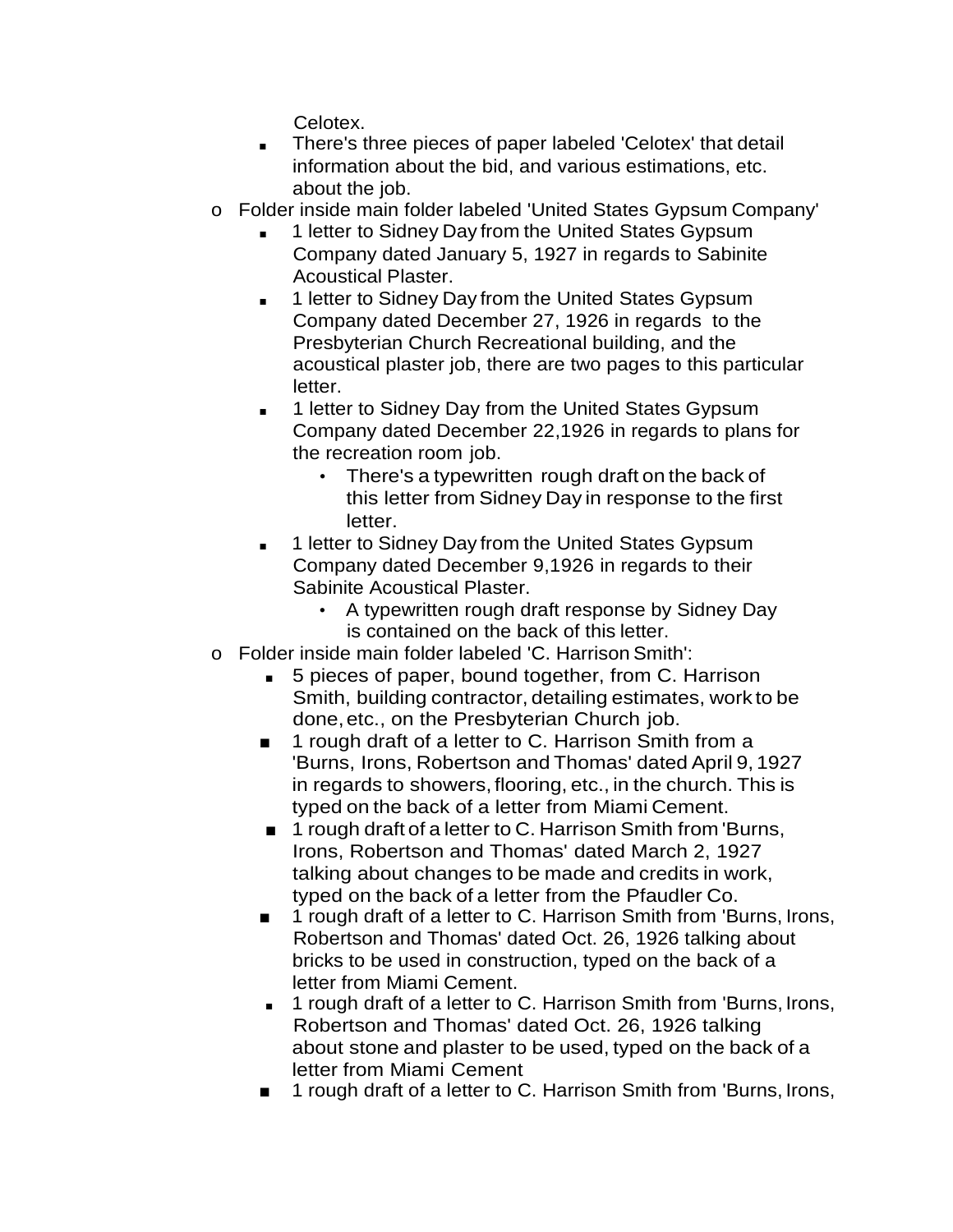Celotex.
    - There's three pieces of paper labeled 'Celotex' that detail information about the bid, and various estimations, etc. about the job.
- Folder inside main folder labeled 'United States Gypsum Company'
    - 1 letter to Sidney Day from the United States Gypsum Company dated January 5, 1927 in regards to Sabinite Acoustical Plaster.
    - 1 letter to Sidney Day from the United States Gypsum Company dated December 27, 1926 in regards to the Presbyterian Church Recreational building, and the acoustical plaster job, there are two pages to this particular letter.
    - 1 letter to Sidney Day from the United States Gypsum Company dated December 22,1926 in regards to plans for the recreation room job.
        - There's a typewritten rough draft on the back of this letter from Sidney Day in response to the first letter.
    - 1 letter to Sidney Day from the United States Gypsum Company dated December 9,1926 in regards to their Sabinite Acoustical Plaster.
        - A typewritten rough draft response by Sidney Day is contained on the back of this letter.
- Folder inside main folder labeled 'C. Harrison Smith':
    - 5 pieces of paper, bound together, from C. Harrison Smith, building contractor, detailing estimates, work to be done, etc., on the Presbyterian Church job.
    - 1 rough draft of a letter to C. Harrison Smith from a 'Burns, Irons, Robertson and Thomas' dated April 9, 1927 in regards to showers, flooring, etc., in the church. This is typed on the back of a letter from Miami Cement.
    - 1 rough draft of a letter to C. Harrison Smith from 'Burns, Irons, Robertson and Thomas' dated March 2, 1927 talking about changes to be made and credits in work, typed on the back of a letter from the Pfaudler Co.
    - 1 rough draft of a letter to C. Harrison Smith from 'Burns, Irons, Robertson and Thomas' dated Oct. 26, 1926 talking about bricks to be used in construction, typed on the back of a letter from Miami Cement.
    - 1 rough draft of a letter to C. Harrison Smith from 'Burns, Irons, Robertson and Thomas' dated Oct. 26, 1926 talking about stone and plaster to be used, typed on the back of a letter from Miami Cement
    - 1 rough draft of a letter to C. Harrison Smith from 'Burns, Irons,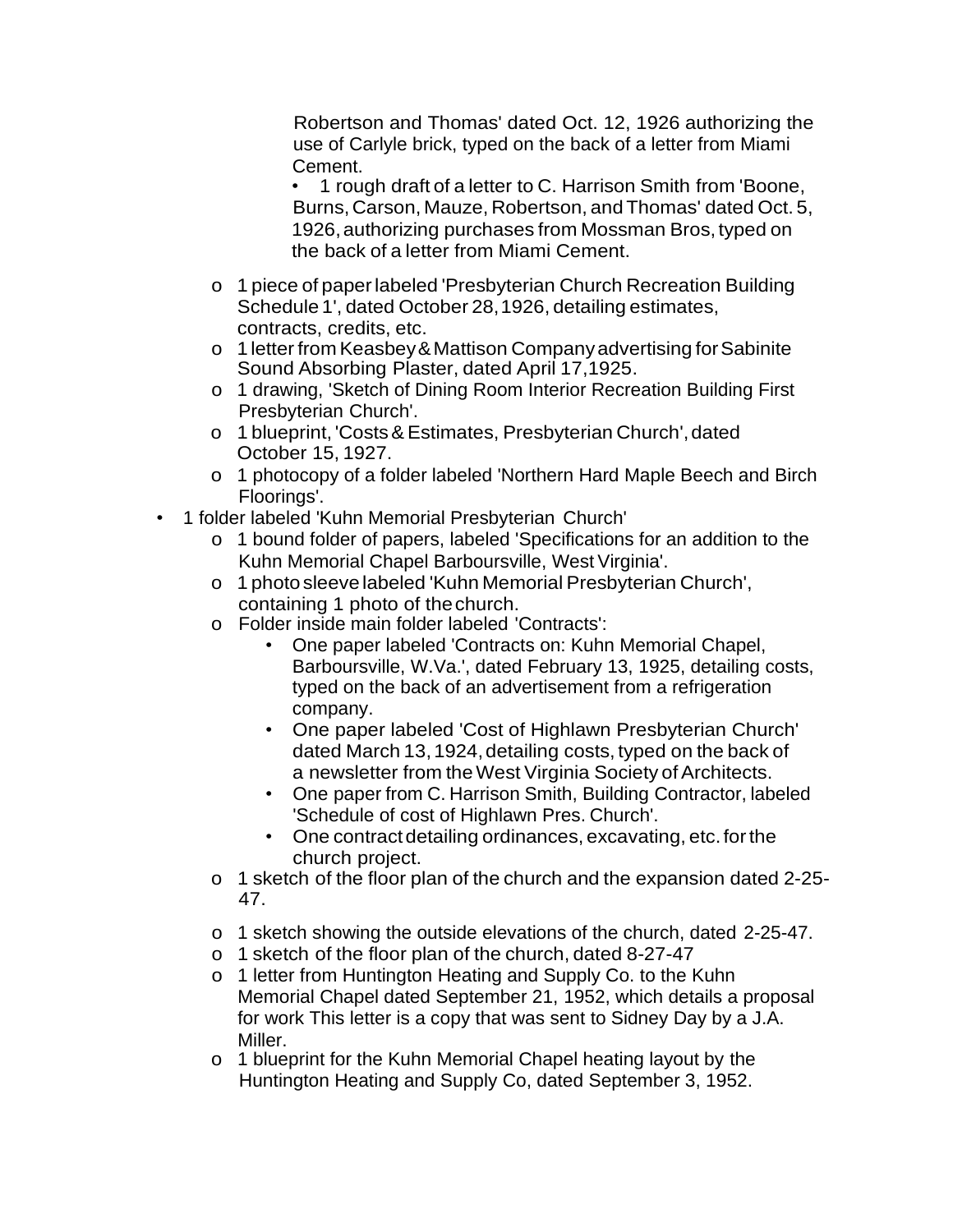Robertson and Thomas' dated Oct. 12, 1926 authorizing the use of Carlyle brick, typed on the back of a letter from Miami Cement.
    - 1 rough draft of a letter to C. Harrison Smith from 'Boone, Burns, Carson, Mauze, Robertson, and Thomas' dated Oct. 5, 1926, authorizing purchases from Mossman Bros, typed on the back of a letter from Miami Cement.
  - 1 piece of paper labeled 'Presbyterian Church Recreation Building Schedule 1', dated October 28, 1926, detailing estimates, contracts, credits, etc.
  - 1 letter from Keasbey & Mattison Company advertising for Sabinite Sound Absorbing Plaster, dated April 17,1925.
  - 1 drawing, 'Sketch of Dining Room Interior Recreation Building First Presbyterian Church'.
  - 1 blueprint, 'Costs & Estimates, Presbyterian Church', dated October 15, 1927.
  - 1 photocopy of a folder labeled 'Northern Hard Maple Beech and Birch Floorings'.
- 1 folder labeled 'Kuhn Memorial Presbyterian Church'
  - 1 bound folder of papers, labeled 'Specifications for an addition to the Kuhn Memorial Chapel Barboursville, West Virginia'.
  - 1 photo sleeve labeled 'Kuhn Memorial Presbyterian Church', containing 1 photo of the church.
  - Folder inside main folder labeled 'Contracts':
    - One paper labeled 'Contracts on: Kuhn Memorial Chapel, Barboursville, W.Va.', dated February 13, 1925, detailing costs, typed on the back of an advertisement from a refrigeration company.
    - One paper labeled 'Cost of Highlawn Presbyterian Church' dated March 13, 1924, detailing costs, typed on the back of a newsletter from the West Virginia Society of Architects.
    - One paper from C. Harrison Smith, Building Contractor, labeled 'Schedule of cost of Highlawn Pres. Church'.
    - One contract detailing ordinances, excavating, etc. for the church project.
  - 1 sketch of the floor plan of the church and the expansion dated 2-25-47.
  - 1 sketch showing the outside elevations of the church, dated 2-25-47.
  - 1 sketch of the floor plan of the church, dated 8-27-47
  - 1 letter from Huntington Heating and Supply Co. to the Kuhn Memorial Chapel dated September 21, 1952, which details a proposal for work This letter is a copy that was sent to Sidney Day by a J.A. Miller.
  - 1 blueprint for the Kuhn Memorial Chapel heating layout by the Huntington Heating and Supply Co, dated September 3, 1952.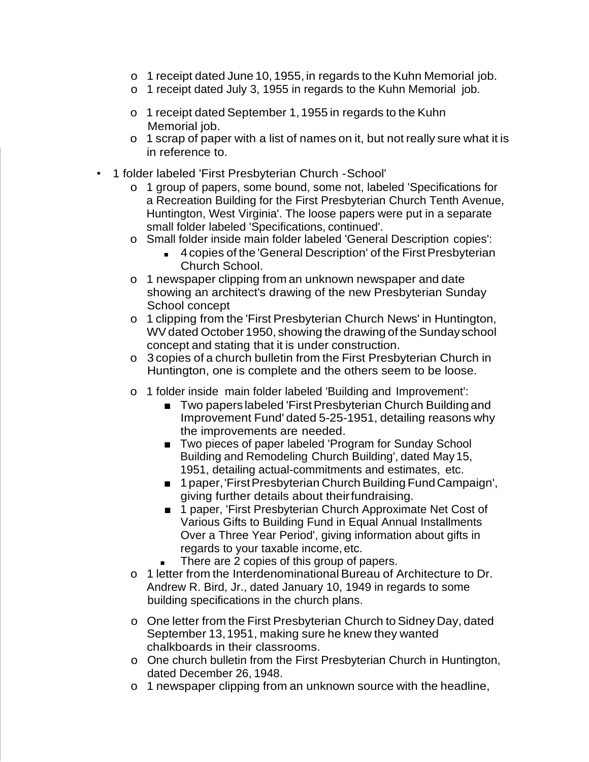- 1 receipt dated June 10, 1955, in regards to the Kuhn Memorial job.
  - 1 receipt dated July 3, 1955 in regards to the Kuhn Memorial job.
  - 1 receipt dated September 1, 1955 in regards to the Kuhn Memorial job.
  - 1 scrap of paper with a list of names on it, but not really sure what it is in reference to.
- 1 folder labeled 'First Presbyterian Church -School'
  - 1 group of papers, some bound, some not, labeled 'Specifications for a Recreation Building for the First Presbyterian Church Tenth Avenue, Huntington, West Virginia'. The loose papers were put in a separate small folder labeled 'Specifications, continued'.
  - Small folder inside main folder labeled 'General Description copies':
    - 4 copies of the 'General Description' of the First Presbyterian Church School.
  - 1 newspaper clipping from an unknown newspaper and date showing an architect's drawing of the new Presbyterian Sunday School concept
  - 1 clipping from the 'First Presbyterian Church News' in Huntington, WV dated October 1950, showing the drawing of the Sunday school concept and stating that it is under construction.
  - 3 copies of a church bulletin from the First Presbyterian Church in Huntington, one is complete and the others seem to be loose.
  - 1 folder inside main folder labeled 'Building and Improvement':
    - Two papers labeled 'First Presbyterian Church Building and Improvement Fund' dated 5-25-1951, detailing reasons why the improvements are needed.
    - Two pieces of paper labeled 'Program for Sunday School Building and Remodeling Church Building', dated May 15, 1951, detailing actual-commitments and estimates, etc.
    - 1 paper, 'First Presbyterian Church Building Fund Campaign', giving further details about their fundraising.
    - 1 paper, 'First Presbyterian Church Approximate Net Cost of Various Gifts to Building Fund in Equal Annual Installments Over a Three Year Period', giving information about gifts in regards to your taxable income, etc.
    - There are 2 copies of this group of papers.
  - 1 letter from the Interdenominational Bureau of Architecture to Dr. Andrew R. Bird, Jr., dated January 10, 1949 in regards to some building specifications in the church plans.
  - One letter from the First Presbyterian Church to Sidney Day, dated September 13, 1951, making sure he knew they wanted chalkboards in their classrooms.
  - One church bulletin from the First Presbyterian Church in Huntington, dated December 26, 1948.
  - 1 newspaper clipping from an unknown source with the headline,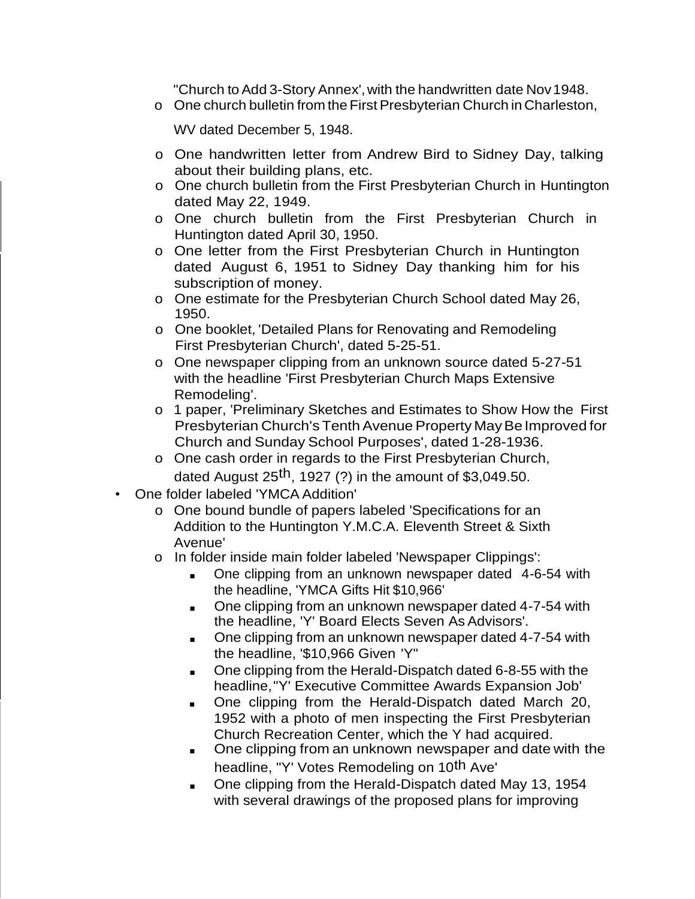"Church to Add 3-Story Annex', with the handwritten date Nov 1948.

  - One church bulletin from the First Presbyterian Church in Charleston, WV dated December 5, 1948.
  - One handwritten letter from Andrew Bird to Sidney Day, talking about their building plans, etc.
  - One church bulletin from the First Presbyterian Church in Huntington dated May 22, 1949.
  - One church bulletin from the First Presbyterian Church in Huntington dated April 30, 1950.
  - One letter from the First Presbyterian Church in Huntington dated August 6, 1951 to Sidney Day thanking him for his subscription of money.
  - One estimate for the Presbyterian Church School dated May 26, 1950.
  - One booklet, 'Detailed Plans for Renovating and Remodeling First Presbyterian Church', dated 5-25-51.
  - One newspaper clipping from an unknown source dated 5-27-51 with the headline 'First Presbyterian Church Maps Extensive Remodeling'.
  - 1 paper, 'Preliminary Sketches and Estimates to Show How the First Presbyterian Church's Tenth Avenue Property May Be Improved for Church and Sunday School Purposes', dated 1-28-1936.
  - One cash order in regards to the First Presbyterian Church, dated August 25th, 1927 (?) in the amount of $3,049.50.
- One folder labeled 'YMCA Addition'
  - One bound bundle of papers labeled 'Specifications for an Addition to the Huntington Y.M.C.A. Eleventh Street & Sixth Avenue'
  - In folder inside main folder labeled 'Newspaper Clippings':
    - One clipping from an unknown newspaper dated 4-6-54 with the headline, 'YMCA Gifts Hit $10,966'
    - One clipping from an unknown newspaper dated 4-7-54 with the headline, 'Y' Board Elects Seven As Advisors'.
    - One clipping from an unknown newspaper dated 4-7-54 with the headline, '$10,966 Given 'Y''
    - One clipping from the Herald-Dispatch dated 6-8-55 with the headline, "Y' Executive Committee Awards Expansion Job'
    - One clipping from the Herald-Dispatch dated March 20, 1952 with a photo of men inspecting the First Presbyterian Church Recreation Center, which the Y had acquired.
    - One clipping from an unknown newspaper and date with the headline, "Y' Votes Remodeling on 10th Ave'
    - One clipping from the Herald-Dispatch dated May 13, 1954 with several drawings of the proposed plans for improving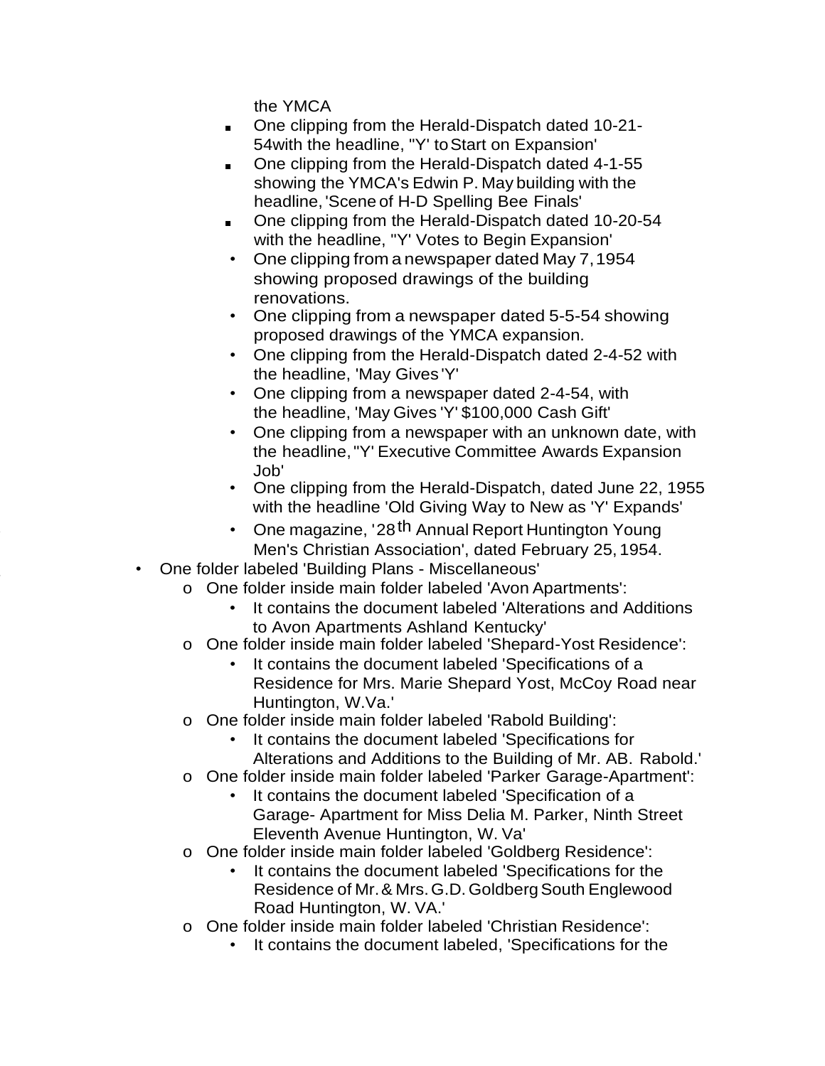the YMCA

        - One clipping from the Herald-Dispatch dated 10-21-54with the headline, ''Y' to Start on Expansion'
        - One clipping from the Herald-Dispatch dated 4-1-55 showing the YMCA's Edwin P. May building with the headline, 'Scene of H-D Spelling Bee Finals'
        - One clipping from the Herald-Dispatch dated 10-20-54 with the headline, ''Y' Votes to Begin Expansion'
        - One clipping from a newspaper dated May 7, 1954 showing proposed drawings of the building renovations.
        - One clipping from a newspaper dated 5-5-54 showing proposed drawings of the YMCA expansion.
        - One clipping from the Herald-Dispatch dated 2-4-52 with the headline, 'May Gives 'Y'
        - One clipping from a newspaper dated 2-4-54, with the headline, 'May Gives 'Y' $100,000 Cash Gift'
        - One clipping from a newspaper with an unknown date, with the headline, ''Y' Executive Committee Awards Expansion Job'
        - One clipping from the Herald-Dispatch, dated June 22, 1955 with the headline 'Old Giving Way to New as 'Y' Expands'
        - One magazine, '28th Annual Report Huntington Young Men's Christian Association', dated February 25, 1954.

- One folder labeled 'Building Plans - Miscellaneous'
    - One folder inside main folder labeled 'Avon Apartments':
        - It contains the document labeled 'Alterations and Additions to Avon Apartments Ashland Kentucky'
    - One folder inside main folder labeled 'Shepard-Yost Residence':
        - It contains the document labeled 'Specifications of a Residence for Mrs. Marie Shepard Yost, McCoy Road near Huntington, W.Va.'
    - One folder inside main folder labeled 'Rabold Building':
        - It contains the document labeled 'Specifications for Alterations and Additions to the Building of Mr. AB. Rabold.'
    - One folder inside main folder labeled 'Parker Garage-Apartment':
        - It contains the document labeled 'Specification of a Garage- Apartment for Miss Delia M. Parker, Ninth Street Eleventh Avenue Huntington, W. Va'
    - One folder inside main folder labeled 'Goldberg Residence':
        - It contains the document labeled 'Specifications for the Residence of Mr. & Mrs. G.D. Goldberg South Englewood Road Huntington, W. VA.'
    - One folder inside main folder labeled 'Christian Residence':
        - It contains the document labeled, 'Specifications for the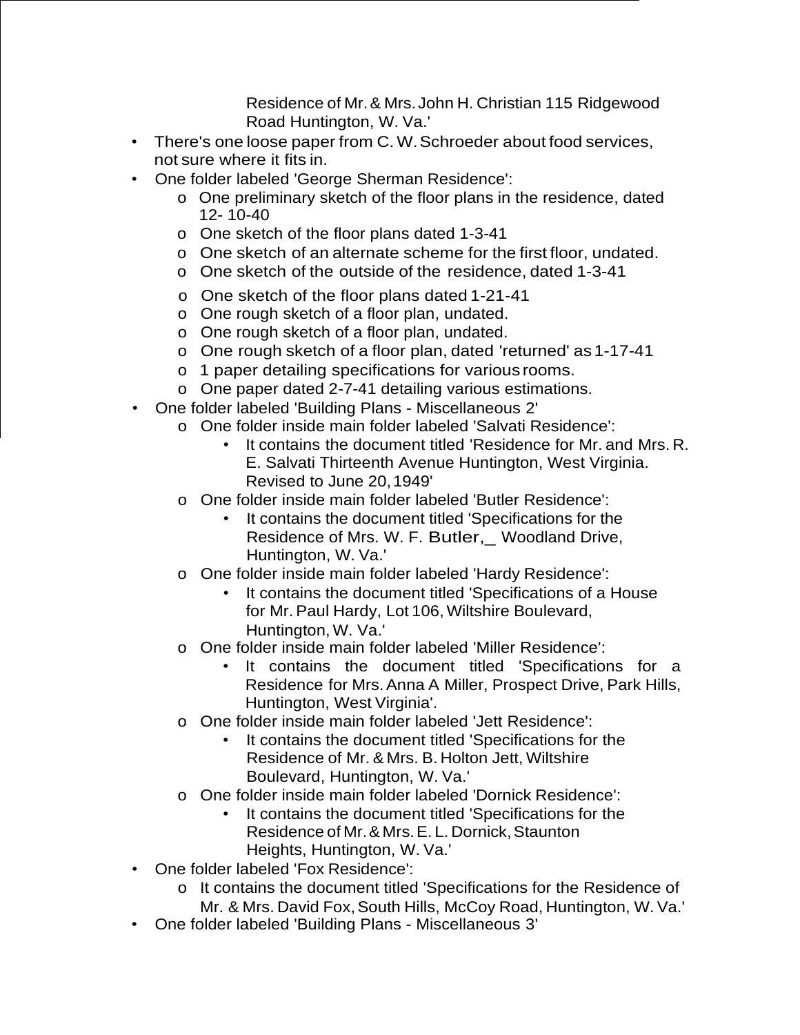Residence of Mr. & Mrs. John H. Christian 115 Ridgewood Road Huntington, W. Va.'

- There's one loose paper from C. W. Schroeder about food services, not sure where it fits in.
- One folder labeled 'George Sherman Residence':
    - One preliminary sketch of the floor plans in the residence, dated 12- 10-40
    - One sketch of the floor plans dated 1-3-41
    - One sketch of an alternate scheme for the first floor, undated.
    - One sketch of the outside of the residence, dated 1-3-41
    - One sketch of the floor plans dated 1-21-41
    - One rough sketch of a floor plan, undated.
    - One rough sketch of a floor plan, undated.
    - One rough sketch of a floor plan, dated 'returned' as 1-17-41
    - 1 paper detailing specifications for various rooms.
    - One paper dated 2-7-41 detailing various estimations.
- One folder labeled 'Building Plans - Miscellaneous 2'
    - One folder inside main folder labeled 'Salvati Residence':
        - It contains the document titled 'Residence for Mr. and Mrs. R. E. Salvati Thirteenth Avenue Huntington, West Virginia. Revised to June 20, 1949'
    - One folder inside main folder labeled 'Butler Residence':
        - It contains the document titled 'Specifications for the Residence of Mrs. W. F. Butler,_ Woodland Drive, Huntington, W. Va.'
    - One folder inside main folder labeled 'Hardy Residence':
        - It contains the document titled 'Specifications of a House for Mr. Paul Hardy, Lot 106, Wiltshire Boulevard, Huntington, W. Va.'
    - One folder inside main folder labeled 'Miller Residence':
        - It contains the document titled 'Specifications for a Residence for Mrs. Anna A Miller, Prospect Drive, Park Hills, Huntington, West Virginia'.
    - One folder inside main folder labeled 'Jett Residence':
        - It contains the document titled 'Specifications for the Residence of Mr. & Mrs. B. Holton Jett, Wiltshire Boulevard, Huntington, W. Va.'
    - One folder inside main folder labeled 'Dornick Residence':
        - It contains the document titled 'Specifications for the Residence of Mr. & Mrs. E. L. Dornick, Staunton Heights, Huntington, W. Va.'
- One folder labeled 'Fox Residence':
    - It contains the document titled 'Specifications for the Residence of Mr. & Mrs. David Fox, South Hills, McCoy Road, Huntington, W. Va.'
- One folder labeled 'Building Plans - Miscellaneous 3'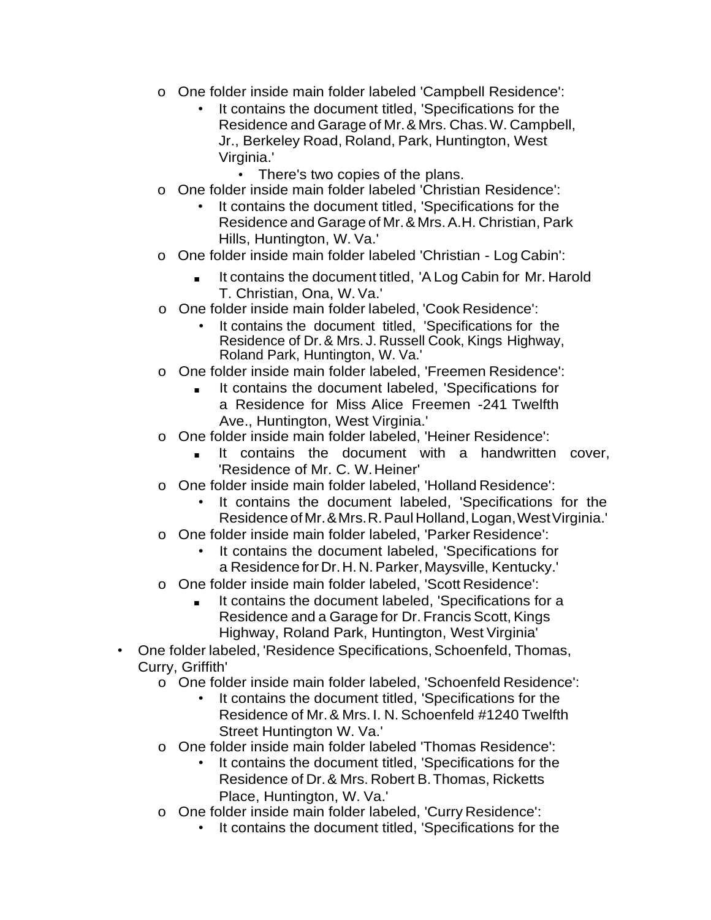- One folder inside main folder labeled 'Campbell Residence':
  - It contains the document titled, 'Specifications for the Residence and Garage of Mr. & Mrs. Chas. W. Campbell, Jr., Berkeley Road, Roland, Park, Huntington, West Virginia.'
    - There's two copies of the plans.
- One folder inside main folder labeled 'Christian Residence':
  - It contains the document titled, 'Specifications for the Residence and Garage of Mr. & Mrs. A.H. Christian, Park Hills, Huntington, W. Va.'
- One folder inside main folder labeled 'Christian - Log Cabin':
  - It contains the document titled, 'A Log Cabin for Mr. Harold T. Christian, Ona, W. Va.'
- One folder inside main folder labeled, 'Cook Residence':
  - It contains the document titled, 'Specifications for the Residence of Dr. & Mrs. J. Russell Cook, Kings Highway, Roland Park, Huntington, W. Va.'
- One folder inside main folder labeled, 'Freemen Residence':
  - It contains the document labeled, 'Specifications for a Residence for Miss Alice Freemen -241 Twelfth Ave., Huntington, West Virginia.'
- One folder inside main folder labeled, 'Heiner Residence':
  - It contains the document with a handwritten cover, 'Residence of Mr. C. W. Heiner'
- One folder inside main folder labeled, 'Holland Residence':
  - It contains the document labeled, 'Specifications for the Residence of Mr. & Mrs. R. Paul Holland, Logan, West Virginia.'
- One folder inside main folder labeled, 'Parker Residence':
  - It contains the document labeled, 'Specifications for a Residence for Dr. H. N. Parker, Maysville, Kentucky.'
- One folder inside main folder labeled, 'Scott Residence':
  - It contains the document labeled, 'Specifications for a Residence and a Garage for Dr. Francis Scott, Kings Highway, Roland Park, Huntington, West Virginia'

- One folder labeled, 'Residence Specifications, Schoenfeld, Thomas, Curry, Griffith'
  - One folder inside main folder labeled, 'Schoenfeld Residence':
    - It contains the document titled, 'Specifications for the Residence of Mr. & Mrs. I. N. Schoenfeld #1240 Twelfth Street Huntington W. Va.'
  - One folder inside main folder labeled 'Thomas Residence':
    - It contains the document titled, 'Specifications for the Residence of Dr. & Mrs. Robert B. Thomas, Ricketts Place, Huntington, W. Va.'
  - One folder inside main folder labeled, 'Curry Residence':
    - It contains the document titled, 'Specifications for the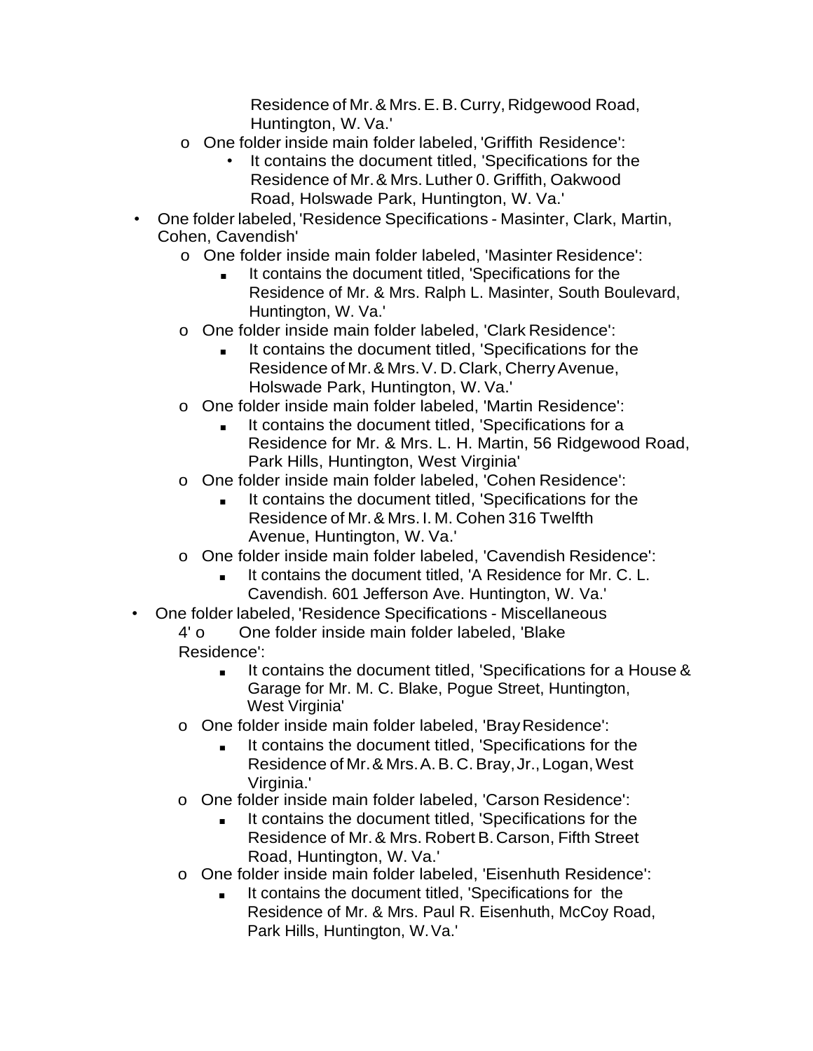Residence of Mr. & Mrs. E. B. Curry, Ridgewood Road, Huntington, W. Va.'

- One folder inside main folder labeled, 'Griffith Residence':
    - It contains the document titled, 'Specifications for the Residence of Mr. & Mrs. Luther 0. Griffith, Oakwood Road, Holswade Park, Huntington, W. Va.'

- One folder labeled, 'Residence Specifications - Masinter, Clark, Martin, Cohen, Cavendish'
    - One folder inside main folder labeled, 'Masinter Residence':
        - It contains the document titled, 'Specifications for the Residence of Mr. & Mrs. Ralph L. Masinter, South Boulevard, Huntington, W. Va.'
    - One folder inside main folder labeled, 'Clark Residence':
        - It contains the document titled, 'Specifications for the Residence of Mr. & Mrs. V. D. Clark, Cherry Avenue, Holswade Park, Huntington, W. Va.'
    - One folder inside main folder labeled, 'Martin Residence':
        - It contains the document titled, 'Specifications for a Residence for Mr. & Mrs. L. H. Martin, 56 Ridgewood Road, Park Hills, Huntington, West Virginia'
    - One folder inside main folder labeled, 'Cohen Residence':
        - It contains the document titled, 'Specifications for the Residence of Mr. & Mrs. I. M. Cohen 316 Twelfth Avenue, Huntington, W. Va.'
    - One folder inside main folder labeled, 'Cavendish Residence':
        - It contains the document titled, 'A Residence for Mr. C. L. Cavendish. 601 Jefferson Ave. Huntington, W. Va.'

- One folder labeled, 'Residence Specifications - Miscellaneous 4'
    - One folder inside main folder labeled, 'Blake Residence':
        - It contains the document titled, 'Specifications for a House & Garage for Mr. M. C. Blake, Pogue Street, Huntington, West Virginia'
    - One folder inside main folder labeled, 'Bray Residence':
        - It contains the document titled, 'Specifications for the Residence of Mr. & Mrs. A. B. C. Bray, Jr., Logan, West Virginia.'
    - One folder inside main folder labeled, 'Carson Residence':
        - It contains the document titled, 'Specifications for the Residence of Mr. & Mrs. Robert B. Carson, Fifth Street Road, Huntington, W. Va.'
    - One folder inside main folder labeled, 'Eisenhuth Residence':
        - It contains the document titled, 'Specifications for the Residence of Mr. & Mrs. Paul R. Eisenhuth, McCoy Road, Park Hills, Huntington, W. Va.'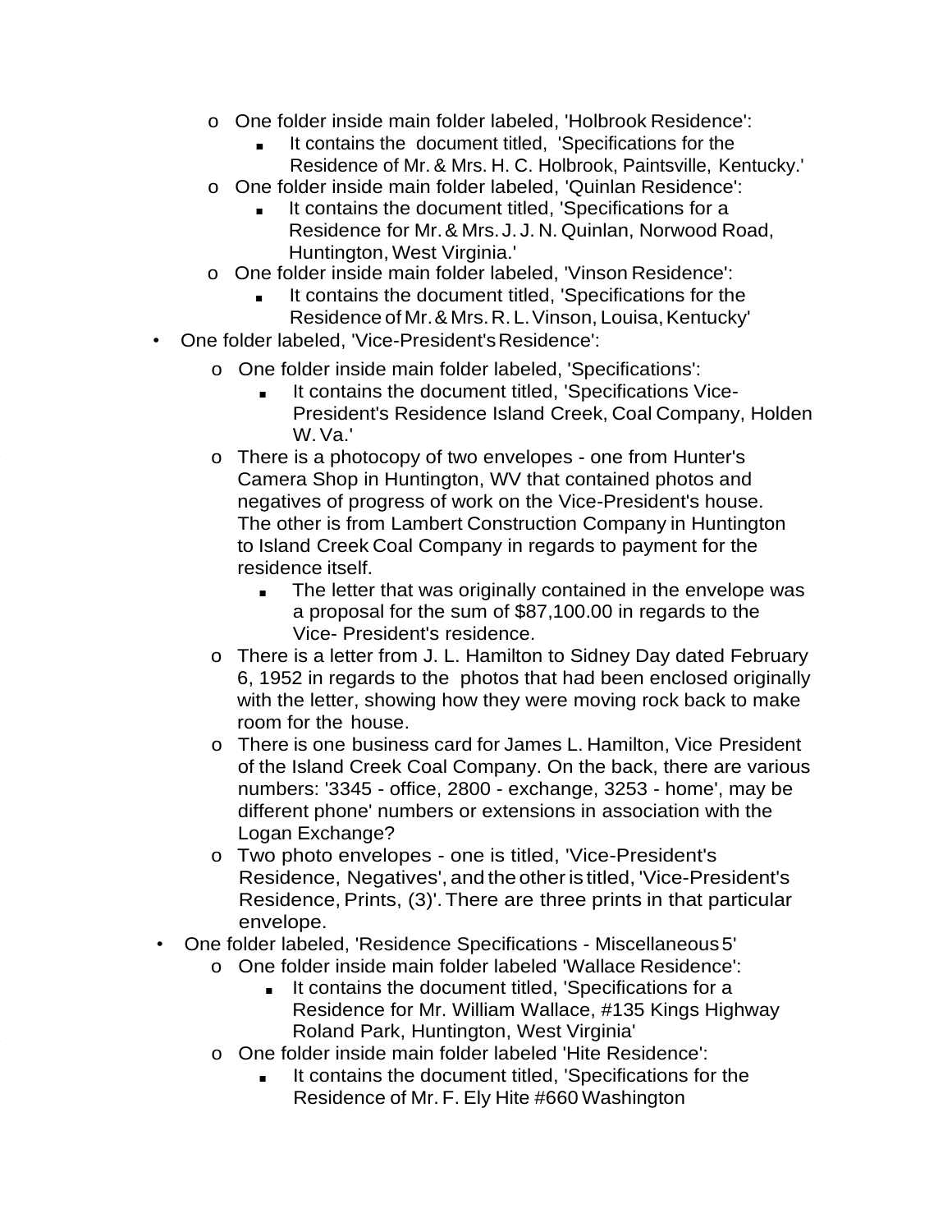- One folder inside main folder labeled, 'Holbrook Residence':
  - It contains the document titled, 'Specifications for the Residence of Mr. & Mrs. H. C. Holbrook, Paintsville, Kentucky.'
- One folder inside main folder labeled, 'Quinlan Residence':
  - It contains the document titled, 'Specifications for a Residence for Mr. & Mrs. J. J. N. Quinlan, Norwood Road, Huntington, West Virginia.'
- One folder inside main folder labeled, 'Vinson Residence':
  - It contains the document titled, 'Specifications for the Residence of Mr. & Mrs. R. L. Vinson, Louisa, Kentucky'

- One folder labeled, 'Vice-President's Residence':
  - One folder inside main folder labeled, 'Specifications':
    - It contains the document titled, 'Specifications Vice-President's Residence Island Creek, Coal Company, Holden W. Va.'
  - There is a photocopy of two envelopes - one from Hunter's Camera Shop in Huntington, WV that contained photos and negatives of progress of work on the Vice-President's house. The other is from Lambert Construction Company in Huntington to Island Creek Coal Company in regards to payment for the residence itself.
    - The letter that was originally contained in the envelope was a proposal for the sum of $87,100.00 in regards to the Vice- President's residence.
  - There is a letter from J. L. Hamilton to Sidney Day dated February 6, 1952 in regards to the photos that had been enclosed originally with the letter, showing how they were moving rock back to make room for the house.
  - There is one business card for James L. Hamilton, Vice President of the Island Creek Coal Company. On the back, there are various numbers: '3345 - office, 2800 - exchange, 3253 - home', may be different phone' numbers or extensions in association with the Logan Exchange?
  - Two photo envelopes - one is titled, 'Vice-President's Residence, Negatives', and the other is titled, 'Vice-President's Residence, Prints, (3)'. There are three prints in that particular envelope.
- One folder labeled, 'Residence Specifications - Miscellaneous 5'
  - One folder inside main folder labeled 'Wallace Residence':
    - It contains the document titled, 'Specifications for a Residence for Mr. William Wallace, #135 Kings Highway Roland Park, Huntington, West Virginia'
  - One folder inside main folder labeled 'Hite Residence':
    - It contains the document titled, 'Specifications for the Residence of Mr. F. Ely Hite #660 Washington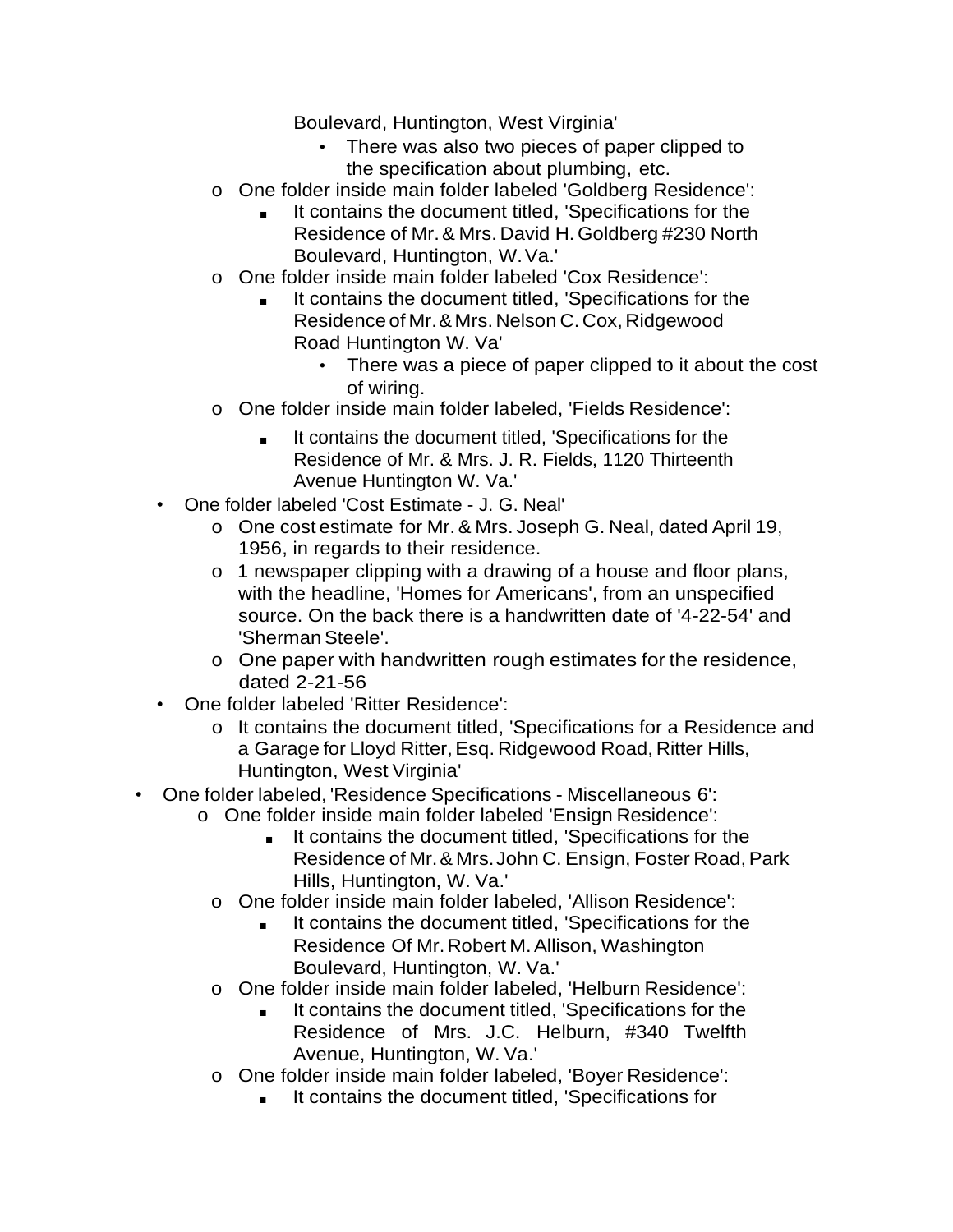Boulevard, Huntington, West Virginia'

            - There was also two pieces of paper clipped to the specification about plumbing, etc.

    - One folder inside main folder labeled 'Goldberg Residence':
        - It contains the document titled, 'Specifications for the Residence of Mr. & Mrs. David H. Goldberg #230 North Boulevard, Huntington, W. Va.'
    - One folder inside main folder labeled 'Cox Residence':
        - It contains the document titled, 'Specifications for the Residence of Mr. & Mrs. Nelson C. Cox, Ridgewood Road Huntington W. Va'
            - There was a piece of paper clipped to it about the cost of wiring.
    - One folder inside main folder labeled, 'Fields Residence':
        - It contains the document titled, 'Specifications for the Residence of Mr. & Mrs. J. R. Fields, 1120 Thirteenth Avenue Huntington W. Va.'
  - One folder labeled 'Cost Estimate - J. G. Neal'
    - One cost estimate for Mr. & Mrs. Joseph G. Neal, dated April 19, 1956, in regards to their residence.
    - 1 newspaper clipping with a drawing of a house and floor plans, with the headline, 'Homes for Americans', from an unspecified source. On the back there is a handwritten date of '4-22-54' and 'Sherman Steele'.
    - One paper with handwritten rough estimates for the residence, dated 2-21-56
  - One folder labeled 'Ritter Residence':
    - It contains the document titled, 'Specifications for a Residence and a Garage for Lloyd Ritter, Esq. Ridgewood Road, Ritter Hills, Huntington, West Virginia'
- One folder labeled, 'Residence Specifications - Miscellaneous 6':
    - One folder inside main folder labeled 'Ensign Residence':
        - It contains the document titled, 'Specifications for the Residence of Mr. & Mrs. John C. Ensign, Foster Road, Park Hills, Huntington, W. Va.'
    - One folder inside main folder labeled, 'Allison Residence':
        - It contains the document titled, 'Specifications for the Residence Of Mr. Robert M. Allison, Washington Boulevard, Huntington, W. Va.'
    - One folder inside main folder labeled, 'Helburn Residence':
        - It contains the document titled, 'Specifications for the Residence of Mrs. J.C. Helburn, #340 Twelfth Avenue, Huntington, W. Va.'
    - One folder inside main folder labeled, 'Boyer Residence':
        - It contains the document titled, 'Specifications for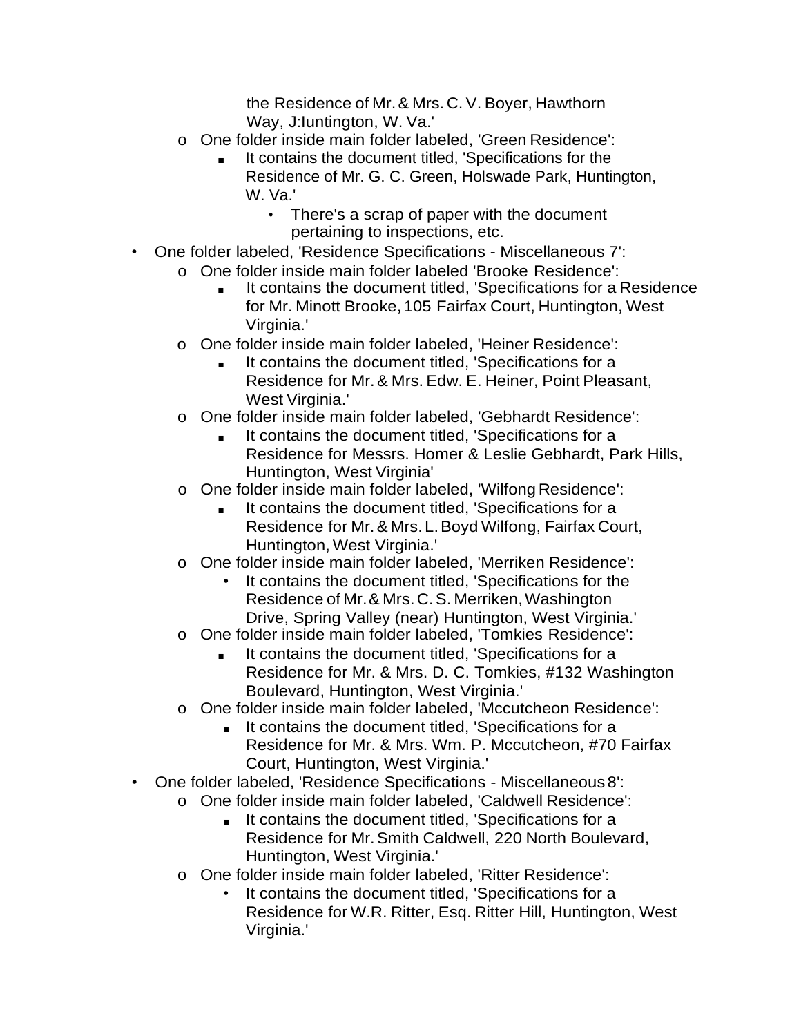the Residence of Mr. & Mrs. C. V. Boyer, Hawthorn Way, J:Iuntington, W. Va.'

- One folder inside main folder labeled, 'Green Residence':
    - It contains the document titled, 'Specifications for the Residence of Mr. G. C. Green, Holswade Park, Huntington, W. Va.'
        - There's a scrap of paper with the document pertaining to inspections, etc.

- One folder labeled, 'Residence Specifications - Miscellaneous 7':
    - One folder inside main folder labeled 'Brooke Residence':
        - It contains the document titled, 'Specifications for a Residence for Mr. Minott Brooke, 105 Fairfax Court, Huntington, West Virginia.'
    - One folder inside main folder labeled, 'Heiner Residence':
        - It contains the document titled, 'Specifications for a Residence for Mr. & Mrs. Edw. E. Heiner, Point Pleasant, West Virginia.'
    - One folder inside main folder labeled, 'Gebhardt Residence':
        - It contains the document titled, 'Specifications for a Residence for Messrs. Homer & Leslie Gebhardt, Park Hills, Huntington, West Virginia'
    - One folder inside main folder labeled, 'Wilfong Residence':
        - It contains the document titled, 'Specifications for a Residence for Mr. & Mrs. L. Boyd Wilfong, Fairfax Court, Huntington, West Virginia.'
    - One folder inside main folder labeled, 'Merriken Residence':
        - It contains the document titled, 'Specifications for the Residence of Mr. & Mrs. C. S. Merriken, Washington Drive, Spring Valley (near) Huntington, West Virginia.'
    - One folder inside main folder labeled, 'Tomkies Residence':
        - It contains the document titled, 'Specifications for a Residence for Mr. & Mrs. D. C. Tomkies, #132 Washington Boulevard, Huntington, West Virginia.'
    - One folder inside main folder labeled, 'Mccutcheon Residence':
        - It contains the document titled, 'Specifications for a Residence for Mr. & Mrs. Wm. P. Mccutcheon, #70 Fairfax Court, Huntington, West Virginia.'

- One folder labeled, 'Residence Specifications - Miscellaneous 8':
    - One folder inside main folder labeled, 'Caldwell Residence':
        - It contains the document titled, 'Specifications for a Residence for Mr. Smith Caldwell, 220 North Boulevard, Huntington, West Virginia.'
    - One folder inside main folder labeled, 'Ritter Residence':
        - It contains the document titled, 'Specifications for a Residence for W.R. Ritter, Esq. Ritter Hill, Huntington, West Virginia.'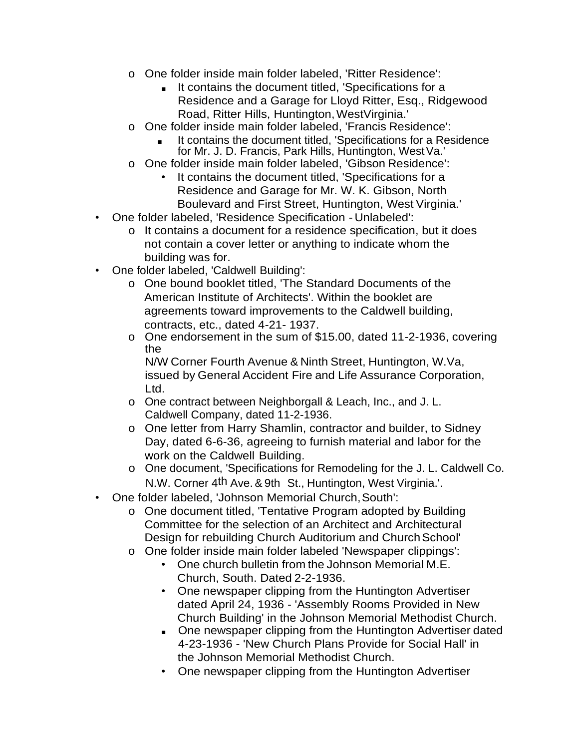- One folder inside main folder labeled, 'Ritter Residence':
  - It contains the document titled, 'Specifications for a Residence and a Garage for Lloyd Ritter, Esq., Ridgewood Road, Ritter Hills, Huntington, WestVirginia.'
- One folder inside main folder labeled, 'Francis Residence':
  - It contains the document titled, 'Specifications for a Residence for Mr. J. D. Francis, Park Hills, Huntington, West Va.'
- One folder inside main folder labeled, 'Gibson Residence':
  - It contains the document titled, 'Specifications for a Residence and Garage for Mr. W. K. Gibson, North Boulevard and First Street, Huntington, West Virginia.'

- One folder labeled, 'Residence Specification - Unlabeled':
  - It contains a document for a residence specification, but it does not contain a cover letter or anything to indicate whom the building was for.
- One folder labeled, 'Caldwell Building':
  - One bound booklet titled, 'The Standard Documents of the American Institute of Architects'. Within the booklet are agreements toward improvements to the Caldwell building, contracts, etc., dated 4-21- 1937.
  - One endorsement in the sum of $15.00, dated 11-2-1936, covering the N/W Corner Fourth Avenue & Ninth Street, Huntington, W.Va, issued by General Accident Fire and Life Assurance Corporation, Ltd.
  - One contract between Neighborgall & Leach, Inc., and J. L. Caldwell Company, dated 11-2-1936.
  - One letter from Harry Shamlin, contractor and builder, to Sidney Day, dated 6-6-36, agreeing to furnish material and labor for the work on the Caldwell Building.
  - One document, 'Specifications for Remodeling for the J. L. Caldwell Co. N.W. Corner 4th Ave. & 9th St., Huntington, West Virginia.'.
- One folder labeled, 'Johnson Memorial Church, South':
  - One document titled, 'Tentative Program adopted by Building Committee for the selection of an Architect and Architectural Design for rebuilding Church Auditorium and Church School'
  - One folder inside main folder labeled 'Newspaper clippings':
    - One church bulletin from the Johnson Memorial M.E. Church, South. Dated 2-2-1936.
    - One newspaper clipping from the Huntington Advertiser dated April 24, 1936 - 'Assembly Rooms Provided in New Church Building' in the Johnson Memorial Methodist Church.
    - One newspaper clipping from the Huntington Advertiser dated 4-23-1936 - 'New Church Plans Provide for Social Hall' in the Johnson Memorial Methodist Church.
    - One newspaper clipping from the Huntington Advertiser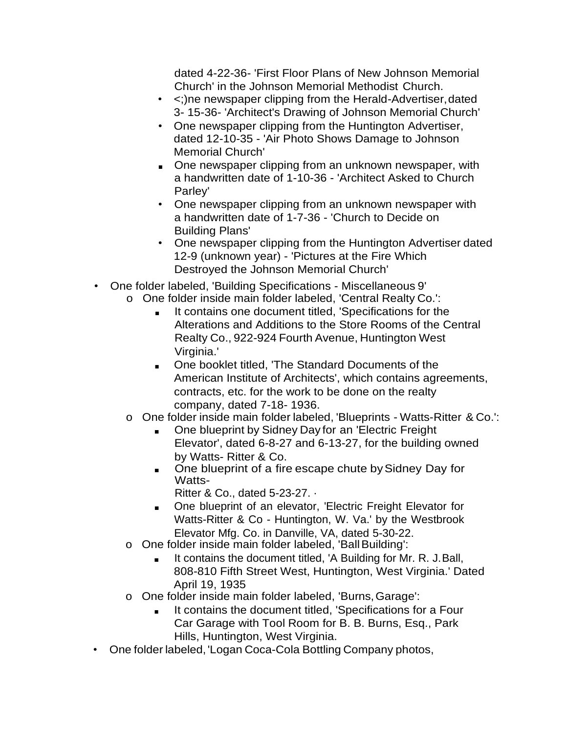dated 4-22-36- 'First Floor Plans of New Johnson Memorial Church' in the Johnson Memorial Methodist Church.
  - <;)ne newspaper clipping from the Herald-Advertiser, dated 3- 15-36- 'Architect's Drawing of Johnson Memorial Church'
  - One newspaper clipping from the Huntington Advertiser, dated 12-10-35 - 'Air Photo Shows Damage to Johnson Memorial Church'
  - One newspaper clipping from an unknown newspaper, with a handwritten date of 1-10-36 - 'Architect Asked to Church Parley'
  - One newspaper clipping from an unknown newspaper with a handwritten date of 1-7-36 - 'Church to Decide on Building Plans'
  - One newspaper clipping from the Huntington Advertiser dated 12-9 (unknown year) - 'Pictures at the Fire Which Destroyed the Johnson Memorial Church'

- One folder labeled, 'Building Specifications - Miscellaneous 9'
  - One folder inside main folder labeled, 'Central Realty Co.':
    - It contains one document titled, 'Specifications for the Alterations and Additions to the Store Rooms of the Central Realty Co., 922-924 Fourth Avenue, Huntington West Virginia.'
    - One booklet titled, 'The Standard Documents of the American Institute of Architects', which contains agreements, contracts, etc. for the work to be done on the realty company, dated 7-18- 1936.
  - One folder inside main folder labeled, 'Blueprints - Watts-Ritter & Co.':
    - One blueprint by Sidney Day for an 'Electric Freight Elevator', dated 6-8-27 and 6-13-27, for the building owned by Watts- Ritter & Co.
    - One blueprint of a fire escape chute by Sidney Day for Watts-
      Ritter & Co., dated 5-23-27. ·
    - One blueprint of an elevator, 'Electric Freight Elevator for Watts-Ritter & Co - Huntington, W. Va.' by the Westbrook Elevator Mfg. Co. in Danville, VA, dated 5-30-22.
  - One folder inside main folder labeled, 'Ball Building':
    - It contains the document titled, 'A Building for Mr. R. J. Ball, 808-810 Fifth Street West, Huntington, West Virginia.' Dated April 19, 1935
  - One folder inside main folder labeled, 'Burns, Garage':
    - It contains the document titled, 'Specifications for a Four Car Garage with Tool Room for B. B. Burns, Esq., Park Hills, Huntington, West Virginia.

- One folder labeled, 'Logan Coca-Cola Bottling Company photos,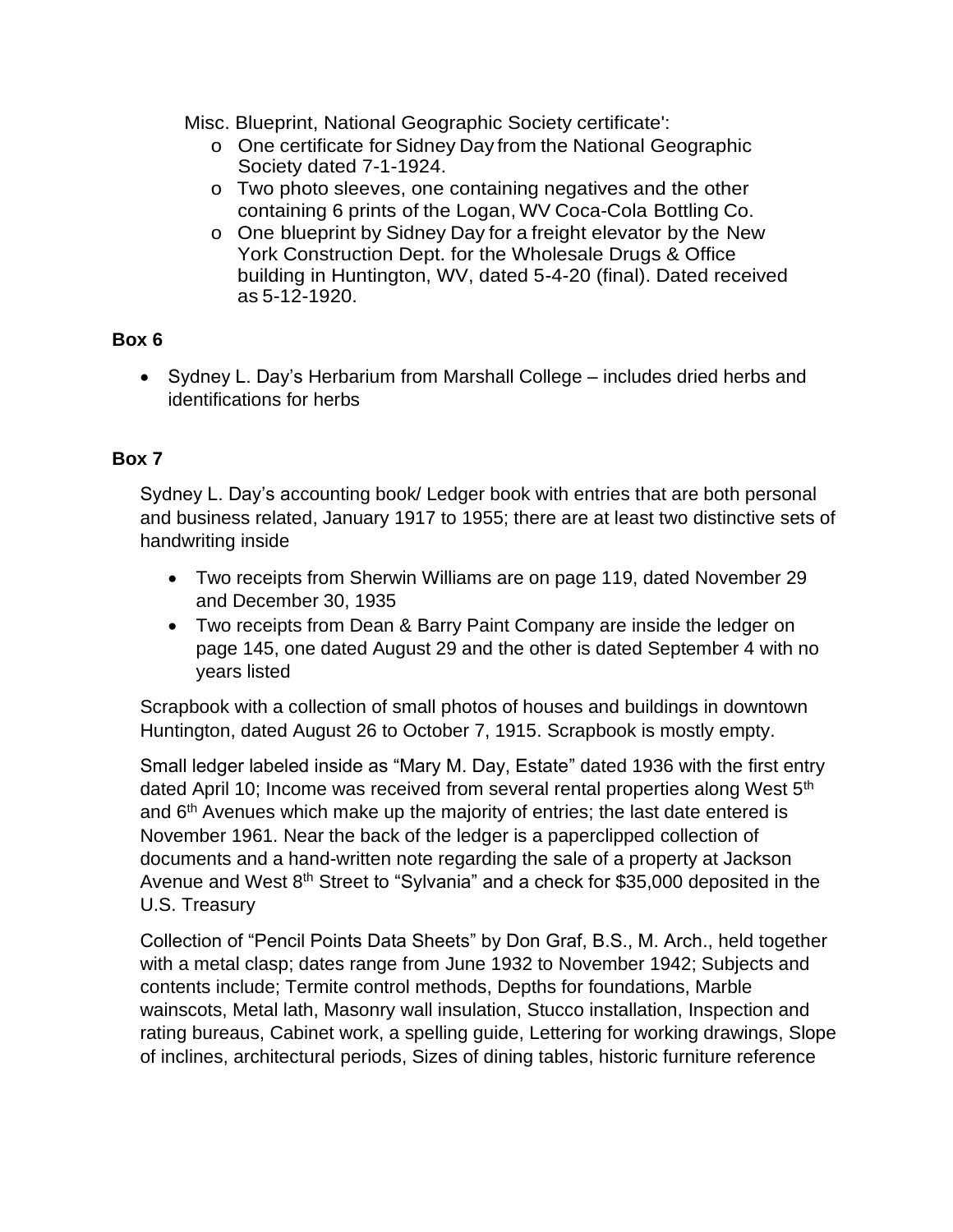Misc. Blueprint, National Geographic Society certificate':

- One certificate for Sidney Day from the National Geographic Society dated 7-1-1924.
- Two photo sleeves, one containing negatives and the other containing 6 prints of the Logan, WV Coca-Cola Bottling Co.
- One blueprint by Sidney Day for a freight elevator by the New York Construction Dept. for the Wholesale Drugs & Office building in Huntington, WV, dated 5-4-20 (final). Dated received as 5-12-1920.

**Box 6**

- Sydney L. Day's Herbarium from Marshall College – includes dried herbs and identifications for herbs

**Box 7**

Sydney L. Day's accounting book/ Ledger book with entries that are both personal and business related, January 1917 to 1955; there are at least two distinctive sets of handwriting inside

- Two receipts from Sherwin Williams are on page 119, dated November 29 and December 30, 1935
- Two receipts from Dean & Barry Paint Company are inside the ledger on page 145, one dated August 29 and the other is dated September 4 with no years listed

Scrapbook with a collection of small photos of houses and buildings in downtown Huntington, dated August 26 to October 7, 1915. Scrapbook is mostly empty.

Small ledger labeled inside as "Mary M. Day, Estate" dated 1936 with the first entry dated April 10; Income was received from several rental properties along West 5th and 6th Avenues which make up the majority of entries; the last date entered is November 1961. Near the back of the ledger is a paperclipped collection of documents and a hand-written note regarding the sale of a property at Jackson Avenue and West 8th Street to "Sylvania" and a check for $35,000 deposited in the U.S. Treasury

Collection of "Pencil Points Data Sheets" by Don Graf, B.S., M. Arch., held together with a metal clasp; dates range from June 1932 to November 1942; Subjects and contents include; Termite control methods, Depths for foundations, Marble wainscots, Metal lath, Masonry wall insulation, Stucco installation, Inspection and rating bureaus, Cabinet work, a spelling guide, Lettering for working drawings, Slope of inclines, architectural periods, Sizes of dining tables, historic furniture reference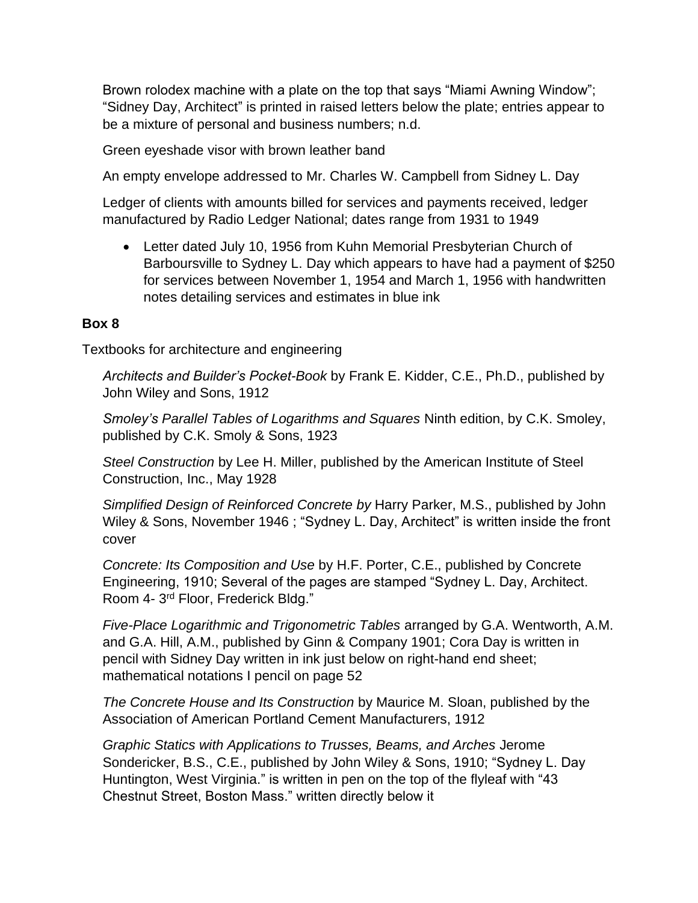Brown rolodex machine with a plate on the top that says "Miami Awning Window"; "Sidney Day, Architect" is printed in raised letters below the plate; entries appear to be a mixture of personal and business numbers; n.d.

Green eyeshade visor with brown leather band

An empty envelope addressed to Mr. Charles W. Campbell from Sidney L. Day

Ledger of clients with amounts billed for services and payments received, ledger manufactured by Radio Ledger National; dates range from 1931 to 1949

- Letter dated July 10, 1956 from Kuhn Memorial Presbyterian Church of Barboursville to Sydney L. Day which appears to have had a payment of $250 for services between November 1, 1954 and March 1, 1956 with handwritten notes detailing services and estimates in blue ink

**Box 8**

Textbooks for architecture and engineering

*Architects and Builder's Pocket-Book* by Frank E. Kidder, C.E., Ph.D., published by John Wiley and Sons, 1912

*Smoley's Parallel Tables of Logarithms and Squares* Ninth edition, by C.K. Smoley, published by C.K. Smoly & Sons, 1923

*Steel Construction* by Lee H. Miller, published by the American Institute of Steel Construction, Inc., May 1928

*Simplified Design of Reinforced Concrete by* Harry Parker, M.S., published by John Wiley & Sons, November 1946 ; "Sydney L. Day, Architect" is written inside the front cover

*Concrete: Its Composition and Use* by H.F. Porter, C.E., published by Concrete Engineering, 1910; Several of the pages are stamped "Sydney L. Day, Architect. Room 4- 3rd Floor, Frederick Bldg."

*Five-Place Logarithmic and Trigonometric Tables* arranged by G.A. Wentworth, A.M. and G.A. Hill, A.M., published by Ginn & Company 1901; Cora Day is written in pencil with Sidney Day written in ink just below on right-hand end sheet; mathematical notations I pencil on page 52

*The Concrete House and Its Construction* by Maurice M. Sloan, published by the Association of American Portland Cement Manufacturers, 1912

*Graphic Statics with Applications to Trusses, Beams, and Arches* Jerome Sondericker, B.S., C.E., published by John Wiley & Sons, 1910; "Sydney L. Day Huntington, West Virginia." is written in pen on the top of the flyleaf with "43 Chestnut Street, Boston Mass." written directly below it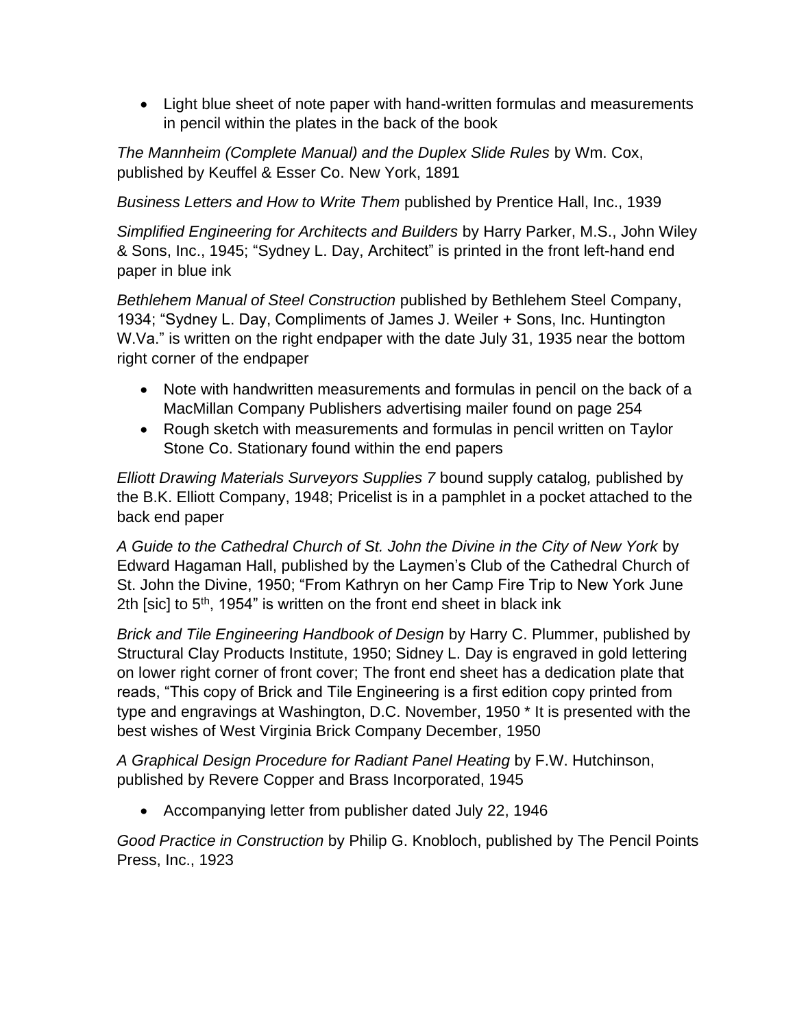- Light blue sheet of note paper with hand-written formulas and measurements in pencil within the plates in the back of the book

*The Mannheim (Complete Manual) and the Duplex Slide Rules* by Wm. Cox, published by Keuffel & Esser Co. New York, 1891

*Business Letters and How to Write Them* published by Prentice Hall, Inc., 1939

*Simplified Engineering for Architects and Builders* by Harry Parker, M.S., John Wiley & Sons, Inc., 1945; "Sydney L. Day, Architect" is printed in the front left-hand end paper in blue ink

*Bethlehem Manual of Steel Construction* published by Bethlehem Steel Company, 1934; "Sydney L. Day, Compliments of James J. Weiler + Sons, Inc. Huntington W.Va." is written on the right endpaper with the date July 31, 1935 near the bottom right corner of the endpaper

- Note with handwritten measurements and formulas in pencil on the back of a MacMillan Company Publishers advertising mailer found on page 254
- Rough sketch with measurements and formulas in pencil written on Taylor Stone Co. Stationary found within the end papers

*Elliott Drawing Materials Surveyors Supplies 7* bound supply catalog*,* published by the B.K. Elliott Company, 1948; Pricelist is in a pamphlet in a pocket attached to the back end paper

*A Guide to the Cathedral Church of St. John the Divine in the City of New York* by Edward Hagaman Hall, published by the Laymen's Club of the Cathedral Church of St. John the Divine, 1950; "From Kathryn on her Camp Fire Trip to New York June 2th [sic] to 5th, 1954" is written on the front end sheet in black ink

*Brick and Tile Engineering Handbook of Design* by Harry C. Plummer, published by Structural Clay Products Institute, 1950; Sidney L. Day is engraved in gold lettering on lower right corner of front cover; The front end sheet has a dedication plate that reads, "This copy of Brick and Tile Engineering is a first edition copy printed from type and engravings at Washington, D.C. November, 1950 * It is presented with the best wishes of West Virginia Brick Company December, 1950

*A Graphical Design Procedure for Radiant Panel Heating* by F.W. Hutchinson, published by Revere Copper and Brass Incorporated, 1945

- Accompanying letter from publisher dated July 22, 1946

*Good Practice in Construction* by Philip G. Knobloch, published by The Pencil Points Press, Inc., 1923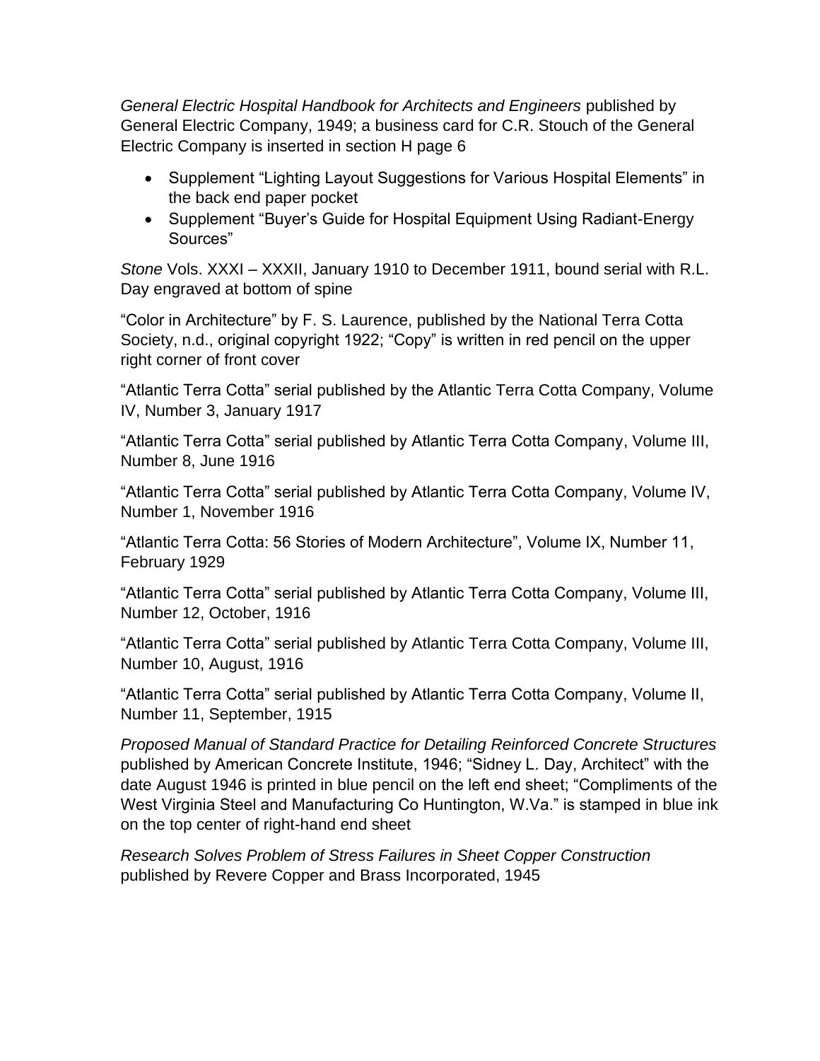*General Electric Hospital Handbook for Architects and Engineers* published by General Electric Company, 1949; a business card for C.R. Stouch of the General Electric Company is inserted in section H page 6

- Supplement "Lighting Layout Suggestions for Various Hospital Elements" in the back end paper pocket
- Supplement "Buyer's Guide for Hospital Equipment Using Radiant-Energy Sources"

*Stone* Vols. XXXI – XXXII, January 1910 to December 1911, bound serial with R.L. Day engraved at bottom of spine

"Color in Architecture" by F. S. Laurence, published by the National Terra Cotta Society, n.d., original copyright 1922; "Copy" is written in red pencil on the upper right corner of front cover

"Atlantic Terra Cotta" serial published by the Atlantic Terra Cotta Company, Volume IV, Number 3, January 1917

"Atlantic Terra Cotta" serial published by Atlantic Terra Cotta Company, Volume III, Number 8, June 1916

"Atlantic Terra Cotta" serial published by Atlantic Terra Cotta Company, Volume IV, Number 1, November 1916

"Atlantic Terra Cotta: 56 Stories of Modern Architecture", Volume IX, Number 11, February 1929

"Atlantic Terra Cotta" serial published by Atlantic Terra Cotta Company, Volume III, Number 12, October, 1916

"Atlantic Terra Cotta" serial published by Atlantic Terra Cotta Company, Volume III, Number 10, August, 1916

"Atlantic Terra Cotta" serial published by Atlantic Terra Cotta Company, Volume II, Number 11, September, 1915

*Proposed Manual of Standard Practice for Detailing Reinforced Concrete Structures* published by American Concrete Institute, 1946; "Sidney L. Day, Architect" with the date August 1946 is printed in blue pencil on the left end sheet; "Compliments of the West Virginia Steel and Manufacturing Co Huntington, W.Va." is stamped in blue ink on the top center of right-hand end sheet

*Research Solves Problem of Stress Failures in Sheet Copper Construction* published by Revere Copper and Brass Incorporated, 1945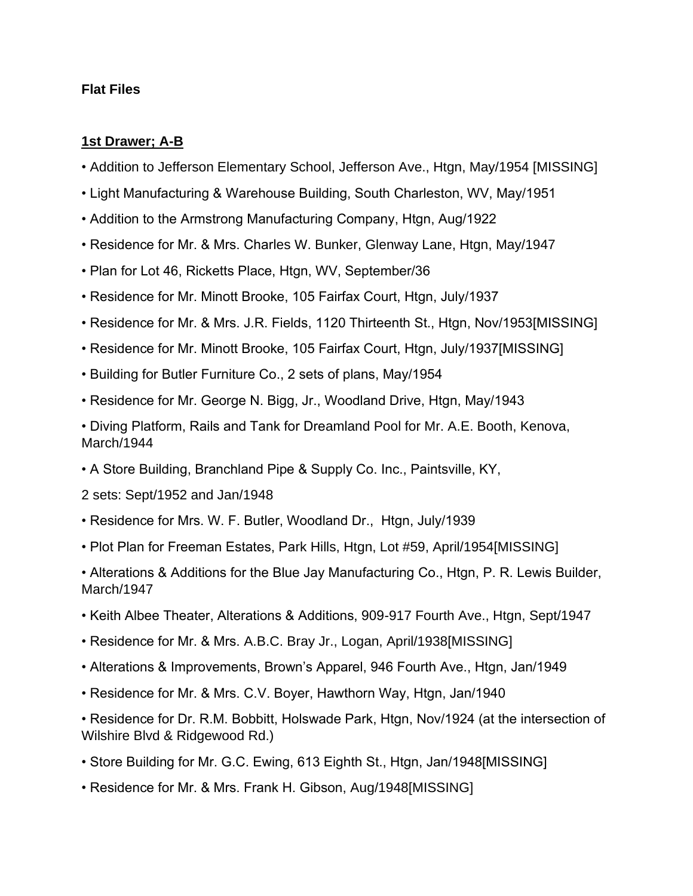**Flat Files**

**1st Drawer; A-B**

- Addition to Jefferson Elementary School, Jefferson Ave., Htgn, May/1954 [MISSING]
- Light Manufacturing & Warehouse Building, South Charleston, WV, May/1951
- Addition to the Armstrong Manufacturing Company, Htgn, Aug/1922
- Residence for Mr. & Mrs. Charles W. Bunker, Glenway Lane, Htgn, May/1947
- Plan for Lot 46, Ricketts Place, Htgn, WV, September/36
- Residence for Mr. Minott Brooke, 105 Fairfax Court, Htgn, July/1937
- Residence for Mr. & Mrs. J.R. Fields, 1120 Thirteenth St., Htgn, Nov/1953[MISSING]
- Residence for Mr. Minott Brooke, 105 Fairfax Court, Htgn, July/1937[MISSING]
- Building for Butler Furniture Co., 2 sets of plans, May/1954
- Residence for Mr. George N. Bigg, Jr., Woodland Drive, Htgn, May/1943
- Diving Platform, Rails and Tank for Dreamland Pool for Mr. A.E. Booth, Kenova, March/1944
- A Store Building, Branchland Pipe & Supply Co. Inc., Paintsville, KY,

  2 sets: Sept/1952 and Jan/1948
- Residence for Mrs. W. F. Butler, Woodland Dr., Htgn, July/1939
- Plot Plan for Freeman Estates, Park Hills, Htgn, Lot #59, April/1954[MISSING]
- Alterations & Additions for the Blue Jay Manufacturing Co., Htgn, P. R. Lewis Builder, March/1947
- Keith Albee Theater, Alterations & Additions, 909-917 Fourth Ave., Htgn, Sept/1947
- Residence for Mr. & Mrs. A.B.C. Bray Jr., Logan, April/1938[MISSING]
- Alterations & Improvements, Brown's Apparel, 946 Fourth Ave., Htgn, Jan/1949
- Residence for Mr. & Mrs. C.V. Boyer, Hawthorn Way, Htgn, Jan/1940
- Residence for Dr. R.M. Bobbitt, Holswade Park, Htgn, Nov/1924 (at the intersection of Wilshire Blvd & Ridgewood Rd.)
- Store Building for Mr. G.C. Ewing, 613 Eighth St., Htgn, Jan/1948[MISSING]
- Residence for Mr. & Mrs. Frank H. Gibson, Aug/1948[MISSING]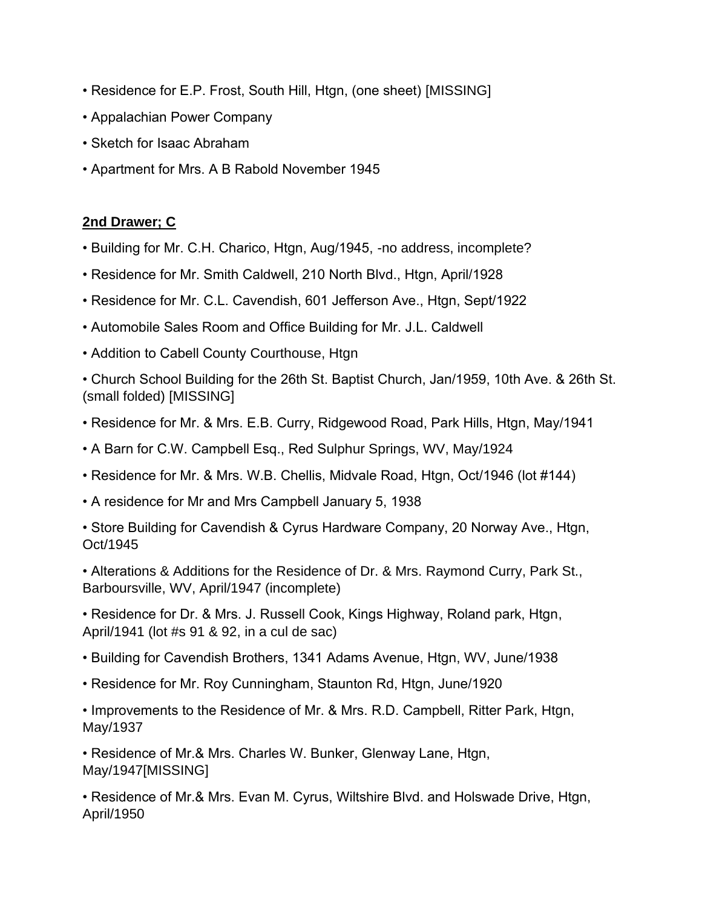- Residence for E.P. Frost, South Hill, Htgn, (one sheet) [MISSING]
- Appalachian Power Company
- Sketch for Isaac Abraham
- Apartment for Mrs. A B Rabold November 1945

**2nd Drawer; C**

- Building for Mr. C.H. Charico, Htgn, Aug/1945, -no address, incomplete?
- Residence for Mr. Smith Caldwell, 210 North Blvd., Htgn, April/1928
- Residence for Mr. C.L. Cavendish, 601 Jefferson Ave., Htgn, Sept/1922
- Automobile Sales Room and Office Building for Mr. J.L. Caldwell
- Addition to Cabell County Courthouse, Htgn
- Church School Building for the 26th St. Baptist Church, Jan/1959, 10th Ave. & 26th St. (small folded) [MISSING]
- Residence for Mr. & Mrs. E.B. Curry, Ridgewood Road, Park Hills, Htgn, May/1941
- A Barn for C.W. Campbell Esq., Red Sulphur Springs, WV, May/1924
- Residence for Mr. & Mrs. W.B. Chellis, Midvale Road, Htgn, Oct/1946 (lot #144)
- A residence for Mr and Mrs Campbell January 5, 1938
- Store Building for Cavendish & Cyrus Hardware Company, 20 Norway Ave., Htgn, Oct/1945
- Alterations & Additions for the Residence of Dr. & Mrs. Raymond Curry, Park St., Barboursville, WV, April/1947 (incomplete)
- Residence for Dr. & Mrs. J. Russell Cook, Kings Highway, Roland park, Htgn, April/1941 (lot #s 91 & 92, in a cul de sac)
- Building for Cavendish Brothers, 1341 Adams Avenue, Htgn, WV, June/1938
- Residence for Mr. Roy Cunningham, Staunton Rd, Htgn, June/1920
- Improvements to the Residence of Mr. & Mrs. R.D. Campbell, Ritter Park, Htgn, May/1937
- Residence of Mr.& Mrs. Charles W. Bunker, Glenway Lane, Htgn, May/1947[MISSING]
- Residence of Mr.& Mrs. Evan M. Cyrus, Wiltshire Blvd. and Holswade Drive, Htgn, April/1950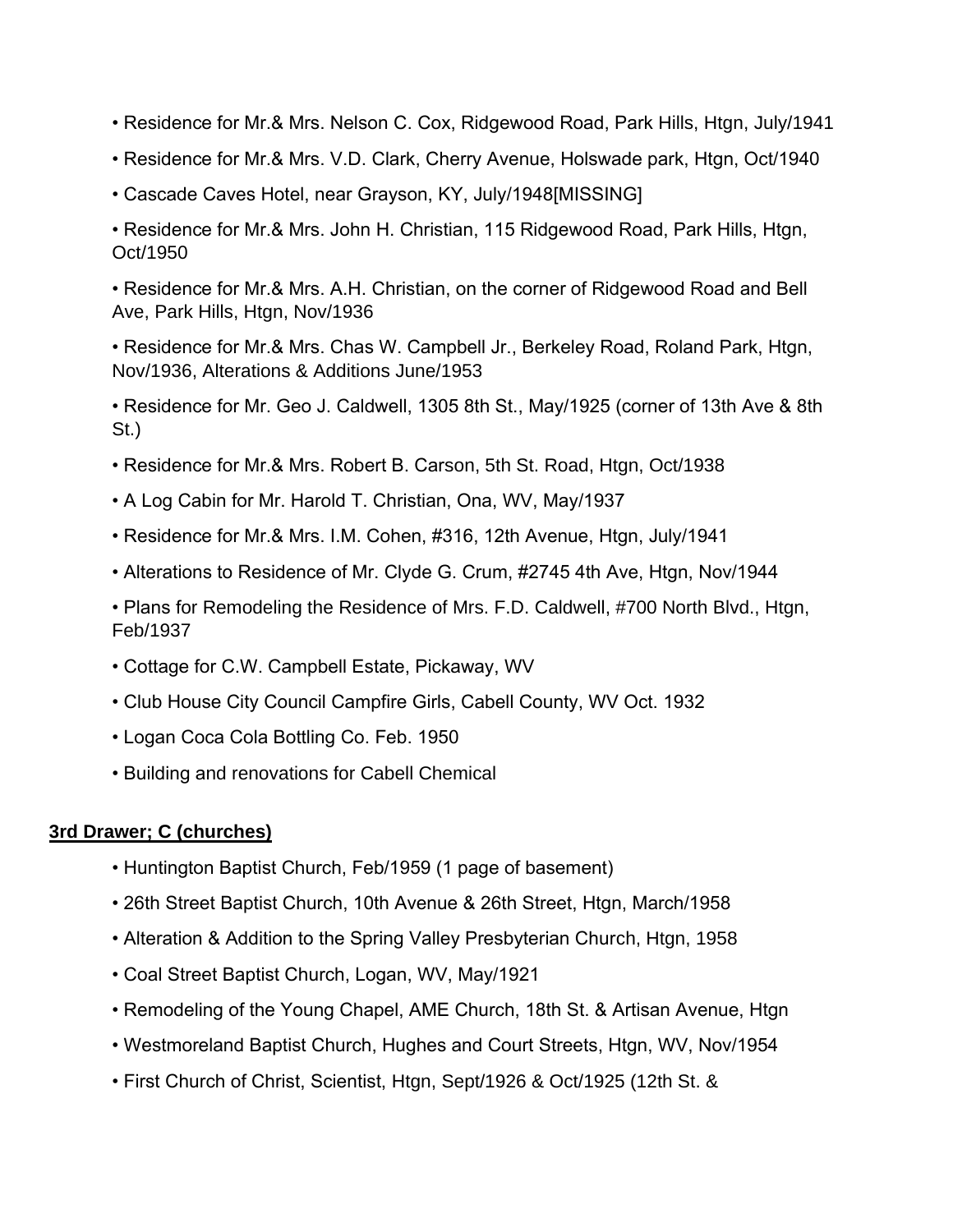- Residence for Mr.& Mrs. Nelson C. Cox, Ridgewood Road, Park Hills, Htgn, July/1941
- Residence for Mr.& Mrs. V.D. Clark, Cherry Avenue, Holswade park, Htgn, Oct/1940
- Cascade Caves Hotel, near Grayson, KY, July/1948[MISSING]
- Residence for Mr.& Mrs. John H. Christian, 115 Ridgewood Road, Park Hills, Htgn, Oct/1950
- Residence for Mr.& Mrs. A.H. Christian, on the corner of Ridgewood Road and Bell Ave, Park Hills, Htgn, Nov/1936
- Residence for Mr.& Mrs. Chas W. Campbell Jr., Berkeley Road, Roland Park, Htgn, Nov/1936, Alterations & Additions June/1953
- Residence for Mr. Geo J. Caldwell, 1305 8th St., May/1925 (corner of 13th Ave & 8th St.)
- Residence for Mr.& Mrs. Robert B. Carson, 5th St. Road, Htgn, Oct/1938
- A Log Cabin for Mr. Harold T. Christian, Ona, WV, May/1937
- Residence for Mr.& Mrs. I.M. Cohen, #316, 12th Avenue, Htgn, July/1941
- Alterations to Residence of Mr. Clyde G. Crum, #2745 4th Ave, Htgn, Nov/1944
- Plans for Remodeling the Residence of Mrs. F.D. Caldwell, #700 North Blvd., Htgn, Feb/1937
- Cottage for C.W. Campbell Estate, Pickaway, WV
- Club House City Council Campfire Girls, Cabell County, WV Oct. 1932
- Logan Coca Cola Bottling Co. Feb. 1950
- Building and renovations for Cabell Chemical

**3rd Drawer; C (churches)**

- Huntington Baptist Church, Feb/1959 (1 page of basement)
- 26th Street Baptist Church, 10th Avenue & 26th Street, Htgn, March/1958
- Alteration & Addition to the Spring Valley Presbyterian Church, Htgn, 1958
- Coal Street Baptist Church, Logan, WV, May/1921
- Remodeling of the Young Chapel, AME Church, 18th St. & Artisan Avenue, Htgn
- Westmoreland Baptist Church, Hughes and Court Streets, Htgn, WV, Nov/1954
- First Church of Christ, Scientist, Htgn, Sept/1926 & Oct/1925 (12th St. &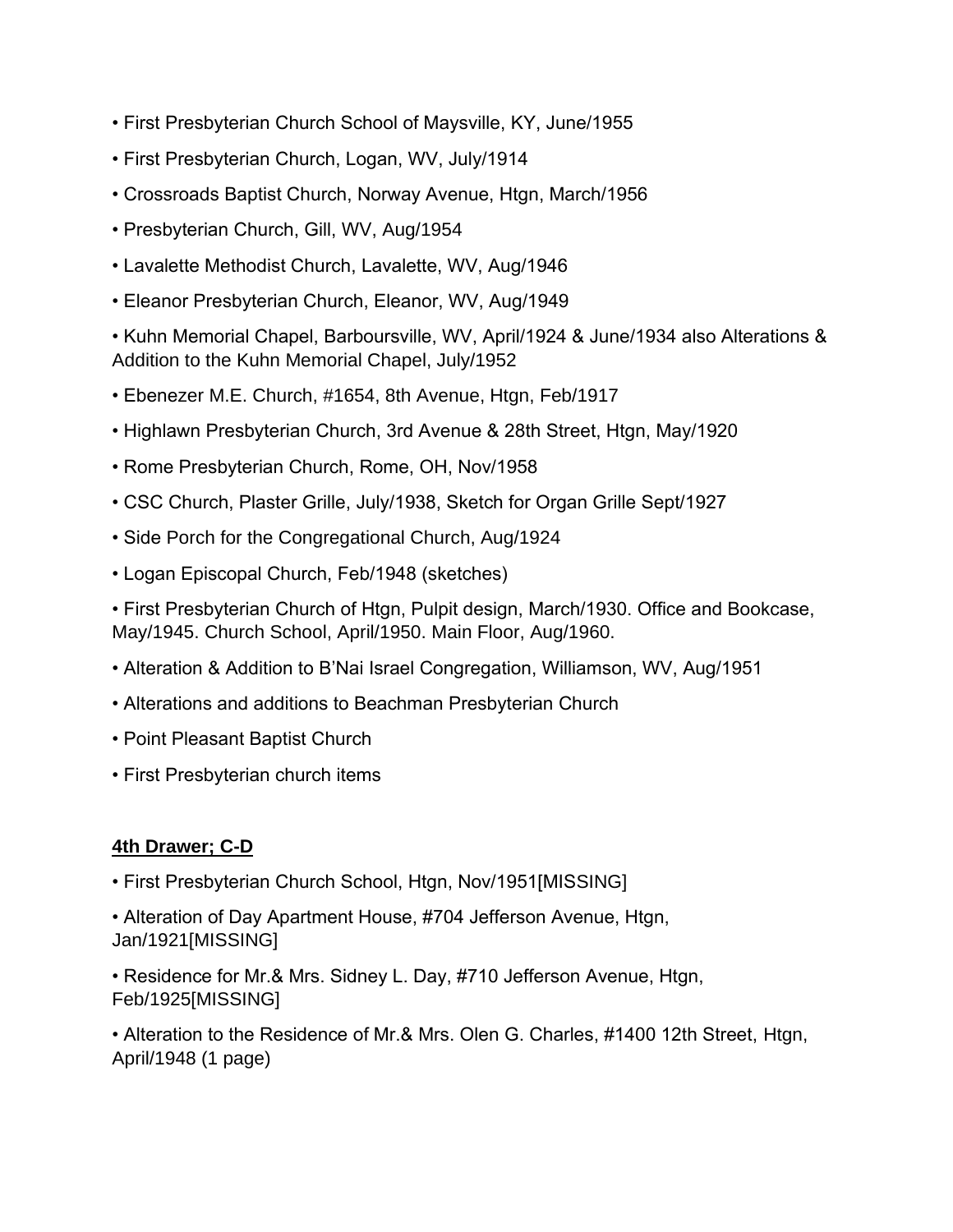- First Presbyterian Church School of Maysville, KY, June/1955
- First Presbyterian Church, Logan, WV, July/1914
- Crossroads Baptist Church, Norway Avenue, Htgn, March/1956
- Presbyterian Church, Gill, WV, Aug/1954
- Lavalette Methodist Church, Lavalette, WV, Aug/1946
- Eleanor Presbyterian Church, Eleanor, WV, Aug/1949
- Kuhn Memorial Chapel, Barboursville, WV, April/1924 & June/1934 also Alterations & Addition to the Kuhn Memorial Chapel, July/1952
- Ebenezer M.E. Church, #1654, 8th Avenue, Htgn, Feb/1917
- Highlawn Presbyterian Church, 3rd Avenue & 28th Street, Htgn, May/1920
- Rome Presbyterian Church, Rome, OH, Nov/1958
- CSC Church, Plaster Grille, July/1938, Sketch for Organ Grille Sept/1927
- Side Porch for the Congregational Church, Aug/1924
- Logan Episcopal Church, Feb/1948 (sketches)
- First Presbyterian Church of Htgn, Pulpit design, March/1930. Office and Bookcase, May/1945. Church School, April/1950. Main Floor, Aug/1960.
- Alteration & Addition to B'Nai Israel Congregation, Williamson, WV, Aug/1951
- Alterations and additions to Beachman Presbyterian Church
- Point Pleasant Baptist Church
- First Presbyterian church items

**4th Drawer; C-D**

- First Presbyterian Church School, Htgn, Nov/1951[MISSING]
- Alteration of Day Apartment House, #704 Jefferson Avenue, Htgn, Jan/1921[MISSING]
- Residence for Mr.& Mrs. Sidney L. Day, #710 Jefferson Avenue, Htgn, Feb/1925[MISSING]
- Alteration to the Residence of Mr.& Mrs. Olen G. Charles, #1400 12th Street, Htgn, April/1948 (1 page)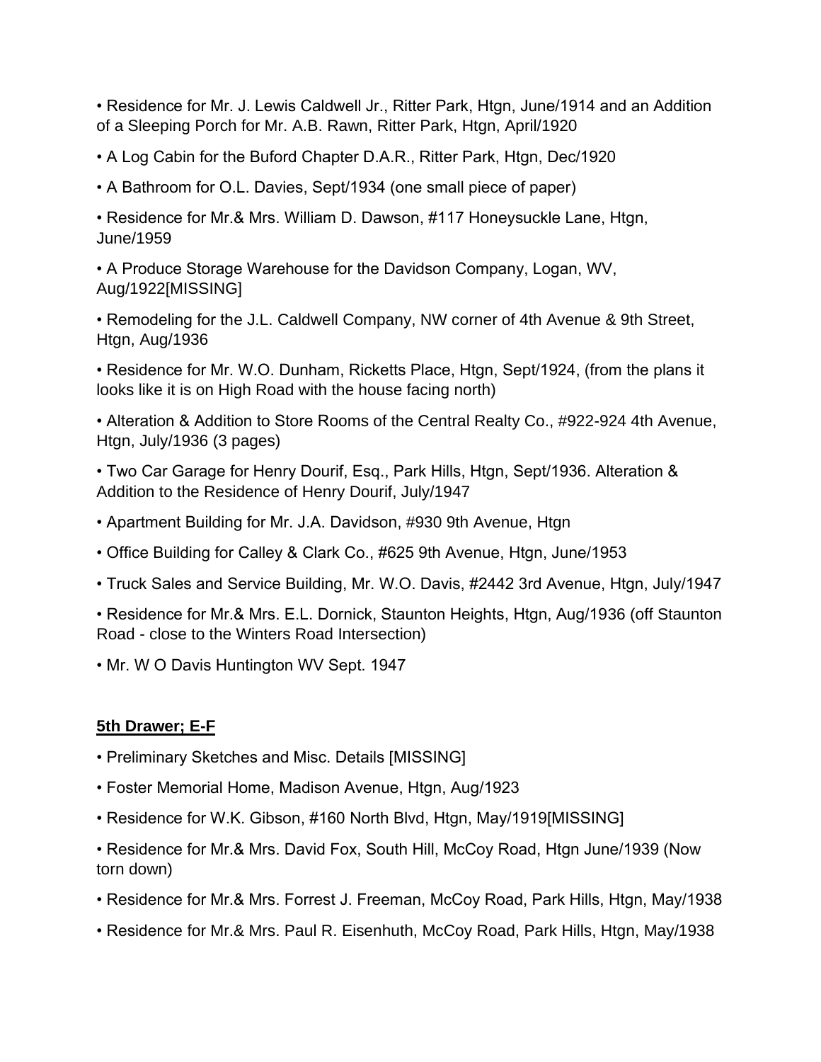- Residence for Mr. J. Lewis Caldwell Jr., Ritter Park, Htgn, June/1914 and an Addition of a Sleeping Porch for Mr. A.B. Rawn, Ritter Park, Htgn, April/1920
- A Log Cabin for the Buford Chapter D.A.R., Ritter Park, Htgn, Dec/1920
- A Bathroom for O.L. Davies, Sept/1934 (one small piece of paper)
- Residence for Mr.& Mrs. William D. Dawson, #117 Honeysuckle Lane, Htgn, June/1959
- A Produce Storage Warehouse for the Davidson Company, Logan, WV, Aug/1922[MISSING]
- Remodeling for the J.L. Caldwell Company, NW corner of 4th Avenue & 9th Street, Htgn, Aug/1936
- Residence for Mr. W.O. Dunham, Ricketts Place, Htgn, Sept/1924, (from the plans it looks like it is on High Road with the house facing north)
- Alteration & Addition to Store Rooms of the Central Realty Co., #922-924 4th Avenue, Htgn, July/1936 (3 pages)
- Two Car Garage for Henry Dourif, Esq., Park Hills, Htgn, Sept/1936. Alteration & Addition to the Residence of Henry Dourif, July/1947
- Apartment Building for Mr. J.A. Davidson, #930 9th Avenue, Htgn
- Office Building for Calley & Clark Co., #625 9th Avenue, Htgn, June/1953
- Truck Sales and Service Building, Mr. W.O. Davis, #2442 3rd Avenue, Htgn, July/1947
- Residence for Mr.& Mrs. E.L. Dornick, Staunton Heights, Htgn, Aug/1936 (off Staunton Road - close to the Winters Road Intersection)
- Mr. W O Davis Huntington WV Sept. 1947

## 5th Drawer; E-F

- Preliminary Sketches and Misc. Details [MISSING]
- Foster Memorial Home, Madison Avenue, Htgn, Aug/1923
- Residence for W.K. Gibson, #160 North Blvd, Htgn, May/1919[MISSING]
- Residence for Mr.& Mrs. David Fox, South Hill, McCoy Road, Htgn June/1939 (Now torn down)
- Residence for Mr.& Mrs. Forrest J. Freeman, McCoy Road, Park Hills, Htgn, May/1938
- Residence for Mr.& Mrs. Paul R. Eisenhuth, McCoy Road, Park Hills, Htgn, May/1938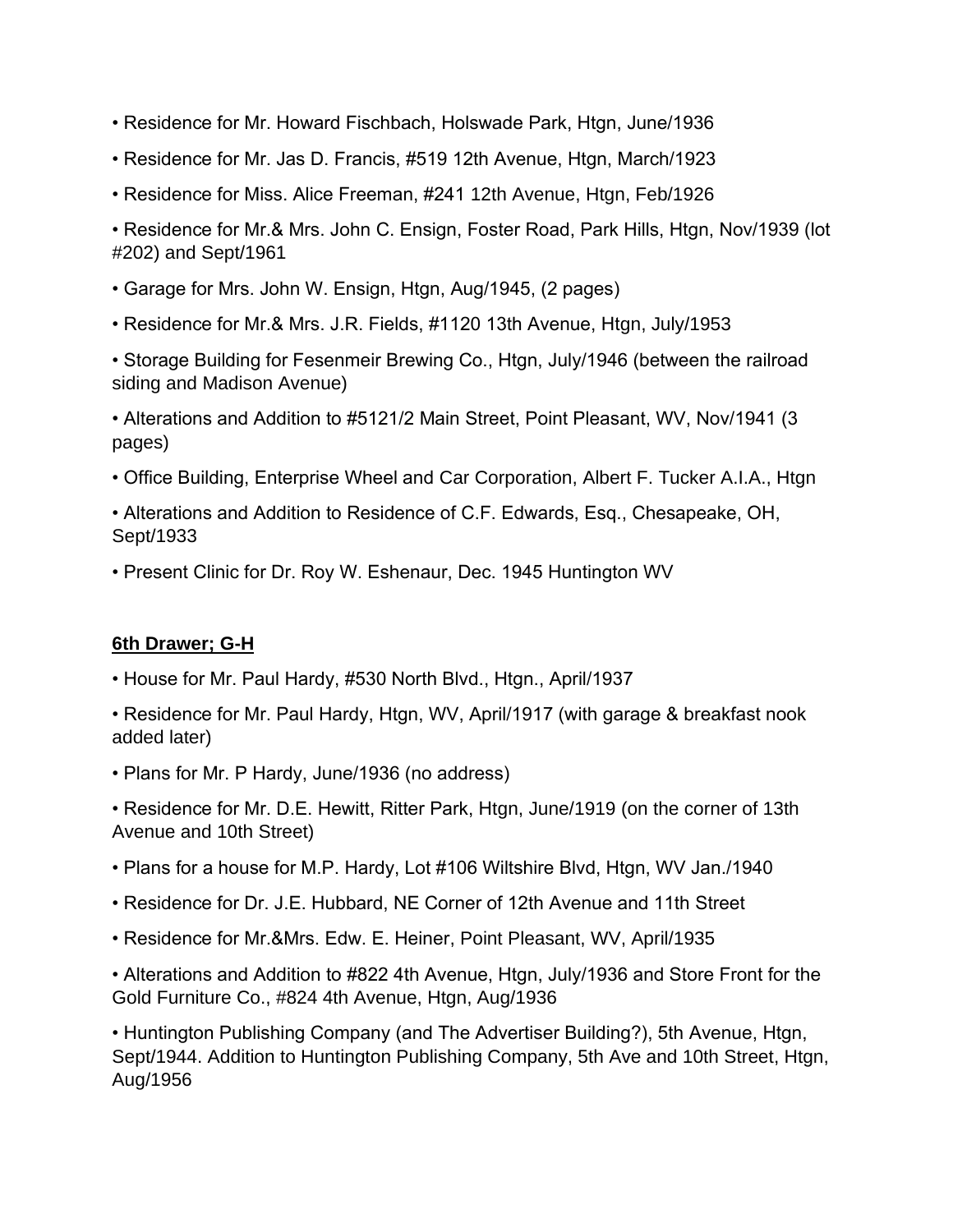- Residence for Mr. Howard Fischbach, Holswade Park, Htgn, June/1936
- Residence for Mr. Jas D. Francis, #519 12th Avenue, Htgn, March/1923
- Residence for Miss. Alice Freeman, #241 12th Avenue, Htgn, Feb/1926
- Residence for Mr.& Mrs. John C. Ensign, Foster Road, Park Hills, Htgn, Nov/1939 (lot #202) and Sept/1961
- Garage for Mrs. John W. Ensign, Htgn, Aug/1945, (2 pages)
- Residence for Mr.& Mrs. J.R. Fields, #1120 13th Avenue, Htgn, July/1953
- Storage Building for Fesenmeir Brewing Co., Htgn, July/1946 (between the railroad siding and Madison Avenue)
- Alterations and Addition to #5121/2 Main Street, Point Pleasant, WV, Nov/1941 (3 pages)
- Office Building, Enterprise Wheel and Car Corporation, Albert F. Tucker A.I.A., Htgn
- Alterations and Addition to Residence of C.F. Edwards, Esq., Chesapeake, OH, Sept/1933
- Present Clinic for Dr. Roy W. Eshenaur, Dec. 1945 Huntington WV

**6th Drawer; G-H**

- House for Mr. Paul Hardy, #530 North Blvd., Htgn., April/1937
- Residence for Mr. Paul Hardy, Htgn, WV, April/1917 (with garage & breakfast nook added later)
- Plans for Mr. P Hardy, June/1936 (no address)
- Residence for Mr. D.E. Hewitt, Ritter Park, Htgn, June/1919 (on the corner of 13th Avenue and 10th Street)
- Plans for a house for M.P. Hardy, Lot #106 Wiltshire Blvd, Htgn, WV Jan./1940
- Residence for Dr. J.E. Hubbard, NE Corner of 12th Avenue and 11th Street
- Residence for Mr.&Mrs. Edw. E. Heiner, Point Pleasant, WV, April/1935
- Alterations and Addition to #822 4th Avenue, Htgn, July/1936 and Store Front for the Gold Furniture Co., #824 4th Avenue, Htgn, Aug/1936
- Huntington Publishing Company (and The Advertiser Building?), 5th Avenue, Htgn, Sept/1944. Addition to Huntington Publishing Company, 5th Ave and 10th Street, Htgn, Aug/1956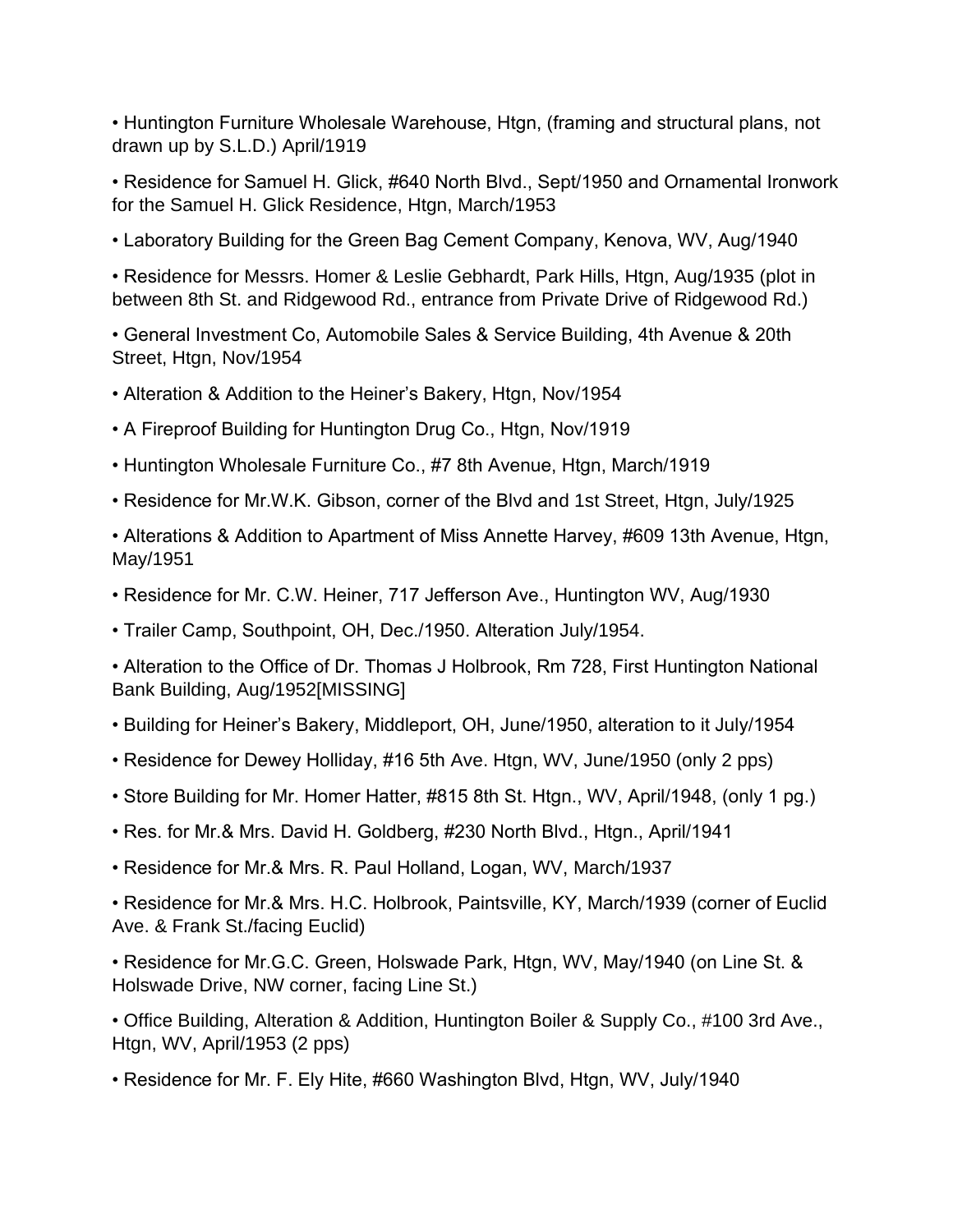- Huntington Furniture Wholesale Warehouse, Htgn, (framing and structural plans, not drawn up by S.L.D.) April/1919
- Residence for Samuel H. Glick, #640 North Blvd., Sept/1950 and Ornamental Ironwork for the Samuel H. Glick Residence, Htgn, March/1953
- Laboratory Building for the Green Bag Cement Company, Kenova, WV, Aug/1940
- Residence for Messrs. Homer & Leslie Gebhardt, Park Hills, Htgn, Aug/1935 (plot in between 8th St. and Ridgewood Rd., entrance from Private Drive of Ridgewood Rd.)
- General Investment Co, Automobile Sales & Service Building, 4th Avenue & 20th Street, Htgn, Nov/1954
- Alteration & Addition to the Heiner's Bakery, Htgn, Nov/1954
- A Fireproof Building for Huntington Drug Co., Htgn, Nov/1919
- Huntington Wholesale Furniture Co., #7 8th Avenue, Htgn, March/1919
- Residence for Mr.W.K. Gibson, corner of the Blvd and 1st Street, Htgn, July/1925
- Alterations & Addition to Apartment of Miss Annette Harvey, #609 13th Avenue, Htgn, May/1951
- Residence for Mr. C.W. Heiner, 717 Jefferson Ave., Huntington WV, Aug/1930
- Trailer Camp, Southpoint, OH, Dec./1950. Alteration July/1954.
- Alteration to the Office of Dr. Thomas J Holbrook, Rm 728, First Huntington National Bank Building, Aug/1952[MISSING]
- Building for Heiner's Bakery, Middleport, OH, June/1950, alteration to it July/1954
- Residence for Dewey Holliday, #16 5th Ave. Htgn, WV, June/1950 (only 2 pps)
- Store Building for Mr. Homer Hatter, #815 8th St. Htgn., WV, April/1948, (only 1 pg.)
- Res. for Mr.& Mrs. David H. Goldberg, #230 North Blvd., Htgn., April/1941
- Residence for Mr.& Mrs. R. Paul Holland, Logan, WV, March/1937
- Residence for Mr.& Mrs. H.C. Holbrook, Paintsville, KY, March/1939 (corner of Euclid Ave. & Frank St./facing Euclid)
- Residence for Mr.G.C. Green, Holswade Park, Htgn, WV, May/1940 (on Line St. & Holswade Drive, NW corner, facing Line St.)
- Office Building, Alteration & Addition, Huntington Boiler & Supply Co., #100 3rd Ave., Htgn, WV, April/1953 (2 pps)
- Residence for Mr. F. Ely Hite, #660 Washington Blvd, Htgn, WV, July/1940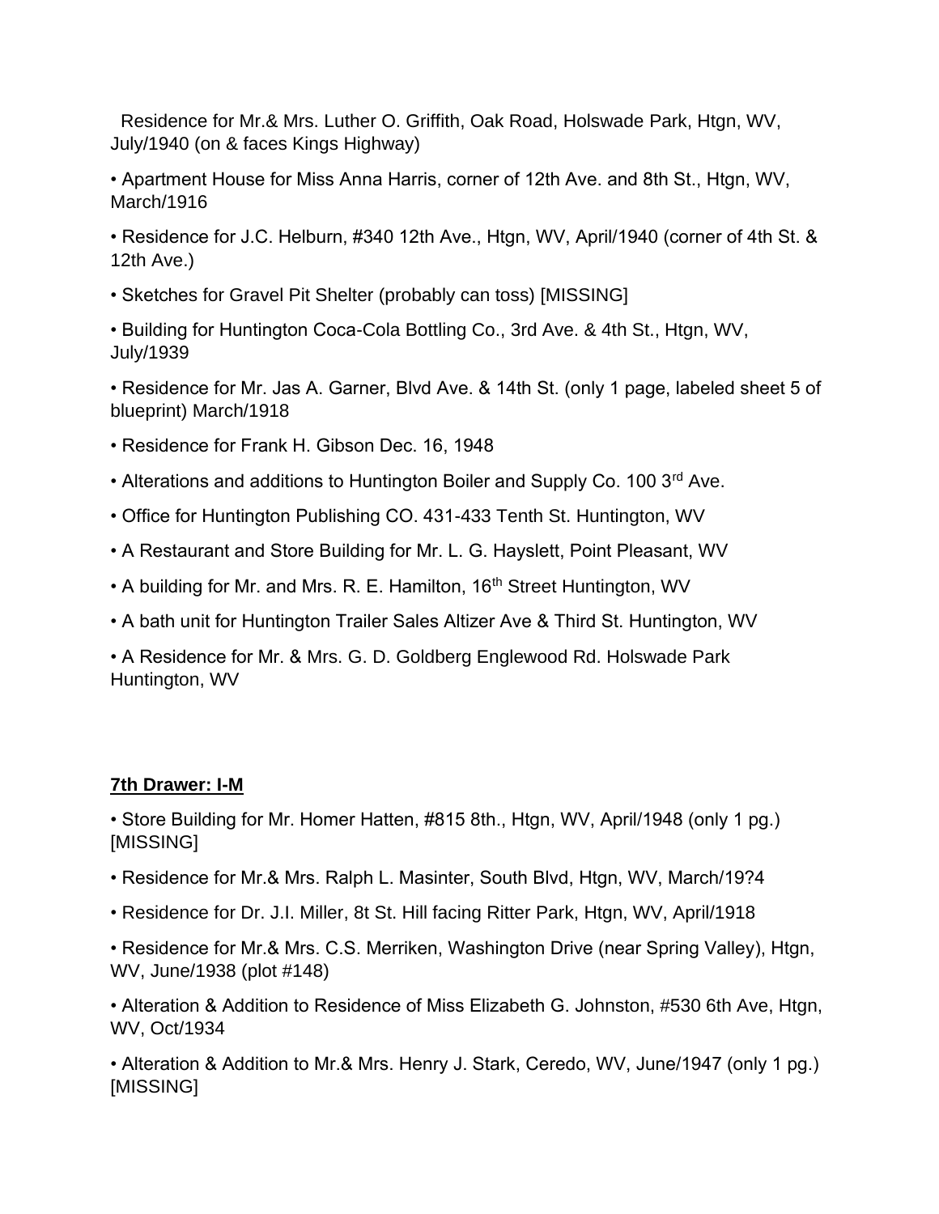Residence for Mr.& Mrs. Luther O. Griffith, Oak Road, Holswade Park, Htgn, WV, July/1940 (on & faces Kings Highway)

- Apartment House for Miss Anna Harris, corner of 12th Ave. and 8th St., Htgn, WV, March/1916
- Residence for J.C. Helburn, #340 12th Ave., Htgn, WV, April/1940 (corner of 4th St. & 12th Ave.)
- Sketches for Gravel Pit Shelter (probably can toss) [MISSING]
- Building for Huntington Coca-Cola Bottling Co., 3rd Ave. & 4th St., Htgn, WV, July/1939
- Residence for Mr. Jas A. Garner, Blvd Ave. & 14th St. (only 1 page, labeled sheet 5 of blueprint) March/1918
- Residence for Frank H. Gibson Dec. 16, 1948
- Alterations and additions to Huntington Boiler and Supply Co. 100 3rd Ave.
- Office for Huntington Publishing CO. 431-433 Tenth St. Huntington, WV
- A Restaurant and Store Building for Mr. L. G. Hayslett, Point Pleasant, WV
- A building for Mr. and Mrs. R. E. Hamilton, 16th Street Huntington, WV
- A bath unit for Huntington Trailer Sales Altizer Ave & Third St. Huntington, WV
- A Residence for Mr. & Mrs. G. D. Goldberg Englewood Rd. Holswade Park Huntington, WV

**7th Drawer: I-M**

- Store Building for Mr. Homer Hatten, #815 8th., Htgn, WV, April/1948 (only 1 pg.) [MISSING]
- Residence for Mr.& Mrs. Ralph L. Masinter, South Blvd, Htgn, WV, March/19?4
- Residence for Dr. J.I. Miller, 8t St. Hill facing Ritter Park, Htgn, WV, April/1918
- Residence for Mr.& Mrs. C.S. Merriken, Washington Drive (near Spring Valley), Htgn, WV, June/1938 (plot #148)
- Alteration & Addition to Residence of Miss Elizabeth G. Johnston, #530 6th Ave, Htgn, WV, Oct/1934
- Alteration & Addition to Mr.& Mrs. Henry J. Stark, Ceredo, WV, June/1947 (only 1 pg.) [MISSING]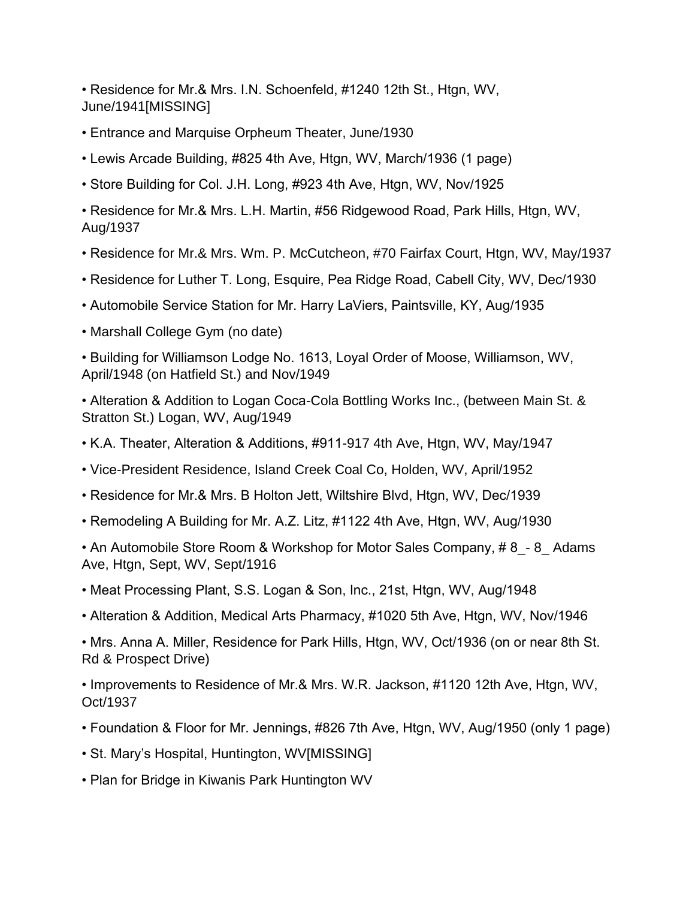- Residence for Mr.& Mrs. I.N. Schoenfeld, #1240 12th St., Htgn, WV, June/1941[MISSING]
- Entrance and Marquise Orpheum Theater, June/1930
- Lewis Arcade Building, #825 4th Ave, Htgn, WV, March/1936 (1 page)
- Store Building for Col. J.H. Long, #923 4th Ave, Htgn, WV, Nov/1925
- Residence for Mr.& Mrs. L.H. Martin, #56 Ridgewood Road, Park Hills, Htgn, WV, Aug/1937
- Residence for Mr.& Mrs. Wm. P. McCutcheon, #70 Fairfax Court, Htgn, WV, May/1937
- Residence for Luther T. Long, Esquire, Pea Ridge Road, Cabell City, WV, Dec/1930
- Automobile Service Station for Mr. Harry LaViers, Paintsville, KY, Aug/1935
- Marshall College Gym (no date)
- Building for Williamson Lodge No. 1613, Loyal Order of Moose, Williamson, WV, April/1948 (on Hatfield St.) and Nov/1949
- Alteration & Addition to Logan Coca-Cola Bottling Works Inc., (between Main St. & Stratton St.) Logan, WV, Aug/1949
- K.A. Theater, Alteration & Additions, #911-917 4th Ave, Htgn, WV, May/1947
- Vice-President Residence, Island Creek Coal Co, Holden, WV, April/1952
- Residence for Mr.& Mrs. B Holton Jett, Wiltshire Blvd, Htgn, WV, Dec/1939
- Remodeling A Building for Mr. A.Z. Litz, #1122 4th Ave, Htgn, WV, Aug/1930
- An Automobile Store Room & Workshop for Motor Sales Company, # 8_- 8_ Adams Ave, Htgn, Sept, WV, Sept/1916
- Meat Processing Plant, S.S. Logan & Son, Inc., 21st, Htgn, WV, Aug/1948
- Alteration & Addition, Medical Arts Pharmacy, #1020 5th Ave, Htgn, WV, Nov/1946
- Mrs. Anna A. Miller, Residence for Park Hills, Htgn, WV, Oct/1936 (on or near 8th St. Rd & Prospect Drive)
- Improvements to Residence of Mr.& Mrs. W.R. Jackson, #1120 12th Ave, Htgn, WV, Oct/1937
- Foundation & Floor for Mr. Jennings, #826 7th Ave, Htgn, WV, Aug/1950 (only 1 page)
- St. Mary's Hospital, Huntington, WV[MISSING]
- Plan for Bridge in Kiwanis Park Huntington WV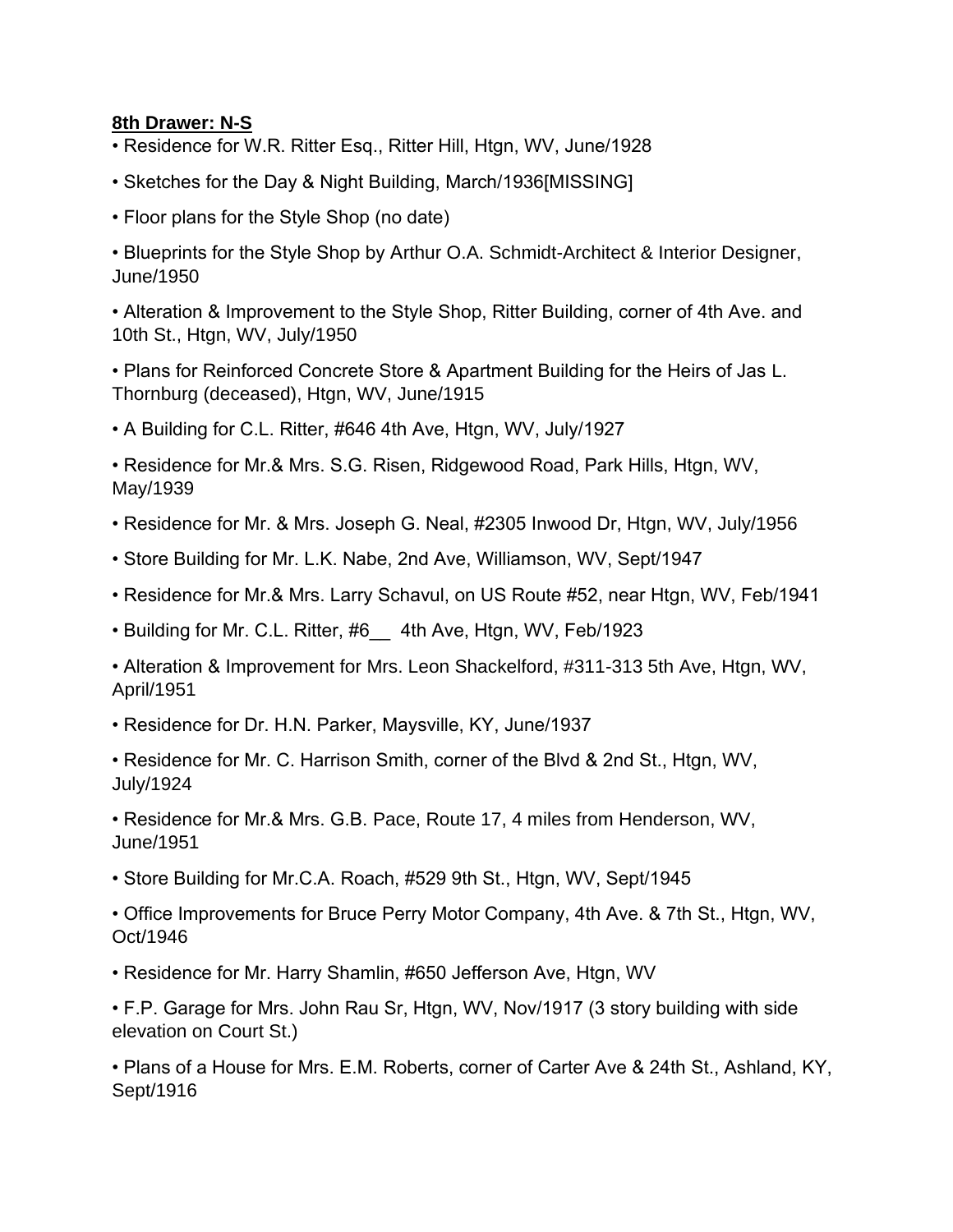**8th Drawer: N-S**

- Residence for W.R. Ritter Esq., Ritter Hill, Htgn, WV, June/1928
- Sketches for the Day & Night Building, March/1936[MISSING]
- Floor plans for the Style Shop (no date)
- Blueprints for the Style Shop by Arthur O.A. Schmidt-Architect & Interior Designer, June/1950
- Alteration & Improvement to the Style Shop, Ritter Building, corner of 4th Ave. and 10th St., Htgn, WV, July/1950
- Plans for Reinforced Concrete Store & Apartment Building for the Heirs of Jas L. Thornburg (deceased), Htgn, WV, June/1915
- A Building for C.L. Ritter, #646 4th Ave, Htgn, WV, July/1927
- Residence for Mr.& Mrs. S.G. Risen, Ridgewood Road, Park Hills, Htgn, WV, May/1939
- Residence for Mr. & Mrs. Joseph G. Neal, #2305 Inwood Dr, Htgn, WV, July/1956
- Store Building for Mr. L.K. Nabe, 2nd Ave, Williamson, WV, Sept/1947
- Residence for Mr.& Mrs. Larry Schavul, on US Route #52, near Htgn, WV, Feb/1941
- Building for Mr. C.L. Ritter, #6__ 4th Ave, Htgn, WV, Feb/1923
- Alteration & Improvement for Mrs. Leon Shackelford, #311-313 5th Ave, Htgn, WV, April/1951
- Residence for Dr. H.N. Parker, Maysville, KY, June/1937
- Residence for Mr. C. Harrison Smith, corner of the Blvd & 2nd St., Htgn, WV, July/1924
- Residence for Mr.& Mrs. G.B. Pace, Route 17, 4 miles from Henderson, WV, June/1951
- Store Building for Mr.C.A. Roach, #529 9th St., Htgn, WV, Sept/1945
- Office Improvements for Bruce Perry Motor Company, 4th Ave. & 7th St., Htgn, WV, Oct/1946
- Residence for Mr. Harry Shamlin, #650 Jefferson Ave, Htgn, WV
- F.P. Garage for Mrs. John Rau Sr, Htgn, WV, Nov/1917 (3 story building with side elevation on Court St.)
- Plans of a House for Mrs. E.M. Roberts, corner of Carter Ave & 24th St., Ashland, KY, Sept/1916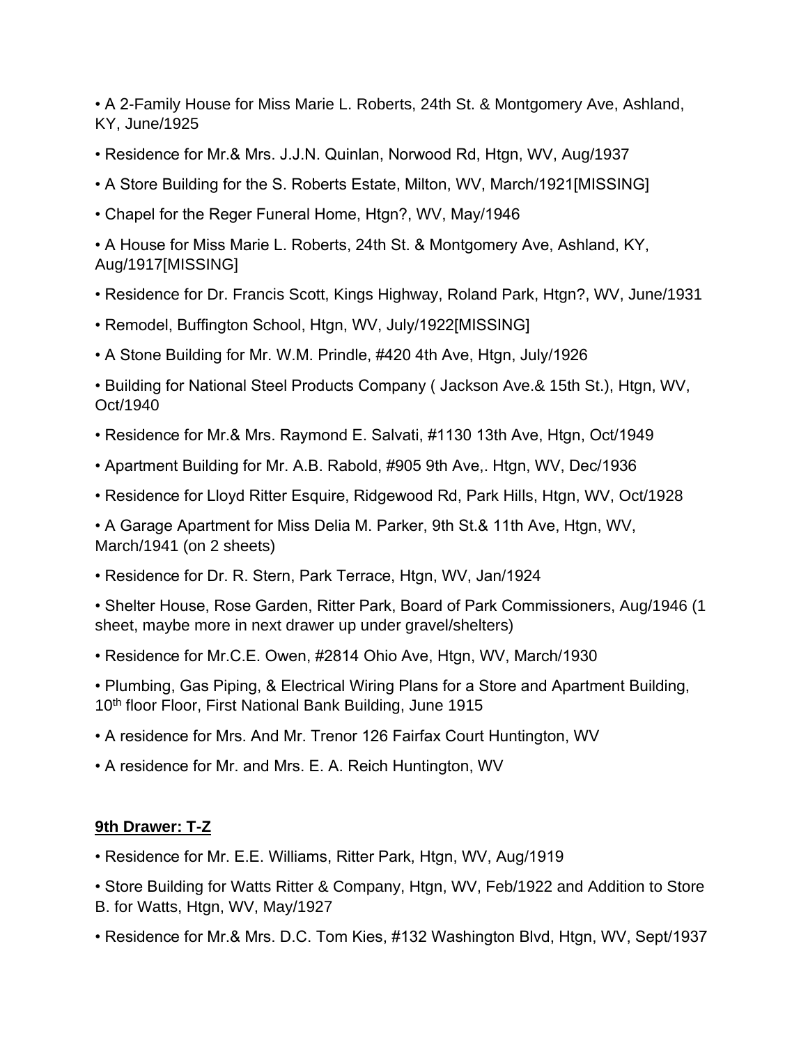- A 2-Family House for Miss Marie L. Roberts, 24th St. & Montgomery Ave, Ashland, KY, June/1925
- Residence for Mr.& Mrs. J.J.N. Quinlan, Norwood Rd, Htgn, WV, Aug/1937
- A Store Building for the S. Roberts Estate, Milton, WV, March/1921[MISSING]
- Chapel for the Reger Funeral Home, Htgn?, WV, May/1946
- A House for Miss Marie L. Roberts, 24th St. & Montgomery Ave, Ashland, KY, Aug/1917[MISSING]
- Residence for Dr. Francis Scott, Kings Highway, Roland Park, Htgn?, WV, June/1931
- Remodel, Buffington School, Htgn, WV, July/1922[MISSING]
- A Stone Building for Mr. W.M. Prindle, #420 4th Ave, Htgn, July/1926
- Building for National Steel Products Company ( Jackson Ave.& 15th St.), Htgn, WV, Oct/1940
- Residence for Mr.& Mrs. Raymond E. Salvati, #1130 13th Ave, Htgn, Oct/1949
- Apartment Building for Mr. A.B. Rabold, #905 9th Ave,. Htgn, WV, Dec/1936
- Residence for Lloyd Ritter Esquire, Ridgewood Rd, Park Hills, Htgn, WV, Oct/1928
- A Garage Apartment for Miss Delia M. Parker, 9th St.& 11th Ave, Htgn, WV, March/1941 (on 2 sheets)
- Residence for Dr. R. Stern, Park Terrace, Htgn, WV, Jan/1924
- Shelter House, Rose Garden, Ritter Park, Board of Park Commissioners, Aug/1946 (1 sheet, maybe more in next drawer up under gravel/shelters)
- Residence for Mr.C.E. Owen, #2814 Ohio Ave, Htgn, WV, March/1930
- Plumbing, Gas Piping, & Electrical Wiring Plans for a Store and Apartment Building, 10th floor Floor, First National Bank Building, June 1915
- A residence for Mrs. And Mr. Trenor 126 Fairfax Court Huntington, WV
- A residence for Mr. and Mrs. E. A. Reich Huntington, WV

**9th Drawer: T-Z**

- Residence for Mr. E.E. Williams, Ritter Park, Htgn, WV, Aug/1919
- Store Building for Watts Ritter & Company, Htgn, WV, Feb/1922 and Addition to Store B. for Watts, Htgn, WV, May/1927
- Residence for Mr.& Mrs. D.C. Tom Kies, #132 Washington Blvd, Htgn, WV, Sept/1937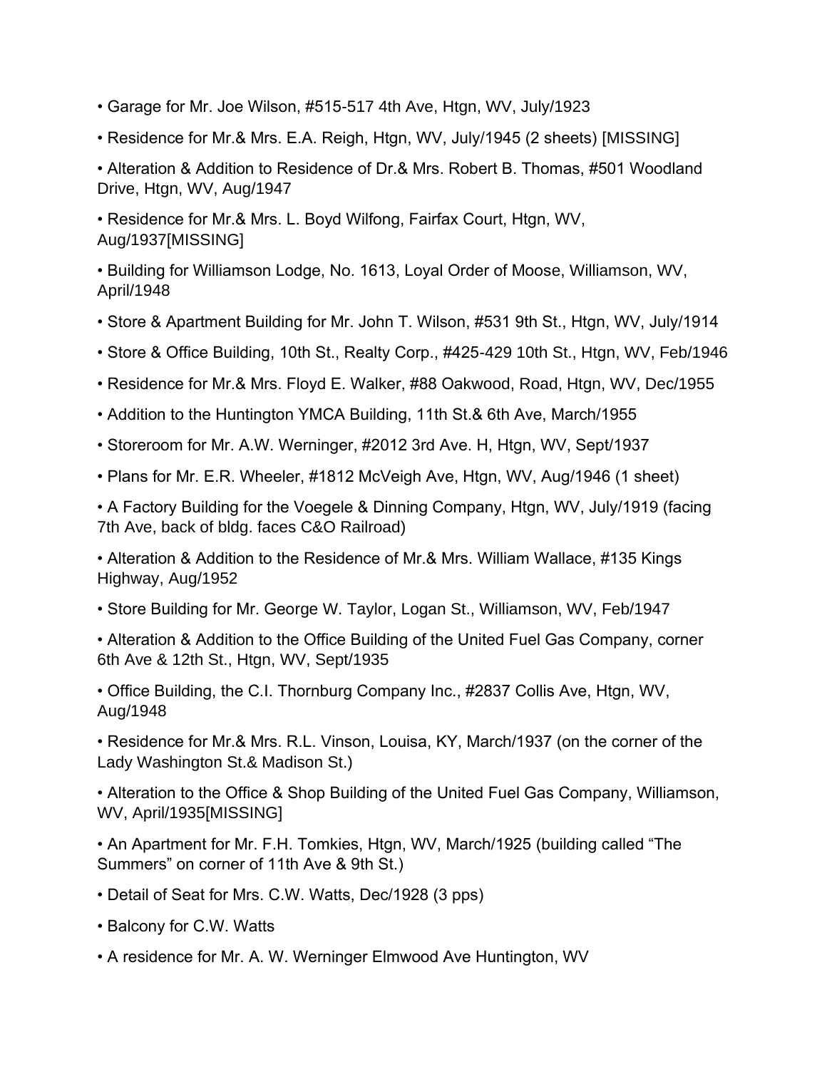- Garage for Mr. Joe Wilson, #515-517 4th Ave, Htgn, WV, July/1923
- Residence for Mr.& Mrs. E.A. Reigh, Htgn, WV, July/1945 (2 sheets) [MISSING]
- Alteration & Addition to Residence of Dr.& Mrs. Robert B. Thomas, #501 Woodland Drive, Htgn, WV, Aug/1947
- Residence for Mr.& Mrs. L. Boyd Wilfong, Fairfax Court, Htgn, WV, Aug/1937[MISSING]
- Building for Williamson Lodge, No. 1613, Loyal Order of Moose, Williamson, WV, April/1948
- Store & Apartment Building for Mr. John T. Wilson, #531 9th St., Htgn, WV, July/1914
- Store & Office Building, 10th St., Realty Corp., #425-429 10th St., Htgn, WV, Feb/1946
- Residence for Mr.& Mrs. Floyd E. Walker, #88 Oakwood, Road, Htgn, WV, Dec/1955
- Addition to the Huntington YMCA Building, 11th St.& 6th Ave, March/1955
- Storeroom for Mr. A.W. Werninger, #2012 3rd Ave. H, Htgn, WV, Sept/1937
- Plans for Mr. E.R. Wheeler, #1812 McVeigh Ave, Htgn, WV, Aug/1946 (1 sheet)
- A Factory Building for the Voegele & Dinning Company, Htgn, WV, July/1919 (facing 7th Ave, back of bldg. faces C&O Railroad)
- Alteration & Addition to the Residence of Mr.& Mrs. William Wallace, #135 Kings Highway, Aug/1952
- Store Building for Mr. George W. Taylor, Logan St., Williamson, WV, Feb/1947
- Alteration & Addition to the Office Building of the United Fuel Gas Company, corner 6th Ave & 12th St., Htgn, WV, Sept/1935
- Office Building, the C.I. Thornburg Company Inc., #2837 Collis Ave, Htgn, WV, Aug/1948
- Residence for Mr.& Mrs. R.L. Vinson, Louisa, KY, March/1937 (on the corner of the Lady Washington St.& Madison St.)
- Alteration to the Office & Shop Building of the United Fuel Gas Company, Williamson, WV, April/1935[MISSING]
- An Apartment for Mr. F.H. Tomkies, Htgn, WV, March/1925 (building called "The Summers" on corner of 11th Ave & 9th St.)
- Detail of Seat for Mrs. C.W. Watts, Dec/1928 (3 pps)
- Balcony for C.W. Watts
- A residence for Mr. A. W. Werninger Elmwood Ave Huntington, WV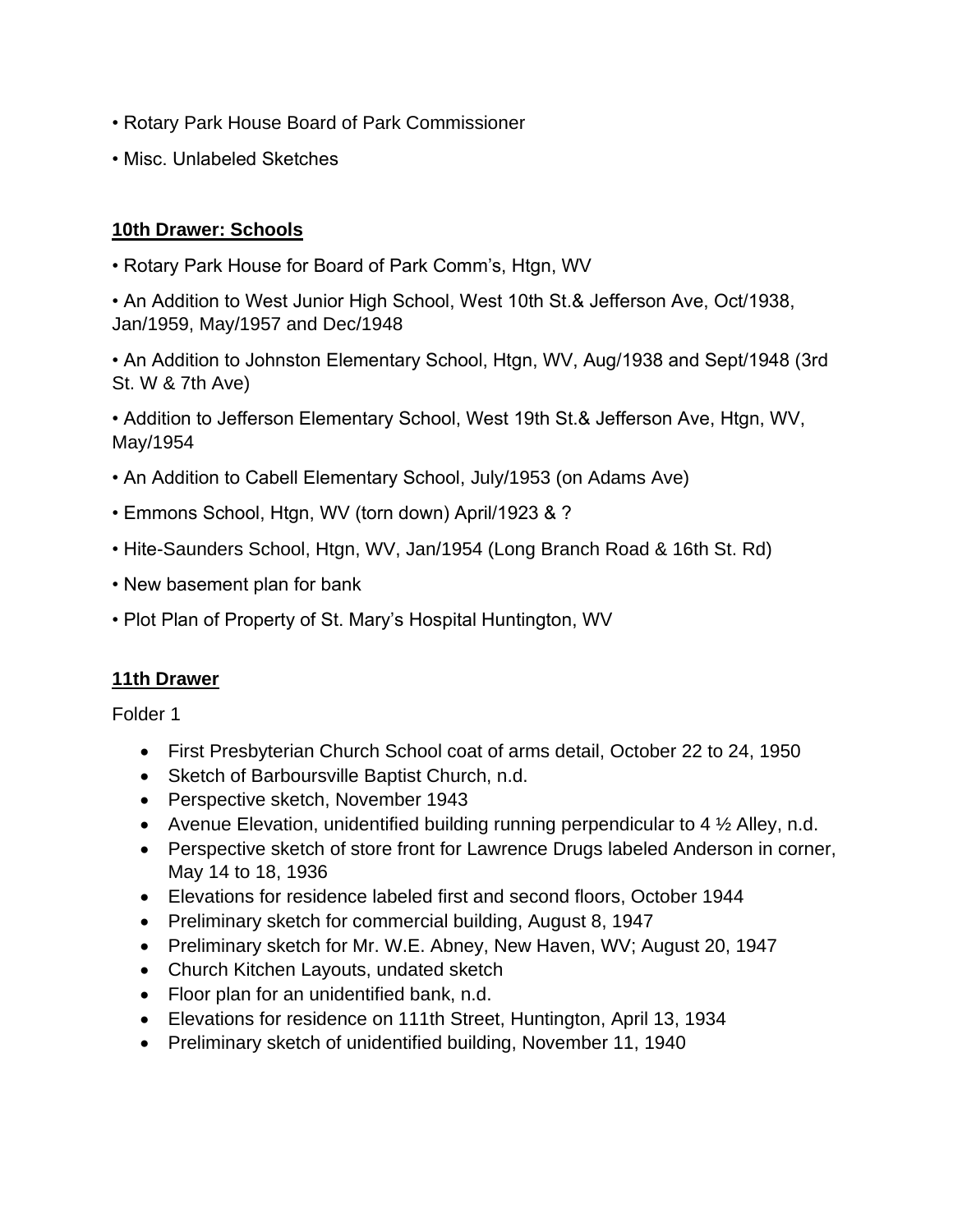• Rotary Park House Board of Park Commissioner

• Misc. Unlabeled Sketches

**10th Drawer: Schools**

• Rotary Park House for Board of Park Comm's, Htgn, WV

• An Addition to West Junior High School, West 10th St.& Jefferson Ave, Oct/1938, Jan/1959, May/1957 and Dec/1948

• An Addition to Johnston Elementary School, Htgn, WV, Aug/1938 and Sept/1948 (3rd St. W & 7th Ave)

• Addition to Jefferson Elementary School, West 19th St.& Jefferson Ave, Htgn, WV, May/1954

• An Addition to Cabell Elementary School, July/1953 (on Adams Ave)

• Emmons School, Htgn, WV (torn down) April/1923 & ?

• Hite-Saunders School, Htgn, WV, Jan/1954 (Long Branch Road & 16th St. Rd)

• New basement plan for bank

• Plot Plan of Property of St. Mary's Hospital Huntington, WV

**11th Drawer**

Folder 1

- First Presbyterian Church School coat of arms detail, October 22 to 24, 1950
- Sketch of Barboursville Baptist Church, n.d.
- Perspective sketch, November 1943
- Avenue Elevation, unidentified building running perpendicular to 4 ½ Alley, n.d.
- Perspective sketch of store front for Lawrence Drugs labeled Anderson in corner, May 14 to 18, 1936
- Elevations for residence labeled first and second floors, October 1944
- Preliminary sketch for commercial building, August 8, 1947
- Preliminary sketch for Mr. W.E. Abney, New Haven, WV; August 20, 1947
- Church Kitchen Layouts, undated sketch
- Floor plan for an unidentified bank, n.d.
- Elevations for residence on 111th Street, Huntington, April 13, 1934
- Preliminary sketch of unidentified building, November 11, 1940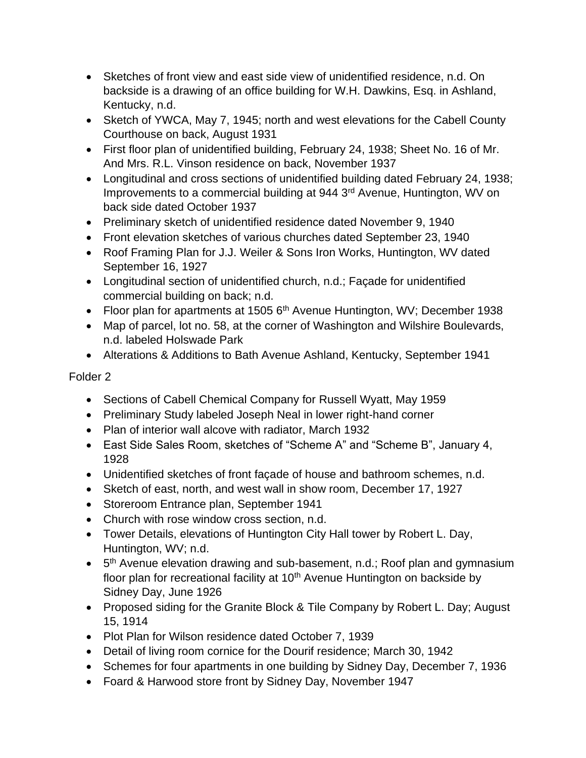- Sketches of front view and east side view of unidentified residence, n.d. On backside is a drawing of an office building for W.H. Dawkins, Esq. in Ashland, Kentucky, n.d.
- Sketch of YWCA, May 7, 1945; north and west elevations for the Cabell County Courthouse on back, August 1931
- First floor plan of unidentified building, February 24, 1938; Sheet No. 16 of Mr. And Mrs. R.L. Vinson residence on back, November 1937
- Longitudinal and cross sections of unidentified building dated February 24, 1938; Improvements to a commercial building at 944 3rd Avenue, Huntington, WV on back side dated October 1937
- Preliminary sketch of unidentified residence dated November 9, 1940
- Front elevation sketches of various churches dated September 23, 1940
- Roof Framing Plan for J.J. Weiler & Sons Iron Works, Huntington, WV dated September 16, 1927
- Longitudinal section of unidentified church, n.d.; Façade for unidentified commercial building on back; n.d.
- Floor plan for apartments at 1505 6th Avenue Huntington, WV; December 1938
- Map of parcel, lot no. 58, at the corner of Washington and Wilshire Boulevards, n.d. labeled Holswade Park
- Alterations & Additions to Bath Avenue Ashland, Kentucky, September 1941

Folder 2

- Sections of Cabell Chemical Company for Russell Wyatt, May 1959
- Preliminary Study labeled Joseph Neal in lower right-hand corner
- Plan of interior wall alcove with radiator, March 1932
- East Side Sales Room, sketches of "Scheme A" and "Scheme B", January 4, 1928
- Unidentified sketches of front façade of house and bathroom schemes, n.d.
- Sketch of east, north, and west wall in show room, December 17, 1927
- Storeroom Entrance plan, September 1941
- Church with rose window cross section, n.d.
- Tower Details, elevations of Huntington City Hall tower by Robert L. Day, Huntington, WV; n.d.
- 5th Avenue elevation drawing and sub-basement, n.d.; Roof plan and gymnasium floor plan for recreational facility at 10th Avenue Huntington on backside by Sidney Day, June 1926
- Proposed siding for the Granite Block & Tile Company by Robert L. Day; August 15, 1914
- Plot Plan for Wilson residence dated October 7, 1939
- Detail of living room cornice for the Dourif residence; March 30, 1942
- Schemes for four apartments in one building by Sidney Day, December 7, 1936
- Foard & Harwood store front by Sidney Day, November 1947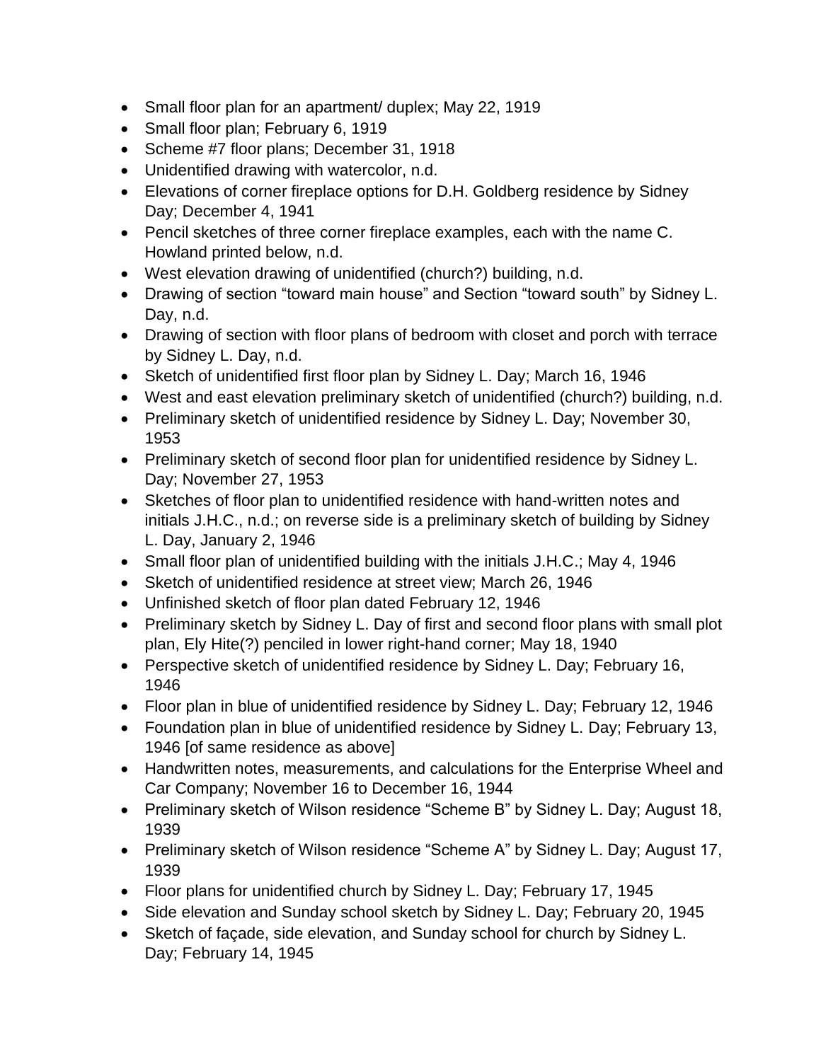- Small floor plan for an apartment/ duplex; May 22, 1919
- Small floor plan; February 6, 1919
- Scheme #7 floor plans; December 31, 1918
- Unidentified drawing with watercolor, n.d.
- Elevations of corner fireplace options for D.H. Goldberg residence by Sidney Day; December 4, 1941
- Pencil sketches of three corner fireplace examples, each with the name C. Howland printed below, n.d.
- West elevation drawing of unidentified (church?) building, n.d.
- Drawing of section "toward main house" and Section "toward south" by Sidney L. Day, n.d.
- Drawing of section with floor plans of bedroom with closet and porch with terrace by Sidney L. Day, n.d.
- Sketch of unidentified first floor plan by Sidney L. Day; March 16, 1946
- West and east elevation preliminary sketch of unidentified (church?) building, n.d.
- Preliminary sketch of unidentified residence by Sidney L. Day; November 30, 1953
- Preliminary sketch of second floor plan for unidentified residence by Sidney L. Day; November 27, 1953
- Sketches of floor plan to unidentified residence with hand-written notes and initials J.H.C., n.d.; on reverse side is a preliminary sketch of building by Sidney L. Day, January 2, 1946
- Small floor plan of unidentified building with the initials J.H.C.; May 4, 1946
- Sketch of unidentified residence at street view; March 26, 1946
- Unfinished sketch of floor plan dated February 12, 1946
- Preliminary sketch by Sidney L. Day of first and second floor plans with small plot plan, Ely Hite(?) penciled in lower right-hand corner; May 18, 1940
- Perspective sketch of unidentified residence by Sidney L. Day; February 16, 1946
- Floor plan in blue of unidentified residence by Sidney L. Day; February 12, 1946
- Foundation plan in blue of unidentified residence by Sidney L. Day; February 13, 1946 [of same residence as above]
- Handwritten notes, measurements, and calculations for the Enterprise Wheel and Car Company; November 16 to December 16, 1944
- Preliminary sketch of Wilson residence "Scheme B" by Sidney L. Day; August 18, 1939
- Preliminary sketch of Wilson residence "Scheme A" by Sidney L. Day; August 17, 1939
- Floor plans for unidentified church by Sidney L. Day; February 17, 1945
- Side elevation and Sunday school sketch by Sidney L. Day; February 20, 1945
- Sketch of façade, side elevation, and Sunday school for church by Sidney L. Day; February 14, 1945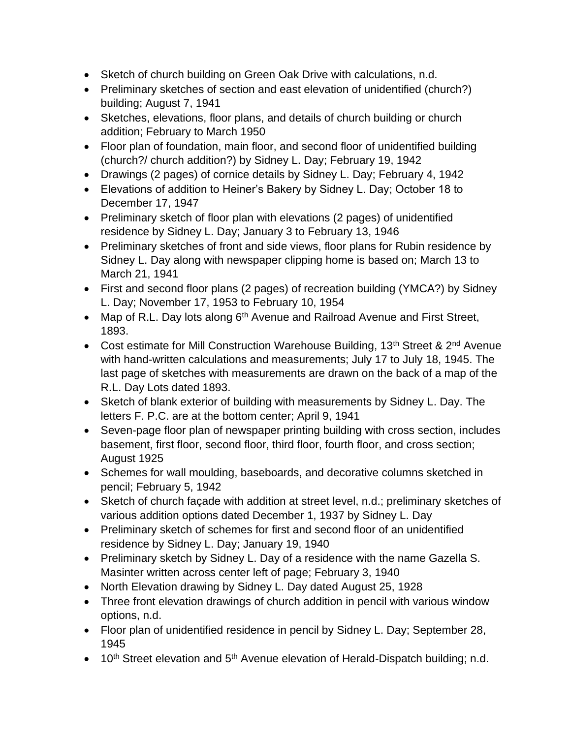- Sketch of church building on Green Oak Drive with calculations, n.d.
- Preliminary sketches of section and east elevation of unidentified (church?) building; August 7, 1941
- Sketches, elevations, floor plans, and details of church building or church addition; February to March 1950
- Floor plan of foundation, main floor, and second floor of unidentified building (church?/ church addition?) by Sidney L. Day; February 19, 1942
- Drawings (2 pages) of cornice details by Sidney L. Day; February 4, 1942
- Elevations of addition to Heiner's Bakery by Sidney L. Day; October 18 to December 17, 1947
- Preliminary sketch of floor plan with elevations (2 pages) of unidentified residence by Sidney L. Day; January 3 to February 13, 1946
- Preliminary sketches of front and side views, floor plans for Rubin residence by Sidney L. Day along with newspaper clipping home is based on; March 13 to March 21, 1941
- First and second floor plans (2 pages) of recreation building (YMCA?) by Sidney L. Day; November 17, 1953 to February 10, 1954
- Map of R.L. Day lots along 6th Avenue and Railroad Avenue and First Street, 1893.
- Cost estimate for Mill Construction Warehouse Building, 13th Street & 2nd Avenue with hand-written calculations and measurements; July 17 to July 18, 1945. The last page of sketches with measurements are drawn on the back of a map of the R.L. Day Lots dated 1893.
- Sketch of blank exterior of building with measurements by Sidney L. Day. The letters F. P.C. are at the bottom center; April 9, 1941
- Seven-page floor plan of newspaper printing building with cross section, includes basement, first floor, second floor, third floor, fourth floor, and cross section; August 1925
- Schemes for wall moulding, baseboards, and decorative columns sketched in pencil; February 5, 1942
- Sketch of church façade with addition at street level, n.d.; preliminary sketches of various addition options dated December 1, 1937 by Sidney L. Day
- Preliminary sketch of schemes for first and second floor of an unidentified residence by Sidney L. Day; January 19, 1940
- Preliminary sketch by Sidney L. Day of a residence with the name Gazella S. Masinter written across center left of page; February 3, 1940
- North Elevation drawing by Sidney L. Day dated August 25, 1928
- Three front elevation drawings of church addition in pencil with various window options, n.d.
- Floor plan of unidentified residence in pencil by Sidney L. Day; September 28, 1945
- 10th Street elevation and 5th Avenue elevation of Herald-Dispatch building; n.d.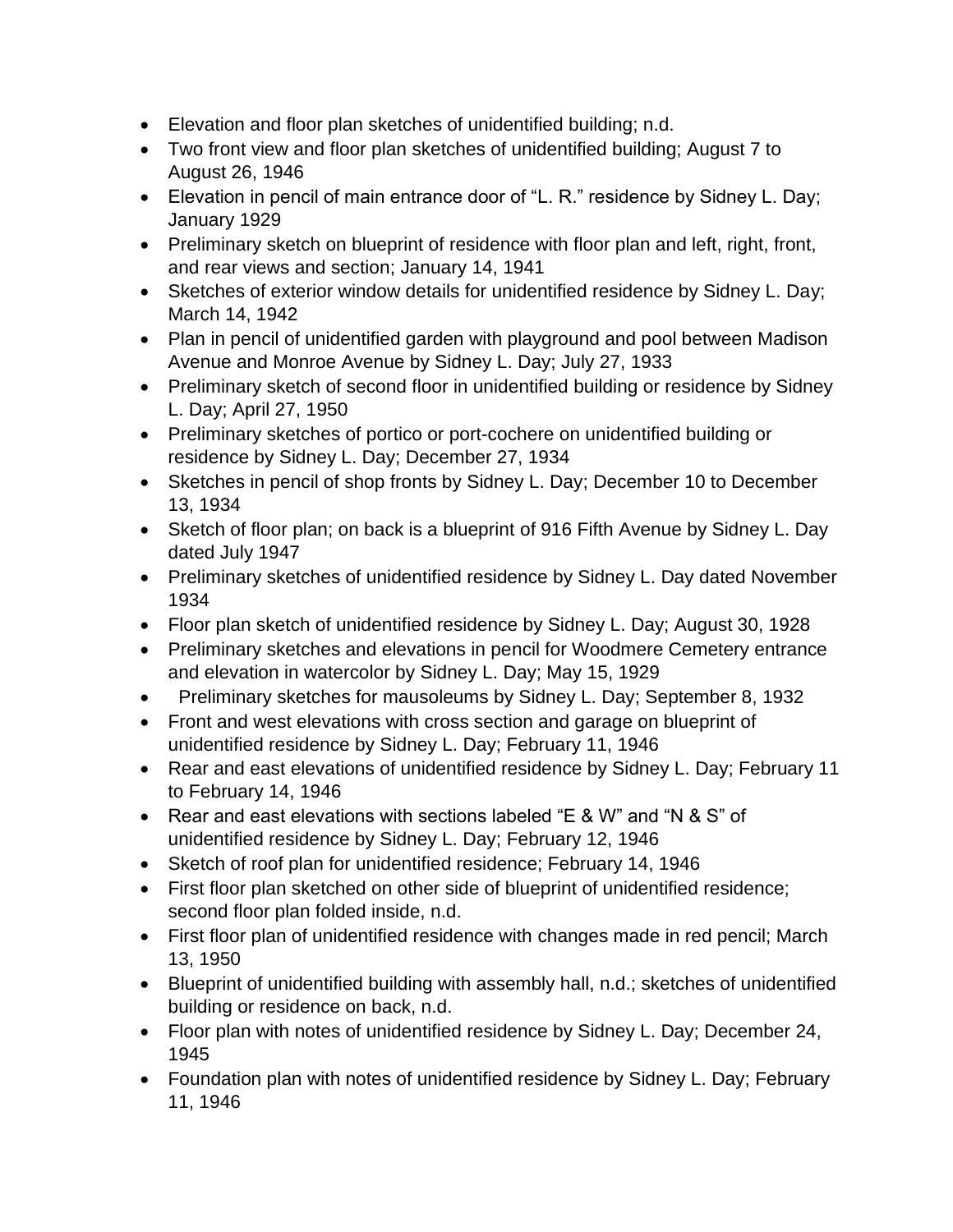- Elevation and floor plan sketches of unidentified building; n.d.
- Two front view and floor plan sketches of unidentified building; August 7 to August 26, 1946
- Elevation in pencil of main entrance door of "L. R." residence by Sidney L. Day; January 1929
- Preliminary sketch on blueprint of residence with floor plan and left, right, front, and rear views and section; January 14, 1941
- Sketches of exterior window details for unidentified residence by Sidney L. Day; March 14, 1942
- Plan in pencil of unidentified garden with playground and pool between Madison Avenue and Monroe Avenue by Sidney L. Day; July 27, 1933
- Preliminary sketch of second floor in unidentified building or residence by Sidney L. Day; April 27, 1950
- Preliminary sketches of portico or port-cochere on unidentified building or residence by Sidney L. Day; December 27, 1934
- Sketches in pencil of shop fronts by Sidney L. Day; December 10 to December 13, 1934
- Sketch of floor plan; on back is a blueprint of 916 Fifth Avenue by Sidney L. Day dated July 1947
- Preliminary sketches of unidentified residence by Sidney L. Day dated November 1934
- Floor plan sketch of unidentified residence by Sidney L. Day; August 30, 1928
- Preliminary sketches and elevations in pencil for Woodmere Cemetery entrance and elevation in watercolor by Sidney L. Day; May 15, 1929
- Preliminary sketches for mausoleums by Sidney L. Day; September 8, 1932
- Front and west elevations with cross section and garage on blueprint of unidentified residence by Sidney L. Day; February 11, 1946
- Rear and east elevations of unidentified residence by Sidney L. Day; February 11 to February 14, 1946
- Rear and east elevations with sections labeled "E & W" and "N & S" of unidentified residence by Sidney L. Day; February 12, 1946
- Sketch of roof plan for unidentified residence; February 14, 1946
- First floor plan sketched on other side of blueprint of unidentified residence; second floor plan folded inside, n.d.
- First floor plan of unidentified residence with changes made in red pencil; March 13, 1950
- Blueprint of unidentified building with assembly hall, n.d.; sketches of unidentified building or residence on back, n.d.
- Floor plan with notes of unidentified residence by Sidney L. Day; December 24, 1945
- Foundation plan with notes of unidentified residence by Sidney L. Day; February 11, 1946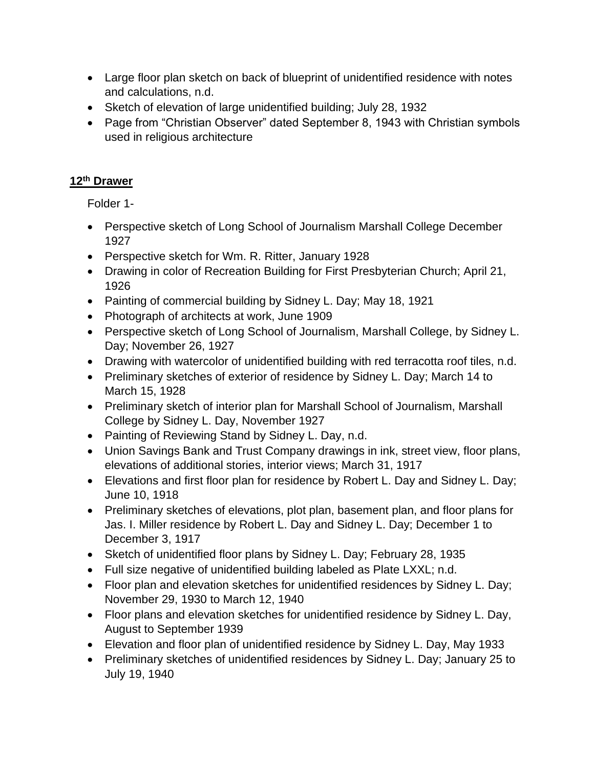- Large floor plan sketch on back of blueprint of unidentified residence with notes and calculations, n.d.
- Sketch of elevation of large unidentified building; July 28, 1932
- Page from "Christian Observer" dated September 8, 1943 with Christian symbols used in religious architecture

## 12th Drawer

Folder 1-

- Perspective sketch of Long School of Journalism Marshall College December 1927
- Perspective sketch for Wm. R. Ritter, January 1928
- Drawing in color of Recreation Building for First Presbyterian Church; April 21, 1926
- Painting of commercial building by Sidney L. Day; May 18, 1921
- Photograph of architects at work, June 1909
- Perspective sketch of Long School of Journalism, Marshall College, by Sidney L. Day; November 26, 1927
- Drawing with watercolor of unidentified building with red terracotta roof tiles, n.d.
- Preliminary sketches of exterior of residence by Sidney L. Day; March 14 to March 15, 1928
- Preliminary sketch of interior plan for Marshall School of Journalism, Marshall College by Sidney L. Day, November 1927
- Painting of Reviewing Stand by Sidney L. Day, n.d.
- Union Savings Bank and Trust Company drawings in ink, street view, floor plans, elevations of additional stories, interior views; March 31, 1917
- Elevations and first floor plan for residence by Robert L. Day and Sidney L. Day; June 10, 1918
- Preliminary sketches of elevations, plot plan, basement plan, and floor plans for Jas. I. Miller residence by Robert L. Day and Sidney L. Day; December 1 to December 3, 1917
- Sketch of unidentified floor plans by Sidney L. Day; February 28, 1935
- Full size negative of unidentified building labeled as Plate LXXL; n.d.
- Floor plan and elevation sketches for unidentified residences by Sidney L. Day; November 29, 1930 to March 12, 1940
- Floor plans and elevation sketches for unidentified residence by Sidney L. Day, August to September 1939
- Elevation and floor plan of unidentified residence by Sidney L. Day, May 1933
- Preliminary sketches of unidentified residences by Sidney L. Day; January 25 to July 19, 1940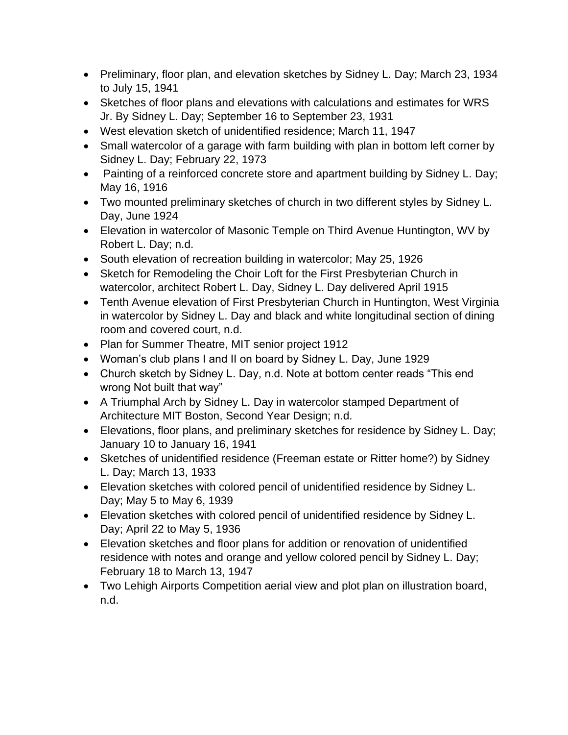- Preliminary, floor plan, and elevation sketches by Sidney L. Day; March 23, 1934 to July 15, 1941
- Sketches of floor plans and elevations with calculations and estimates for WRS Jr. By Sidney L. Day; September 16 to September 23, 1931
- West elevation sketch of unidentified residence; March 11, 1947
- Small watercolor of a garage with farm building with plan in bottom left corner by Sidney L. Day; February 22, 1973
- Painting of a reinforced concrete store and apartment building by Sidney L. Day; May 16, 1916
- Two mounted preliminary sketches of church in two different styles by Sidney L. Day, June 1924
- Elevation in watercolor of Masonic Temple on Third Avenue Huntington, WV by Robert L. Day; n.d.
- South elevation of recreation building in watercolor; May 25, 1926
- Sketch for Remodeling the Choir Loft for the First Presbyterian Church in watercolor, architect Robert L. Day, Sidney L. Day delivered April 1915
- Tenth Avenue elevation of First Presbyterian Church in Huntington, West Virginia in watercolor by Sidney L. Day and black and white longitudinal section of dining room and covered court, n.d.
- Plan for Summer Theatre, MIT senior project 1912
- Woman's club plans I and II on board by Sidney L. Day, June 1929
- Church sketch by Sidney L. Day, n.d. Note at bottom center reads "This end wrong Not built that way"
- A Triumphal Arch by Sidney L. Day in watercolor stamped Department of Architecture MIT Boston, Second Year Design; n.d.
- Elevations, floor plans, and preliminary sketches for residence by Sidney L. Day; January 10 to January 16, 1941
- Sketches of unidentified residence (Freeman estate or Ritter home?) by Sidney L. Day; March 13, 1933
- Elevation sketches with colored pencil of unidentified residence by Sidney L. Day; May 5 to May 6, 1939
- Elevation sketches with colored pencil of unidentified residence by Sidney L. Day; April 22 to May 5, 1936
- Elevation sketches and floor plans for addition or renovation of unidentified residence with notes and orange and yellow colored pencil by Sidney L. Day; February 18 to March 13, 1947
- Two Lehigh Airports Competition aerial view and plot plan on illustration board, n.d.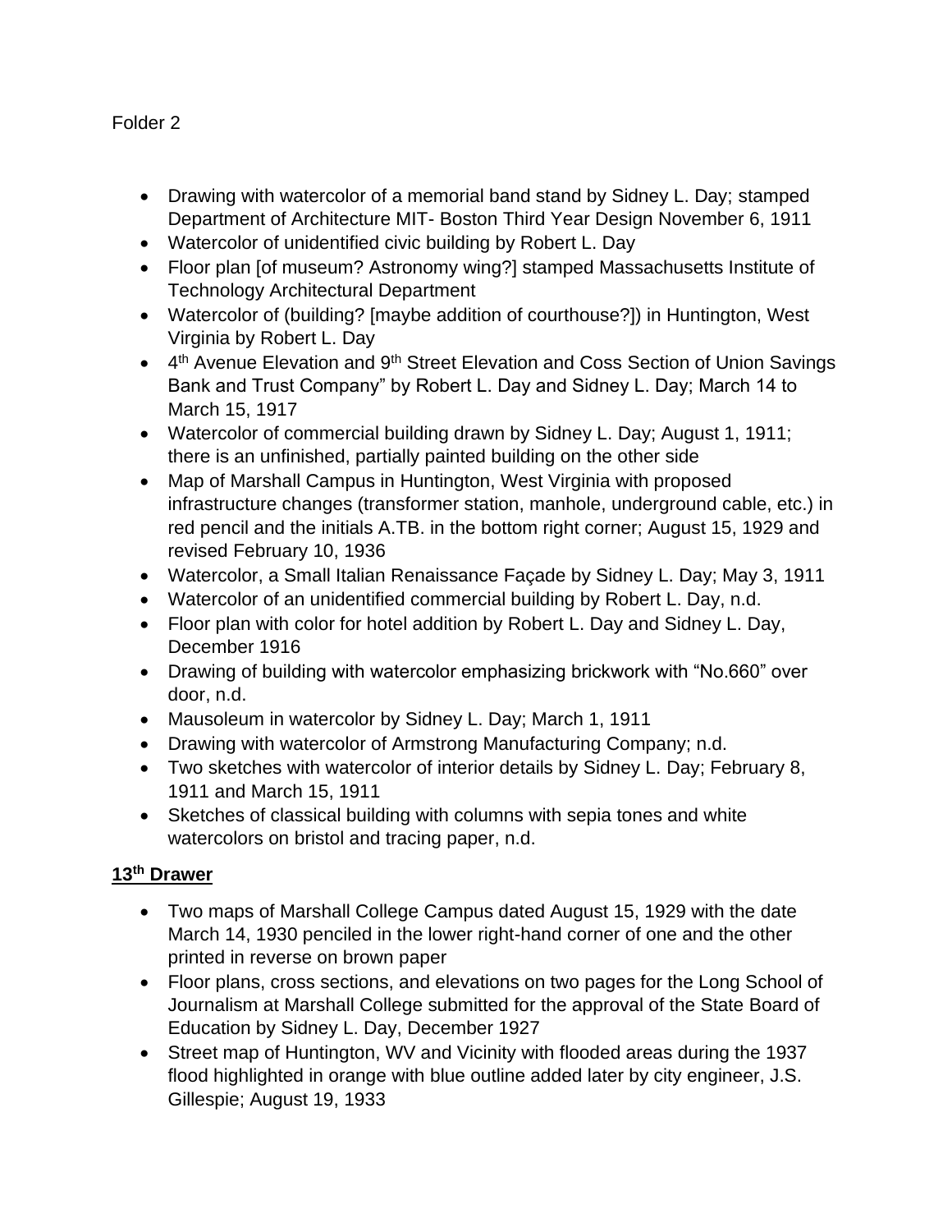Folder 2

- Drawing with watercolor of a memorial band stand by Sidney L. Day; stamped Department of Architecture MIT- Boston Third Year Design November 6, 1911
- Watercolor of unidentified civic building by Robert L. Day
- Floor plan [of museum? Astronomy wing?] stamped Massachusetts Institute of Technology Architectural Department
- Watercolor of (building? [maybe addition of courthouse?]) in Huntington, West Virginia by Robert L. Day
- 4th Avenue Elevation and 9th Street Elevation and Coss Section of Union Savings Bank and Trust Company" by Robert L. Day and Sidney L. Day; March 14 to March 15, 1917
- Watercolor of commercial building drawn by Sidney L. Day; August 1, 1911; there is an unfinished, partially painted building on the other side
- Map of Marshall Campus in Huntington, West Virginia with proposed infrastructure changes (transformer station, manhole, underground cable, etc.) in red pencil and the initials A.TB. in the bottom right corner; August 15, 1929 and revised February 10, 1936
- Watercolor, a Small Italian Renaissance Façade by Sidney L. Day; May 3, 1911
- Watercolor of an unidentified commercial building by Robert L. Day, n.d.
- Floor plan with color for hotel addition by Robert L. Day and Sidney L. Day, December 1916
- Drawing of building with watercolor emphasizing brickwork with "No.660" over door, n.d.
- Mausoleum in watercolor by Sidney L. Day; March 1, 1911
- Drawing with watercolor of Armstrong Manufacturing Company; n.d.
- Two sketches with watercolor of interior details by Sidney L. Day; February 8, 1911 and March 15, 1911
- Sketches of classical building with columns with sepia tones and white watercolors on bristol and tracing paper, n.d.

**13th Drawer**

- Two maps of Marshall College Campus dated August 15, 1929 with the date March 14, 1930 penciled in the lower right-hand corner of one and the other printed in reverse on brown paper
- Floor plans, cross sections, and elevations on two pages for the Long School of Journalism at Marshall College submitted for the approval of the State Board of Education by Sidney L. Day, December 1927
- Street map of Huntington, WV and Vicinity with flooded areas during the 1937 flood highlighted in orange with blue outline added later by city engineer, J.S. Gillespie; August 19, 1933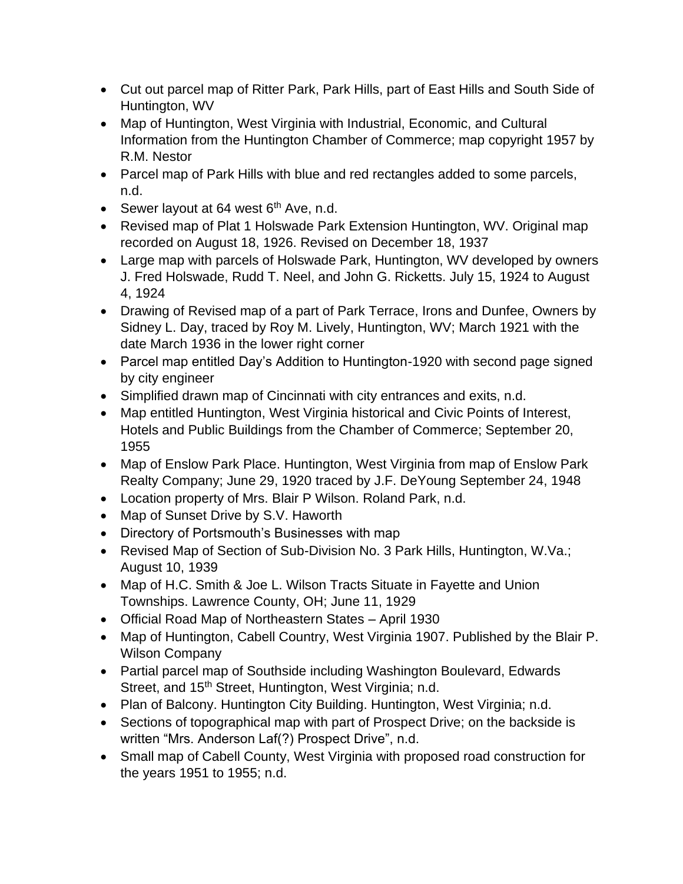- Cut out parcel map of Ritter Park, Park Hills, part of East Hills and South Side of Huntington, WV
- Map of Huntington, West Virginia with Industrial, Economic, and Cultural Information from the Huntington Chamber of Commerce; map copyright 1957 by R.M. Nestor
- Parcel map of Park Hills with blue and red rectangles added to some parcels, n.d.
- Sewer layout at 64 west 6th Ave, n.d.
- Revised map of Plat 1 Holswade Park Extension Huntington, WV. Original map recorded on August 18, 1926. Revised on December 18, 1937
- Large map with parcels of Holswade Park, Huntington, WV developed by owners J. Fred Holswade, Rudd T. Neel, and John G. Ricketts. July 15, 1924 to August 4, 1924
- Drawing of Revised map of a part of Park Terrace, Irons and Dunfee, Owners by Sidney L. Day, traced by Roy M. Lively, Huntington, WV; March 1921 with the date March 1936 in the lower right corner
- Parcel map entitled Day's Addition to Huntington-1920 with second page signed by city engineer
- Simplified drawn map of Cincinnati with city entrances and exits, n.d.
- Map entitled Huntington, West Virginia historical and Civic Points of Interest, Hotels and Public Buildings from the Chamber of Commerce; September 20, 1955
- Map of Enslow Park Place. Huntington, West Virginia from map of Enslow Park Realty Company; June 29, 1920 traced by J.F. DeYoung September 24, 1948
- Location property of Mrs. Blair P Wilson. Roland Park, n.d.
- Map of Sunset Drive by S.V. Haworth
- Directory of Portsmouth's Businesses with map
- Revised Map of Section of Sub-Division No. 3 Park Hills, Huntington, W.Va.; August 10, 1939
- Map of H.C. Smith & Joe L. Wilson Tracts Situate in Fayette and Union Townships. Lawrence County, OH; June 11, 1929
- Official Road Map of Northeastern States – April 1930
- Map of Huntington, Cabell Country, West Virginia 1907. Published by the Blair P. Wilson Company
- Partial parcel map of Southside including Washington Boulevard, Edwards Street, and 15th Street, Huntington, West Virginia; n.d.
- Plan of Balcony. Huntington City Building. Huntington, West Virginia; n.d.
- Sections of topographical map with part of Prospect Drive; on the backside is written "Mrs. Anderson Laf(?) Prospect Drive", n.d.
- Small map of Cabell County, West Virginia with proposed road construction for the years 1951 to 1955; n.d.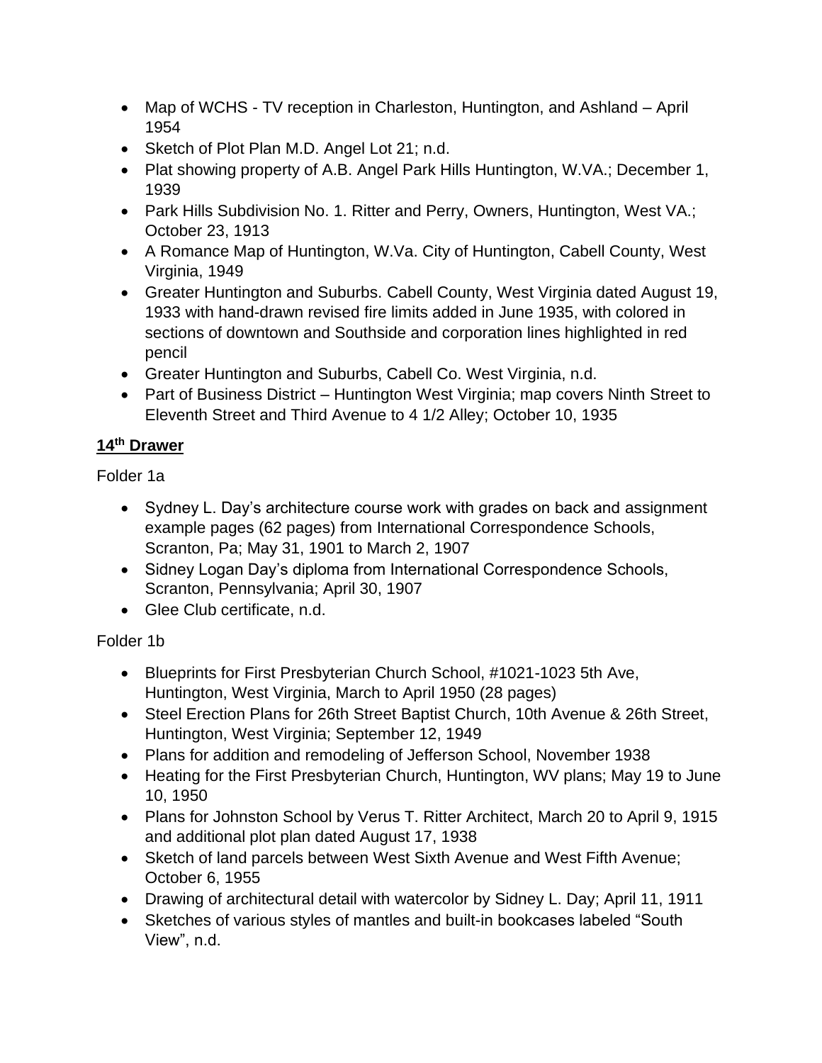- Map of WCHS - TV reception in Charleston, Huntington, and Ashland – April 1954
- Sketch of Plot Plan M.D. Angel Lot 21; n.d.
- Plat showing property of A.B. Angel Park Hills Huntington, W.VA.; December 1, 1939
- Park Hills Subdivision No. 1. Ritter and Perry, Owners, Huntington, West VA.; October 23, 1913
- A Romance Map of Huntington, W.Va. City of Huntington, Cabell County, West Virginia, 1949
- Greater Huntington and Suburbs. Cabell County, West Virginia dated August 19, 1933 with hand-drawn revised fire limits added in June 1935, with colored in sections of downtown and Southside and corporation lines highlighted in red pencil
- Greater Huntington and Suburbs, Cabell Co. West Virginia, n.d.
- Part of Business District – Huntington West Virginia; map covers Ninth Street to Eleventh Street and Third Avenue to 4 1/2 Alley; October 10, 1935

**14th Drawer**

Folder 1a

- Sydney L. Day's architecture course work with grades on back and assignment example pages (62 pages) from International Correspondence Schools, Scranton, Pa; May 31, 1901 to March 2, 1907
- Sidney Logan Day's diploma from International Correspondence Schools, Scranton, Pennsylvania; April 30, 1907
- Glee Club certificate, n.d.

Folder 1b

- Blueprints for First Presbyterian Church School, #1021-1023 5th Ave, Huntington, West Virginia, March to April 1950 (28 pages)
- Steel Erection Plans for 26th Street Baptist Church, 10th Avenue & 26th Street, Huntington, West Virginia; September 12, 1949
- Plans for addition and remodeling of Jefferson School, November 1938
- Heating for the First Presbyterian Church, Huntington, WV plans; May 19 to June 10, 1950
- Plans for Johnston School by Verus T. Ritter Architect, March 20 to April 9, 1915 and additional plot plan dated August 17, 1938
- Sketch of land parcels between West Sixth Avenue and West Fifth Avenue; October 6, 1955
- Drawing of architectural detail with watercolor by Sidney L. Day; April 11, 1911
- Sketches of various styles of mantles and built-in bookcases labeled "South View", n.d.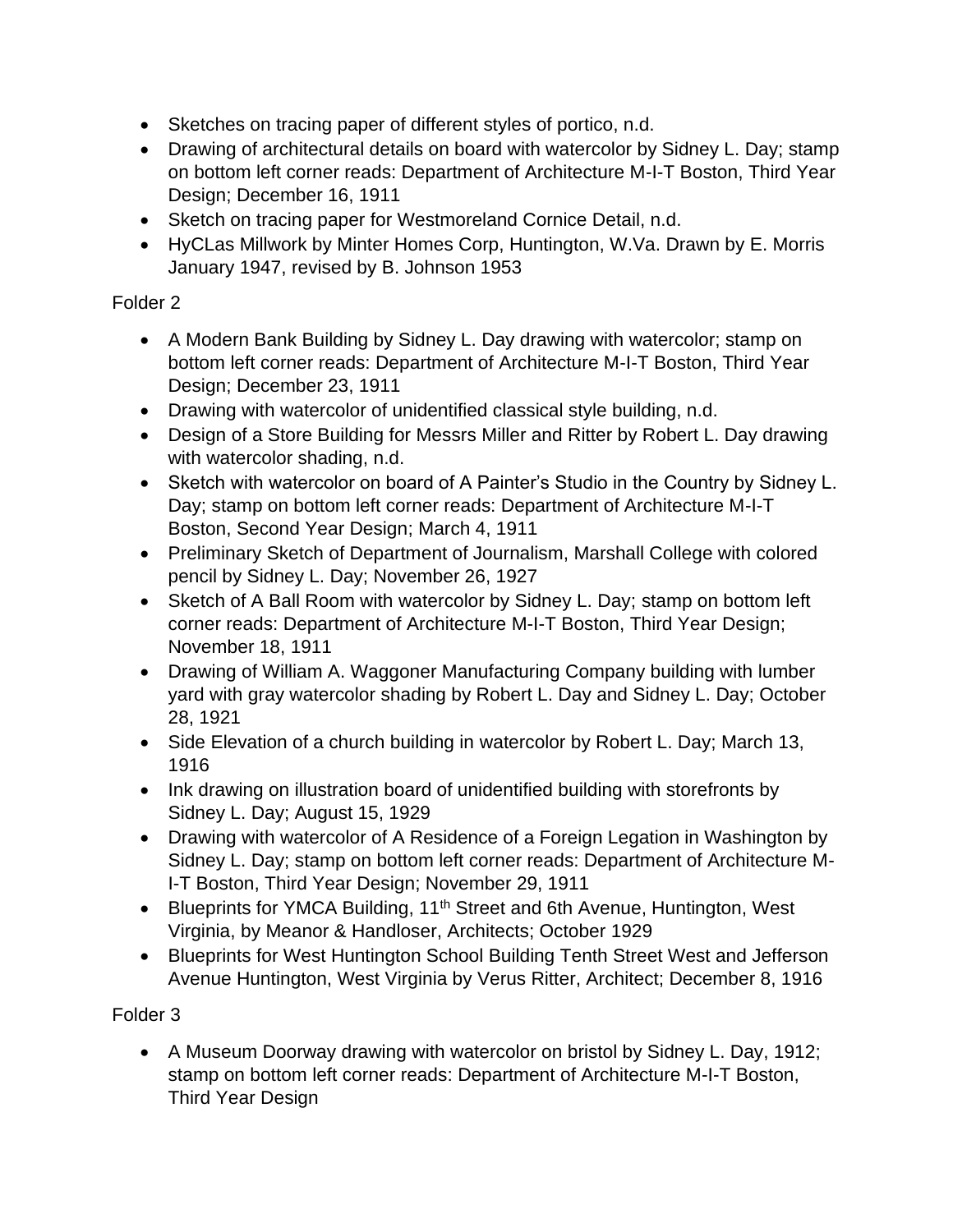- Sketches on tracing paper of different styles of portico, n.d.
- Drawing of architectural details on board with watercolor by Sidney L. Day; stamp on bottom left corner reads: Department of Architecture M-I-T Boston, Third Year Design; December 16, 1911
- Sketch on tracing paper for Westmoreland Cornice Detail, n.d.
- HyCLas Millwork by Minter Homes Corp, Huntington, W.Va. Drawn by E. Morris January 1947, revised by B. Johnson 1953

Folder 2

- A Modern Bank Building by Sidney L. Day drawing with watercolor; stamp on bottom left corner reads: Department of Architecture M-I-T Boston, Third Year Design; December 23, 1911
- Drawing with watercolor of unidentified classical style building, n.d.
- Design of a Store Building for Messrs Miller and Ritter by Robert L. Day drawing with watercolor shading, n.d.
- Sketch with watercolor on board of A Painter's Studio in the Country by Sidney L. Day; stamp on bottom left corner reads: Department of Architecture M-I-T Boston, Second Year Design; March 4, 1911
- Preliminary Sketch of Department of Journalism, Marshall College with colored pencil by Sidney L. Day; November 26, 1927
- Sketch of A Ball Room with watercolor by Sidney L. Day; stamp on bottom left corner reads: Department of Architecture M-I-T Boston, Third Year Design; November 18, 1911
- Drawing of William A. Waggoner Manufacturing Company building with lumber yard with gray watercolor shading by Robert L. Day and Sidney L. Day; October 28, 1921
- Side Elevation of a church building in watercolor by Robert L. Day; March 13, 1916
- Ink drawing on illustration board of unidentified building with storefronts by Sidney L. Day; August 15, 1929
- Drawing with watercolor of A Residence of a Foreign Legation in Washington by Sidney L. Day; stamp on bottom left corner reads: Department of Architecture M-I-T Boston, Third Year Design; November 29, 1911
- Blueprints for YMCA Building, 11th Street and 6th Avenue, Huntington, West Virginia, by Meanor & Handloser, Architects; October 1929
- Blueprints for West Huntington School Building Tenth Street West and Jefferson Avenue Huntington, West Virginia by Verus Ritter, Architect; December 8, 1916

Folder 3

- A Museum Doorway drawing with watercolor on bristol by Sidney L. Day, 1912; stamp on bottom left corner reads: Department of Architecture M-I-T Boston, Third Year Design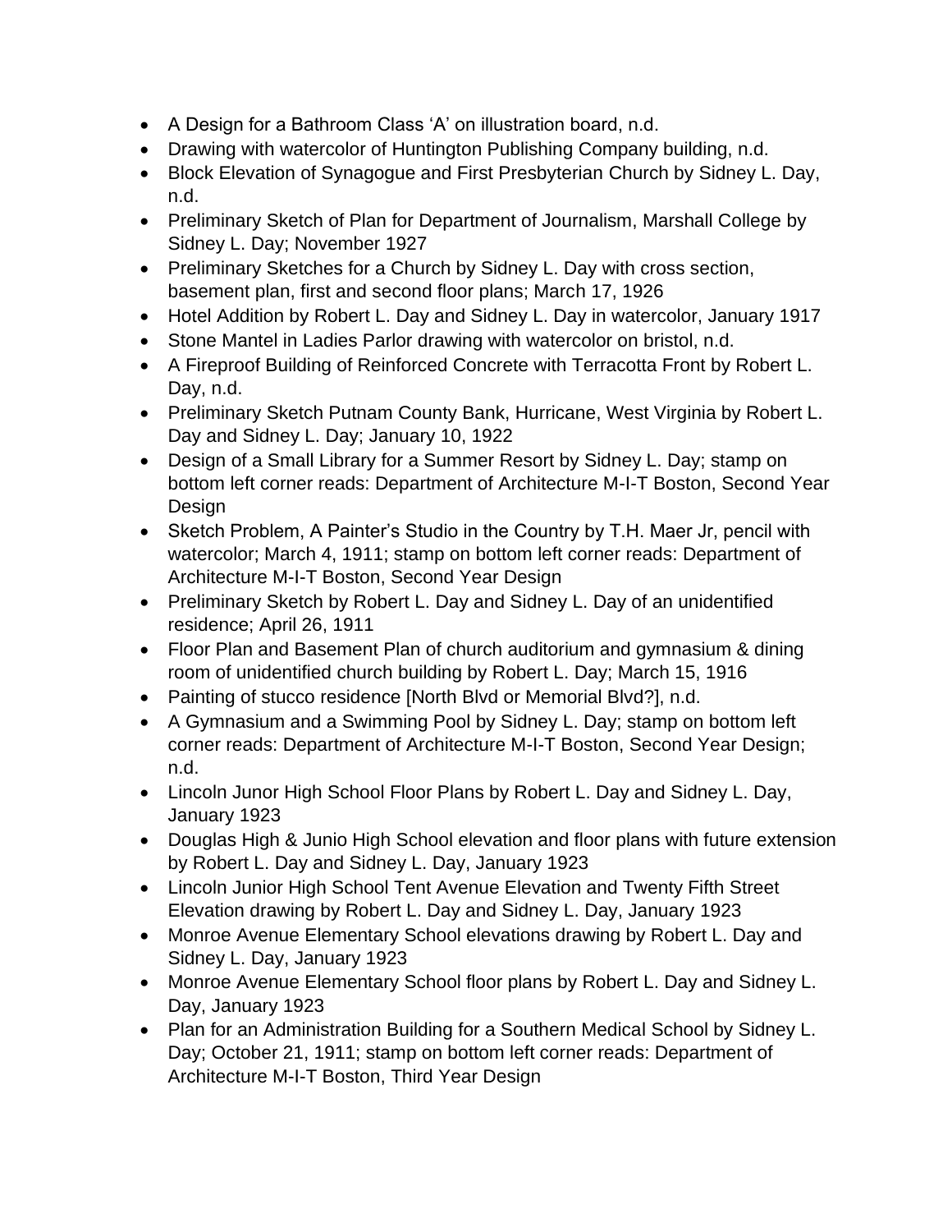- A Design for a Bathroom Class 'A' on illustration board, n.d.
- Drawing with watercolor of Huntington Publishing Company building, n.d.
- Block Elevation of Synagogue and First Presbyterian Church by Sidney L. Day, n.d.
- Preliminary Sketch of Plan for Department of Journalism, Marshall College by Sidney L. Day; November 1927
- Preliminary Sketches for a Church by Sidney L. Day with cross section, basement plan, first and second floor plans; March 17, 1926
- Hotel Addition by Robert L. Day and Sidney L. Day in watercolor, January 1917
- Stone Mantel in Ladies Parlor drawing with watercolor on bristol, n.d.
- A Fireproof Building of Reinforced Concrete with Terracotta Front by Robert L. Day, n.d.
- Preliminary Sketch Putnam County Bank, Hurricane, West Virginia by Robert L. Day and Sidney L. Day; January 10, 1922
- Design of a Small Library for a Summer Resort by Sidney L. Day; stamp on bottom left corner reads: Department of Architecture M-I-T Boston, Second Year Design
- Sketch Problem, A Painter's Studio in the Country by T.H. Maer Jr, pencil with watercolor; March 4, 1911; stamp on bottom left corner reads: Department of Architecture M-I-T Boston, Second Year Design
- Preliminary Sketch by Robert L. Day and Sidney L. Day of an unidentified residence; April 26, 1911
- Floor Plan and Basement Plan of church auditorium and gymnasium & dining room of unidentified church building by Robert L. Day; March 15, 1916
- Painting of stucco residence [North Blvd or Memorial Blvd?], n.d.
- A Gymnasium and a Swimming Pool by Sidney L. Day; stamp on bottom left corner reads: Department of Architecture M-I-T Boston, Second Year Design; n.d.
- Lincoln Junor High School Floor Plans by Robert L. Day and Sidney L. Day, January 1923
- Douglas High & Junio High School elevation and floor plans with future extension by Robert L. Day and Sidney L. Day, January 1923
- Lincoln Junior High School Tent Avenue Elevation and Twenty Fifth Street Elevation drawing by Robert L. Day and Sidney L. Day, January 1923
- Monroe Avenue Elementary School elevations drawing by Robert L. Day and Sidney L. Day, January 1923
- Monroe Avenue Elementary School floor plans by Robert L. Day and Sidney L. Day, January 1923
- Plan for an Administration Building for a Southern Medical School by Sidney L. Day; October 21, 1911; stamp on bottom left corner reads: Department of Architecture M-I-T Boston, Third Year Design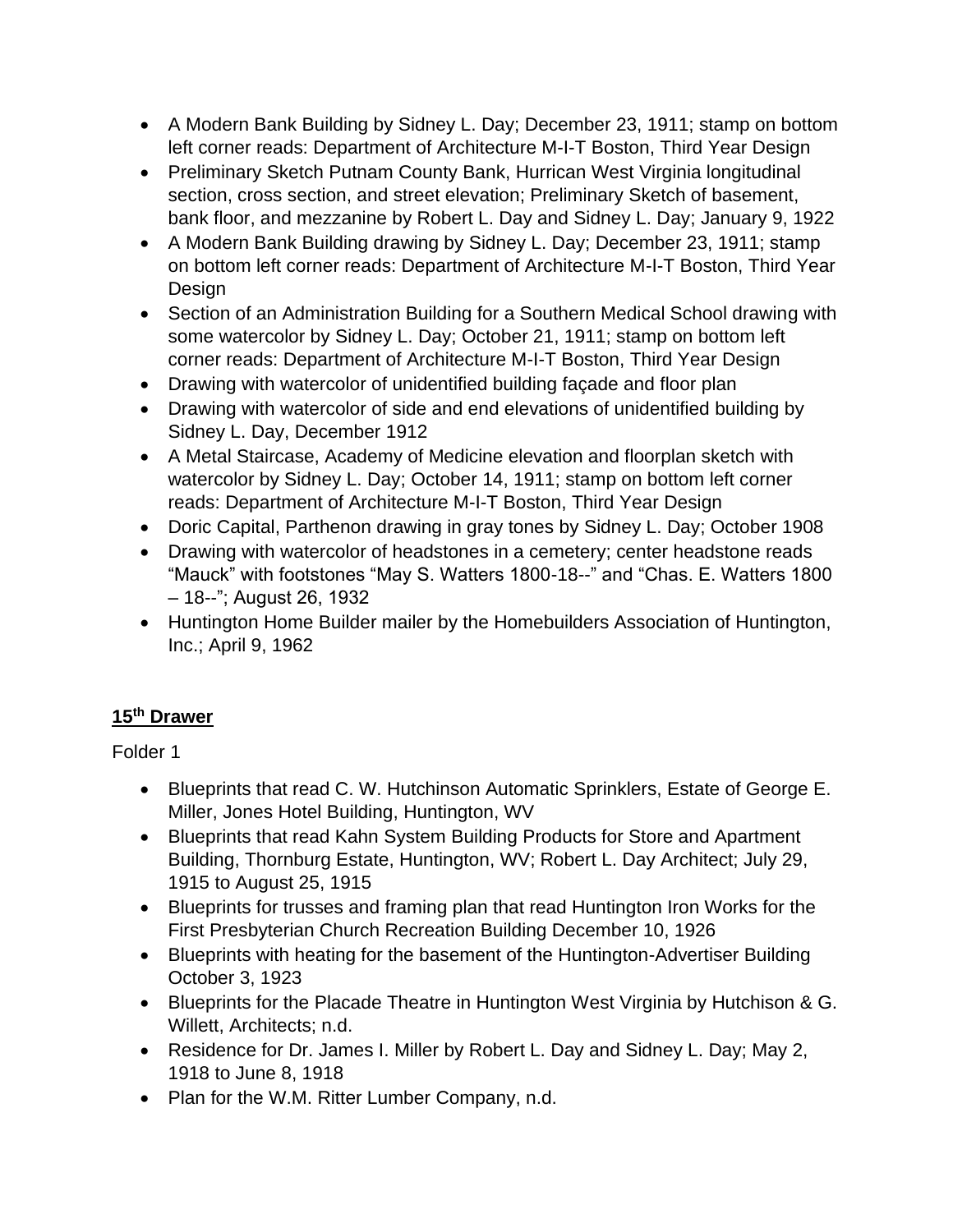- A Modern Bank Building by Sidney L. Day; December 23, 1911; stamp on bottom left corner reads: Department of Architecture M-I-T Boston, Third Year Design
- Preliminary Sketch Putnam County Bank, Hurrican West Virginia longitudinal section, cross section, and street elevation; Preliminary Sketch of basement, bank floor, and mezzanine by Robert L. Day and Sidney L. Day; January 9, 1922
- A Modern Bank Building drawing by Sidney L. Day; December 23, 1911; stamp on bottom left corner reads: Department of Architecture M-I-T Boston, Third Year Design
- Section of an Administration Building for a Southern Medical School drawing with some watercolor by Sidney L. Day; October 21, 1911; stamp on bottom left corner reads: Department of Architecture M-I-T Boston, Third Year Design
- Drawing with watercolor of unidentified building façade and floor plan
- Drawing with watercolor of side and end elevations of unidentified building by Sidney L. Day, December 1912
- A Metal Staircase, Academy of Medicine elevation and floorplan sketch with watercolor by Sidney L. Day; October 14, 1911; stamp on bottom left corner reads: Department of Architecture M-I-T Boston, Third Year Design
- Doric Capital, Parthenon drawing in gray tones by Sidney L. Day; October 1908
- Drawing with watercolor of headstones in a cemetery; center headstone reads "Mauck" with footstones "May S. Watters 1800-18--" and "Chas. E. Watters 1800 – 18--"; August 26, 1932
- Huntington Home Builder mailer by the Homebuilders Association of Huntington, Inc.; April 9, 1962

## 15th Drawer

Folder 1

- Blueprints that read C. W. Hutchinson Automatic Sprinklers, Estate of George E. Miller, Jones Hotel Building, Huntington, WV
- Blueprints that read Kahn System Building Products for Store and Apartment Building, Thornburg Estate, Huntington, WV; Robert L. Day Architect; July 29, 1915 to August 25, 1915
- Blueprints for trusses and framing plan that read Huntington Iron Works for the First Presbyterian Church Recreation Building December 10, 1926
- Blueprints with heating for the basement of the Huntington-Advertiser Building October 3, 1923
- Blueprints for the Placade Theatre in Huntington West Virginia by Hutchison & G. Willett, Architects; n.d.
- Residence for Dr. James I. Miller by Robert L. Day and Sidney L. Day; May 2, 1918 to June 8, 1918
- Plan for the W.M. Ritter Lumber Company, n.d.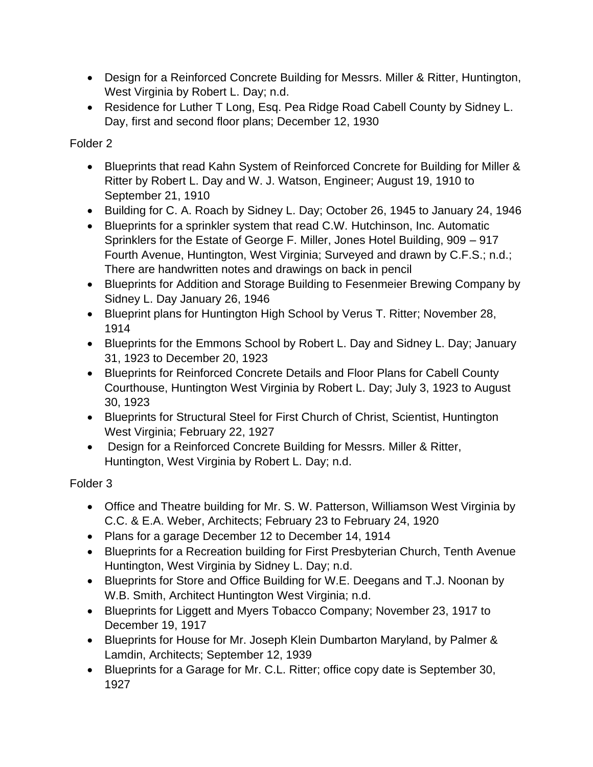- Design for a Reinforced Concrete Building for Messrs. Miller & Ritter, Huntington, West Virginia by Robert L. Day; n.d.
- Residence for Luther T Long, Esq. Pea Ridge Road Cabell County by Sidney L. Day, first and second floor plans; December 12, 1930

Folder 2

- Blueprints that read Kahn System of Reinforced Concrete for Building for Miller & Ritter by Robert L. Day and W. J. Watson, Engineer; August 19, 1910 to September 21, 1910
- Building for C. A. Roach by Sidney L. Day; October 26, 1945 to January 24, 1946
- Blueprints for a sprinkler system that read C.W. Hutchinson, Inc. Automatic Sprinklers for the Estate of George F. Miller, Jones Hotel Building, 909 – 917 Fourth Avenue, Huntington, West Virginia; Surveyed and drawn by C.F.S.; n.d.; There are handwritten notes and drawings on back in pencil
- Blueprints for Addition and Storage Building to Fesenmeier Brewing Company by Sidney L. Day January 26, 1946
- Blueprint plans for Huntington High School by Verus T. Ritter; November 28, 1914
- Blueprints for the Emmons School by Robert L. Day and Sidney L. Day; January 31, 1923 to December 20, 1923
- Blueprints for Reinforced Concrete Details and Floor Plans for Cabell County Courthouse, Huntington West Virginia by Robert L. Day; July 3, 1923 to August 30, 1923
- Blueprints for Structural Steel for First Church of Christ, Scientist, Huntington West Virginia; February 22, 1927
- Design for a Reinforced Concrete Building for Messrs. Miller & Ritter, Huntington, West Virginia by Robert L. Day; n.d.

Folder 3

- Office and Theatre building for Mr. S. W. Patterson, Williamson West Virginia by C.C. & E.A. Weber, Architects; February 23 to February 24, 1920
- Plans for a garage December 12 to December 14, 1914
- Blueprints for a Recreation building for First Presbyterian Church, Tenth Avenue Huntington, West Virginia by Sidney L. Day; n.d.
- Blueprints for Store and Office Building for W.E. Deegans and T.J. Noonan by W.B. Smith, Architect Huntington West Virginia; n.d.
- Blueprints for Liggett and Myers Tobacco Company; November 23, 1917 to December 19, 1917
- Blueprints for House for Mr. Joseph Klein Dumbarton Maryland, by Palmer & Lamdin, Architects; September 12, 1939
- Blueprints for a Garage for Mr. C.L. Ritter; office copy date is September 30, 1927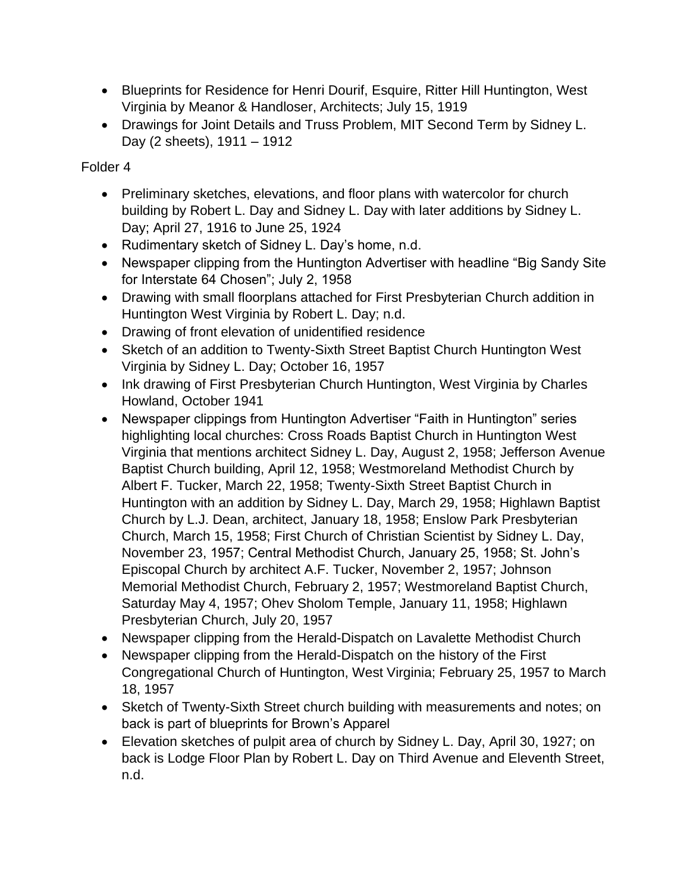- Blueprints for Residence for Henri Dourif, Esquire, Ritter Hill Huntington, West Virginia by Meanor & Handloser, Architects; July 15, 1919
- Drawings for Joint Details and Truss Problem, MIT Second Term by Sidney L. Day (2 sheets), 1911 – 1912

Folder 4

- Preliminary sketches, elevations, and floor plans with watercolor for church building by Robert L. Day and Sidney L. Day with later additions by Sidney L. Day; April 27, 1916 to June 25, 1924
- Rudimentary sketch of Sidney L. Day's home, n.d.
- Newspaper clipping from the Huntington Advertiser with headline "Big Sandy Site for Interstate 64 Chosen"; July 2, 1958
- Drawing with small floorplans attached for First Presbyterian Church addition in Huntington West Virginia by Robert L. Day; n.d.
- Drawing of front elevation of unidentified residence
- Sketch of an addition to Twenty-Sixth Street Baptist Church Huntington West Virginia by Sidney L. Day; October 16, 1957
- Ink drawing of First Presbyterian Church Huntington, West Virginia by Charles Howland, October 1941
- Newspaper clippings from Huntington Advertiser "Faith in Huntington" series highlighting local churches: Cross Roads Baptist Church in Huntington West Virginia that mentions architect Sidney L. Day, August 2, 1958; Jefferson Avenue Baptist Church building, April 12, 1958; Westmoreland Methodist Church by Albert F. Tucker, March 22, 1958; Twenty-Sixth Street Baptist Church in Huntington with an addition by Sidney L. Day, March 29, 1958; Highlawn Baptist Church by L.J. Dean, architect, January 18, 1958; Enslow Park Presbyterian Church, March 15, 1958; First Church of Christian Scientist by Sidney L. Day, November 23, 1957; Central Methodist Church, January 25, 1958; St. John's Episcopal Church by architect A.F. Tucker, November 2, 1957; Johnson Memorial Methodist Church, February 2, 1957; Westmoreland Baptist Church, Saturday May 4, 1957; Ohev Sholom Temple, January 11, 1958; Highlawn Presbyterian Church, July 20, 1957
- Newspaper clipping from the Herald-Dispatch on Lavalette Methodist Church
- Newspaper clipping from the Herald-Dispatch on the history of the First Congregational Church of Huntington, West Virginia; February 25, 1957 to March 18, 1957
- Sketch of Twenty-Sixth Street church building with measurements and notes; on back is part of blueprints for Brown's Apparel
- Elevation sketches of pulpit area of church by Sidney L. Day, April 30, 1927; on back is Lodge Floor Plan by Robert L. Day on Third Avenue and Eleventh Street, n.d.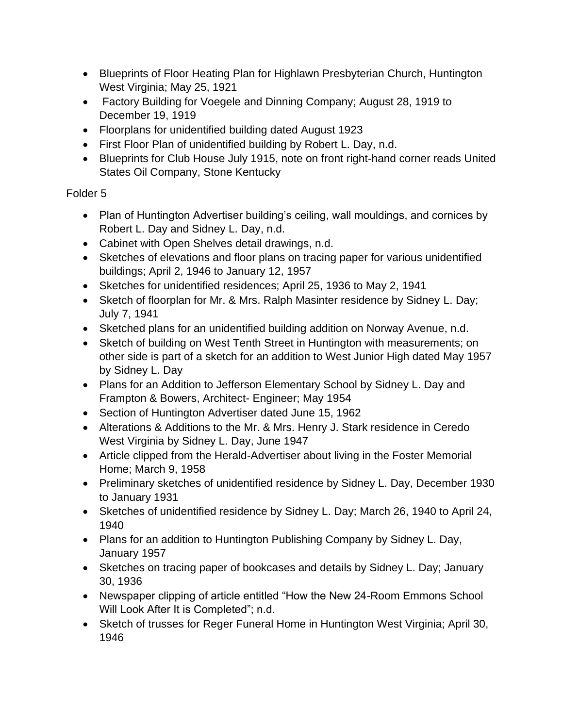- Blueprints of Floor Heating Plan for Highlawn Presbyterian Church, Huntington West Virginia; May 25, 1921
- Factory Building for Voegele and Dinning Company; August 28, 1919 to December 19, 1919
- Floorplans for unidentified building dated August 1923
- First Floor Plan of unidentified building by Robert L. Day, n.d.
- Blueprints for Club House July 1915, note on front right-hand corner reads United States Oil Company, Stone Kentucky

Folder 5

- Plan of Huntington Advertiser building's ceiling, wall mouldings, and cornices by Robert L. Day and Sidney L. Day, n.d.
- Cabinet with Open Shelves detail drawings, n.d.
- Sketches of elevations and floor plans on tracing paper for various unidentified buildings; April 2, 1946 to January 12, 1957
- Sketches for unidentified residences; April 25, 1936 to May 2, 1941
- Sketch of floorplan for Mr. & Mrs. Ralph Masinter residence by Sidney L. Day; July 7, 1941
- Sketched plans for an unidentified building addition on Norway Avenue, n.d.
- Sketch of building on West Tenth Street in Huntington with measurements; on other side is part of a sketch for an addition to West Junior High dated May 1957 by Sidney L. Day
- Plans for an Addition to Jefferson Elementary School by Sidney L. Day and Frampton & Bowers, Architect- Engineer; May 1954
- Section of Huntington Advertiser dated June 15, 1962
- Alterations & Additions to the Mr. & Mrs. Henry J. Stark residence in Ceredo West Virginia by Sidney L. Day, June 1947
- Article clipped from the Herald-Advertiser about living in the Foster Memorial Home; March 9, 1958
- Preliminary sketches of unidentified residence by Sidney L. Day, December 1930 to January 1931
- Sketches of unidentified residence by Sidney L. Day; March 26, 1940 to April 24, 1940
- Plans for an addition to Huntington Publishing Company by Sidney L. Day, January 1957
- Sketches on tracing paper of bookcases and details by Sidney L. Day; January 30, 1936
- Newspaper clipping of article entitled "How the New 24-Room Emmons School Will Look After It is Completed"; n.d.
- Sketch of trusses for Reger Funeral Home in Huntington West Virginia; April 30, 1946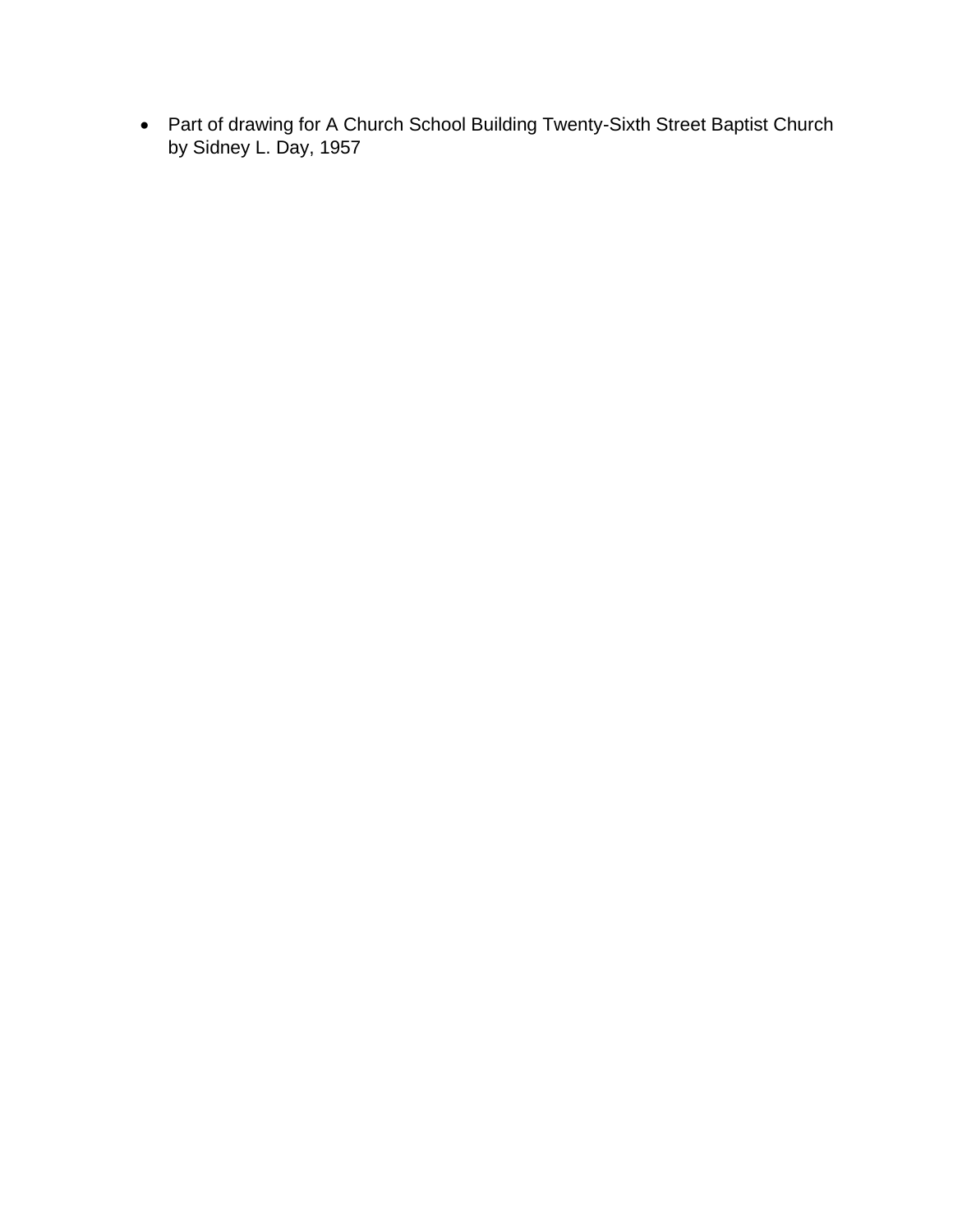- Part of drawing for A Church School Building Twenty-Sixth Street Baptist Church by Sidney L. Day, 1957